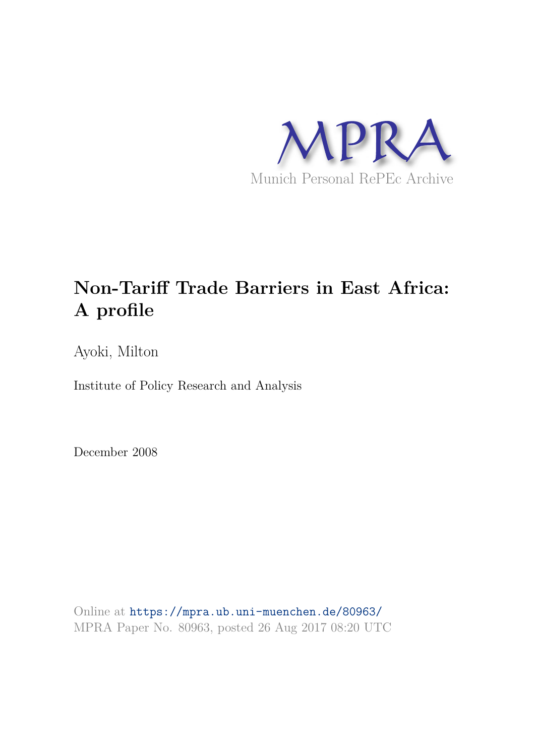MPRA

Munich Personal RePEc Archive

# Non-Tariff Trade Barriers in East Africa: A profile

Ayoki, Milton

Institute of Policy Research and Analysis

December 2008

Online at https://mpra.ub.uni-muenchen.de/80963/
MPRA Paper No. 80963, posted 26 Aug 2017 08:20 UTC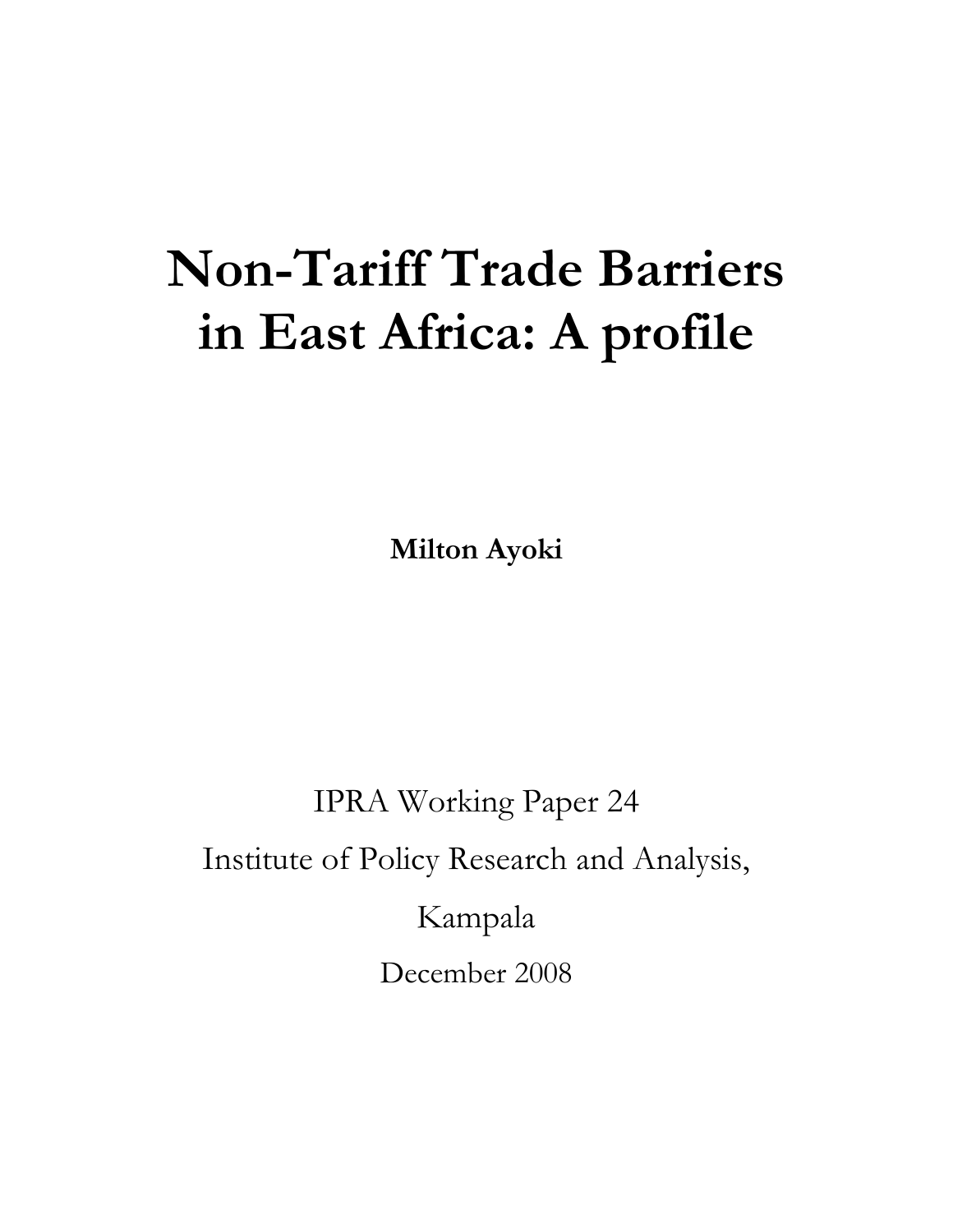# Non-Tariff Trade Barriers in East Africa: A profile

**Milton Ayoki**

IPRA Working Paper 24

Institute of Policy Research and Analysis,

Kampala

December 2008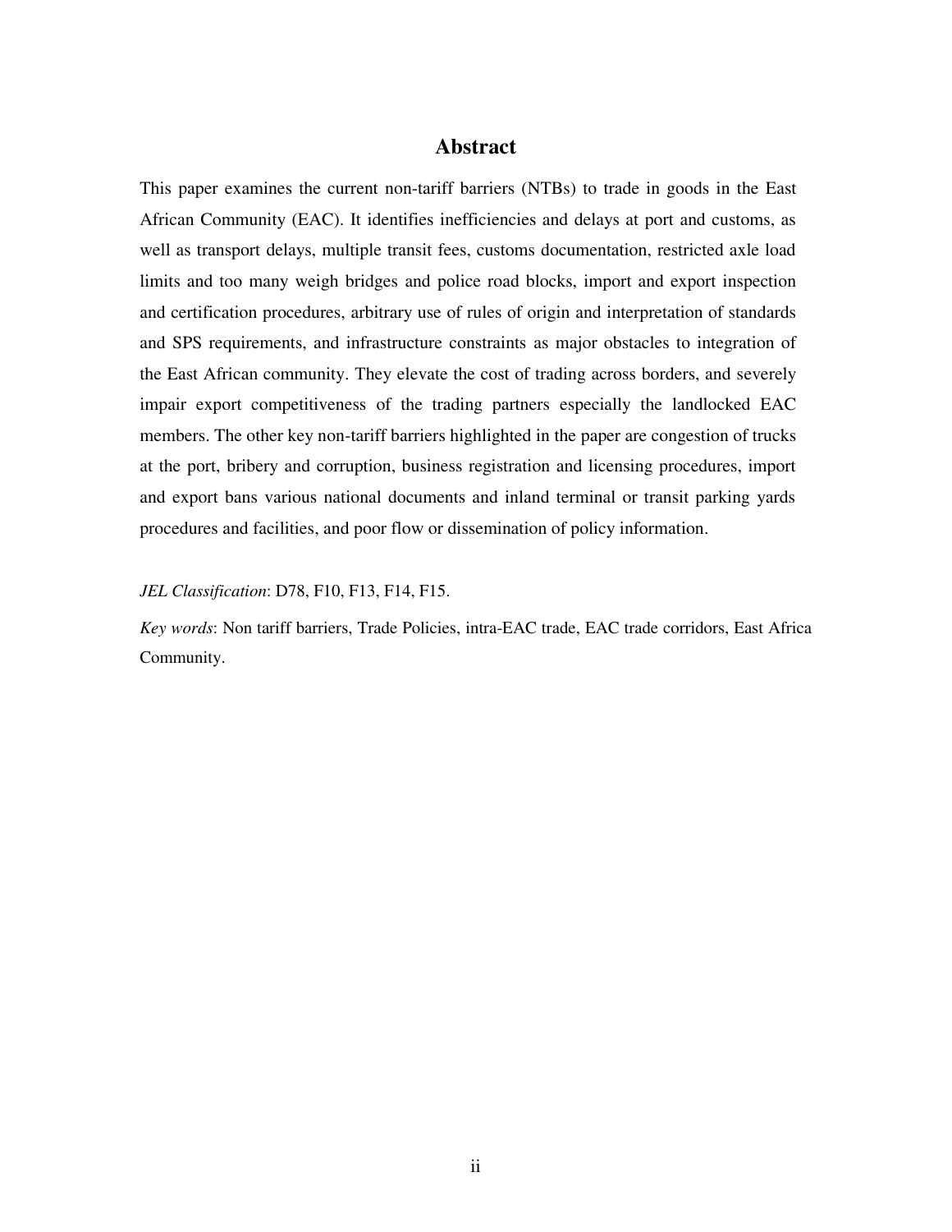## Abstract

This paper examines the current non-tariff barriers (NTBs) to trade in goods in the East African Community (EAC). It identifies inefficiencies and delays at port and customs, as well as transport delays, multiple transit fees, customs documentation, restricted axle load limits and too many weigh bridges and police road blocks, import and export inspection and certification procedures, arbitrary use of rules of origin and interpretation of standards and SPS requirements, and infrastructure constraints as major obstacles to integration of the East African community. They elevate the cost of trading across borders, and severely impair export competitiveness of the trading partners especially the landlocked EAC members. The other key non-tariff barriers highlighted in the paper are congestion of trucks at the port, bribery and corruption, business registration and licensing procedures, import and export bans various national documents and inland terminal or transit parking yards procedures and facilities, and poor flow or dissemination of policy information.

*JEL Classification*: D78, F10, F13, F14, F15.

*Key words*: Non tariff barriers, Trade Policies, intra-EAC trade, EAC trade corridors, East Africa Community.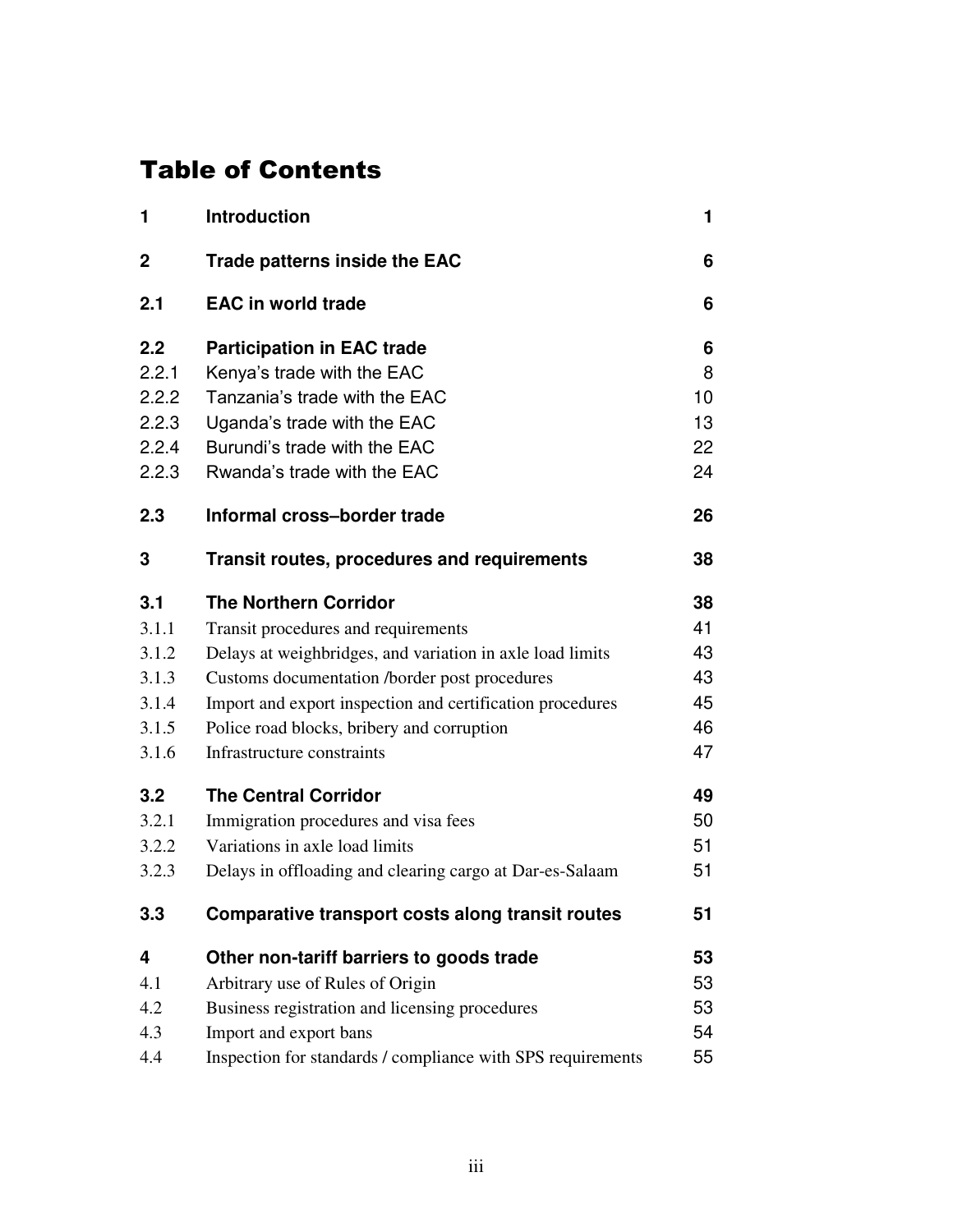# Table of Contents

| | | |
|---|---|---|
| **1** | **Introduction** | **1** |
| **2** | **Trade patterns inside the EAC** | **6** |
| **2.1** | **EAC in world trade** | **6** |
| **2.2** | **Participation in EAC trade** | **6** |
| 2.2.1 | Kenya's trade with the EAC | 8 |
| 2.2.2 | Tanzania's trade with the EAC | 10 |
| 2.2.3 | Uganda's trade with the EAC | 13 |
| 2.2.4 | Burundi's trade with the EAC | 22 |
| 2.2.3 | Rwanda's trade with the EAC | 24 |
| **2.3** | **Informal cross–border trade** | **26** |
| **3** | **Transit routes, procedures and requirements** | **38** |
| **3.1** | **The Northern Corridor** | **38** |
| 3.1.1 | Transit procedures and requirements | 41 |
| 3.1.2 | Delays at weighbridges, and variation in axle load limits | 43 |
| 3.1.3 | Customs documentation /border post procedures | 43 |
| 3.1.4 | Import and export inspection and certification procedures | 45 |
| 3.1.5 | Police road blocks, bribery and corruption | 46 |
| 3.1.6 | Infrastructure constraints | 47 |
| **3.2** | **The Central Corridor** | **49** |
| 3.2.1 | Immigration procedures and visa fees | 50 |
| 3.2.2 | Variations in axle load limits | 51 |
| 3.2.3 | Delays in offloading and clearing cargo at Dar-es-Salaam | 51 |
| **3.3** | **Comparative transport costs along transit routes** | **51** |
| **4** | **Other non-tariff barriers to goods trade** | **53** |
| 4.1 | Arbitrary use of Rules of Origin | 53 |
| 4.2 | Business registration and licensing procedures | 53 |
| 4.3 | Import and export bans | 54 |
| 4.4 | Inspection for standards / compliance with SPS requirements | 55 |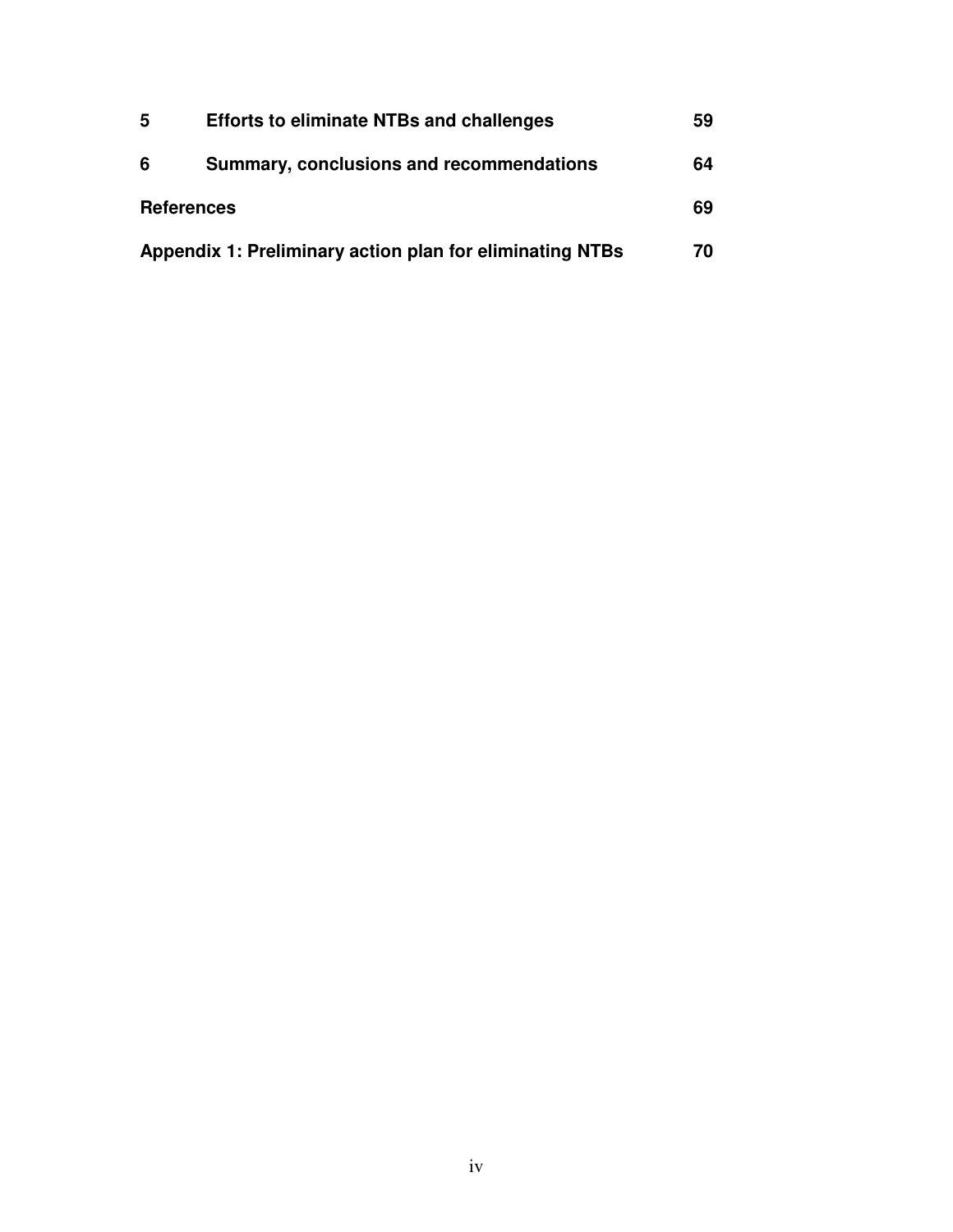| | | |
|---|---|---|
| **5** | **Efforts to eliminate NTBs and challenges** | **59** |
| **6** | **Summary, conclusions and recommendations** | **64** |
| **References** | | **69** |
| **Appendix 1: Preliminary action plan for eliminating NTBs** | | **70** |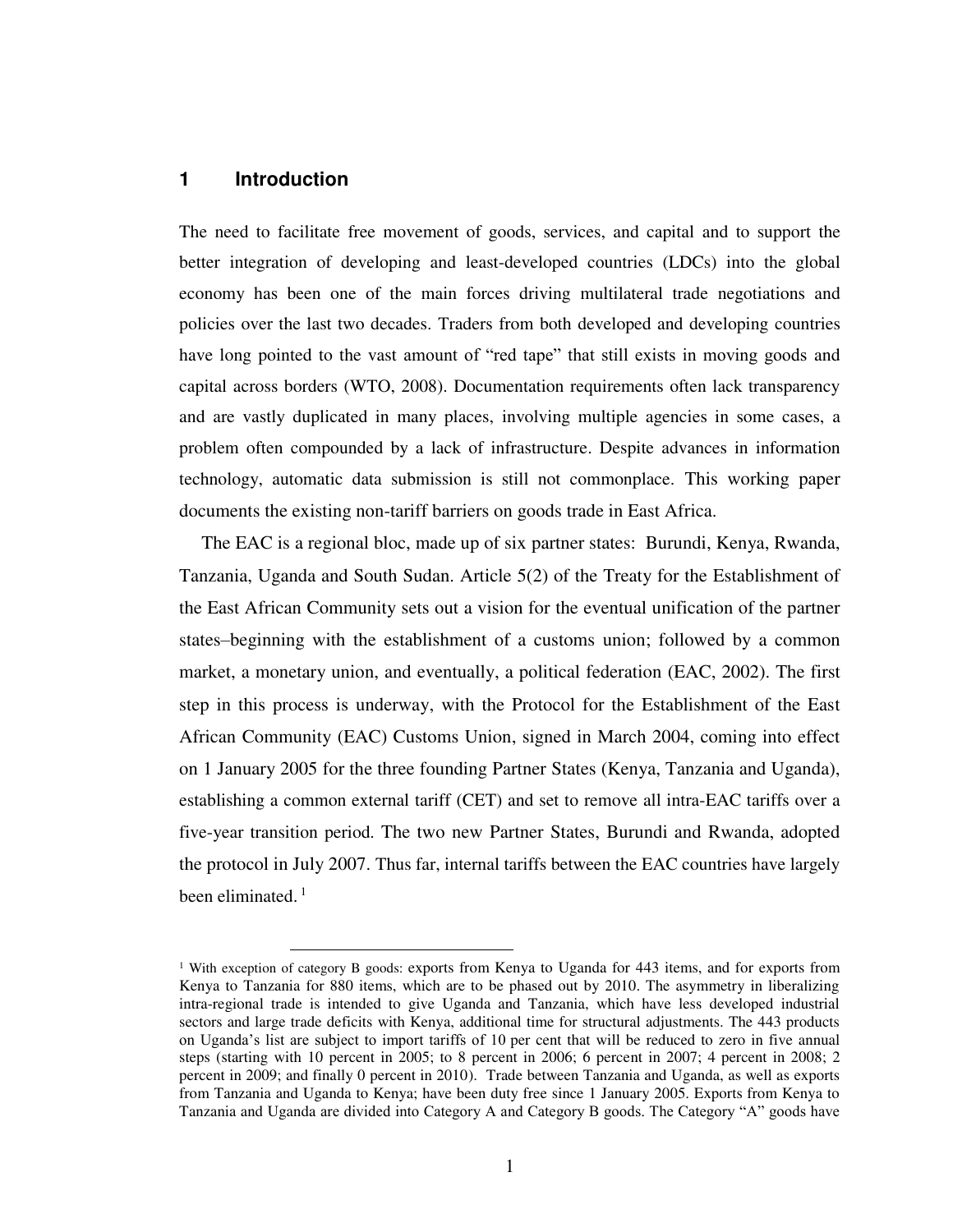# 1 Introduction

The need to facilitate free movement of goods, services, and capital and to support the better integration of developing and least-developed countries (LDCs) into the global economy has been one of the main forces driving multilateral trade negotiations and policies over the last two decades. Traders from both developed and developing countries have long pointed to the vast amount of "red tape" that still exists in moving goods and capital across borders (WTO, 2008). Documentation requirements often lack transparency and are vastly duplicated in many places, involving multiple agencies in some cases, a problem often compounded by a lack of infrastructure. Despite advances in information technology, automatic data submission is still not commonplace. This working paper documents the existing non-tariff barriers on goods trade in East Africa.

The EAC is a regional bloc, made up of six partner states: Burundi, Kenya, Rwanda, Tanzania, Uganda and South Sudan. Article 5(2) of the Treaty for the Establishment of the East African Community sets out a vision for the eventual unification of the partner states–beginning with the establishment of a customs union; followed by a common market, a monetary union, and eventually, a political federation (EAC, 2002). The first step in this process is underway, with the Protocol for the Establishment of the East African Community (EAC) Customs Union, signed in March 2004, coming into effect on 1 January 2005 for the three founding Partner States (Kenya, Tanzania and Uganda), establishing a common external tariff (CET) and set to remove all intra-EAC tariffs over a five-year transition period. The two new Partner States, Burundi and Rwanda, adopted the protocol in July 2007. Thus far, internal tariffs between the EAC countries have largely been eliminated. [1]

[1] With exception of category B goods: exports from Kenya to Uganda for 443 items, and for exports from Kenya to Tanzania for 880 items, which are to be phased out by 2010. The asymmetry in liberalizing intra-regional trade is intended to give Uganda and Tanzania, which have less developed industrial sectors and large trade deficits with Kenya, additional time for structural adjustments. The 443 products on Uganda's list are subject to import tariffs of 10 per cent that will be reduced to zero in five annual steps (starting with 10 percent in 2005; to 8 percent in 2006; 6 percent in 2007; 4 percent in 2008; 2 percent in 2009; and finally 0 percent in 2010). Trade between Tanzania and Uganda, as well as exports from Tanzania and Uganda to Kenya; have been duty free since 1 January 2005. Exports from Kenya to Tanzania and Uganda are divided into Category A and Category B goods. The Category "A" goods have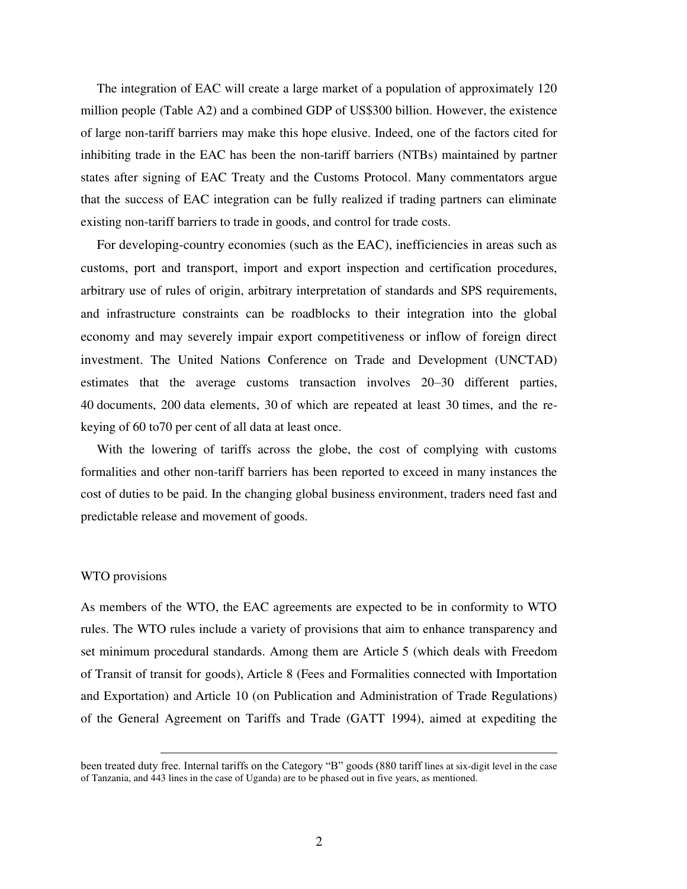The integration of EAC will create a large market of a population of approximately 120 million people (Table A2) and a combined GDP of US$300 billion. However, the existence of large non-tariff barriers may make this hope elusive. Indeed, one of the factors cited for inhibiting trade in the EAC has been the non-tariff barriers (NTBs) maintained by partner states after signing of EAC Treaty and the Customs Protocol. Many commentators argue that the success of EAC integration can be fully realized if trading partners can eliminate existing non-tariff barriers to trade in goods, and control for trade costs.

For developing-country economies (such as the EAC), inefficiencies in areas such as customs, port and transport, import and export inspection and certification procedures, arbitrary use of rules of origin, arbitrary interpretation of standards and SPS requirements, and infrastructure constraints can be roadblocks to their integration into the global economy and may severely impair export competitiveness or inflow of foreign direct investment. The United Nations Conference on Trade and Development (UNCTAD) estimates that the average customs transaction involves 20–30 different parties, 40 documents, 200 data elements, 30 of which are repeated at least 30 times, and the re-keying of 60 to70 per cent of all data at least once.

With the lowering of tariffs across the globe, the cost of complying with customs formalities and other non-tariff barriers has been reported to exceed in many instances the cost of duties to be paid. In the changing global business environment, traders need fast and predictable release and movement of goods.

## WTO provisions

As members of the WTO, the EAC agreements are expected to be in conformity to WTO rules. The WTO rules include a variety of provisions that aim to enhance transparency and set minimum procedural standards. Among them are Article 5 (which deals with Freedom of Transit of transit for goods), Article 8 (Fees and Formalities connected with Importation and Exportation) and Article 10 (on Publication and Administration of Trade Regulations) of the General Agreement on Tariffs and Trade (GATT 1994), aimed at expediting the

---

been treated duty free. Internal tariffs on the Category "B" goods (880 tariff lines at six-digit level in the case of Tanzania, and 443 lines in the case of Uganda) are to be phased out in five years, as mentioned.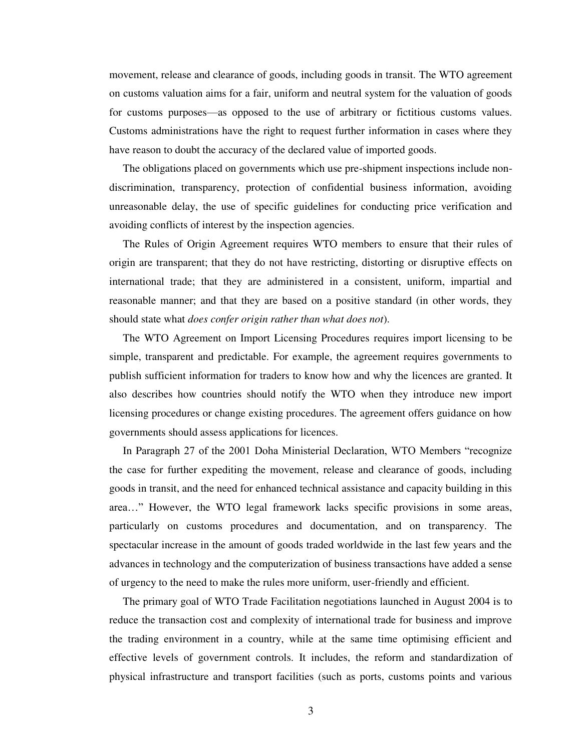movement, release and clearance of goods, including goods in transit. The WTO agreement on customs valuation aims for a fair, uniform and neutral system for the valuation of goods for customs purposes—as opposed to the use of arbitrary or fictitious customs values. Customs administrations have the right to request further information in cases where they have reason to doubt the accuracy of the declared value of imported goods.

The obligations placed on governments which use pre-shipment inspections include non-discrimination, transparency, protection of confidential business information, avoiding unreasonable delay, the use of specific guidelines for conducting price verification and avoiding conflicts of interest by the inspection agencies.

The Rules of Origin Agreement requires WTO members to ensure that their rules of origin are transparent; that they do not have restricting, distorting or disruptive effects on international trade; that they are administered in a consistent, uniform, impartial and reasonable manner; and that they are based on a positive standard (in other words, they should state what *does confer origin rather than what does not*).

The WTO Agreement on Import Licensing Procedures requires import licensing to be simple, transparent and predictable. For example, the agreement requires governments to publish sufficient information for traders to know how and why the licences are granted. It also describes how countries should notify the WTO when they introduce new import licensing procedures or change existing procedures. The agreement offers guidance on how governments should assess applications for licences.

In Paragraph 27 of the 2001 Doha Ministerial Declaration, WTO Members "recognize the case for further expediting the movement, release and clearance of goods, including goods in transit, and the need for enhanced technical assistance and capacity building in this area…" However, the WTO legal framework lacks specific provisions in some areas, particularly on customs procedures and documentation, and on transparency. The spectacular increase in the amount of goods traded worldwide in the last few years and the advances in technology and the computerization of business transactions have added a sense of urgency to the need to make the rules more uniform, user-friendly and efficient.

The primary goal of WTO Trade Facilitation negotiations launched in August 2004 is to reduce the transaction cost and complexity of international trade for business and improve the trading environment in a country, while at the same time optimising efficient and effective levels of government controls. It includes, the reform and standardization of physical infrastructure and transport facilities (such as ports, customs points and various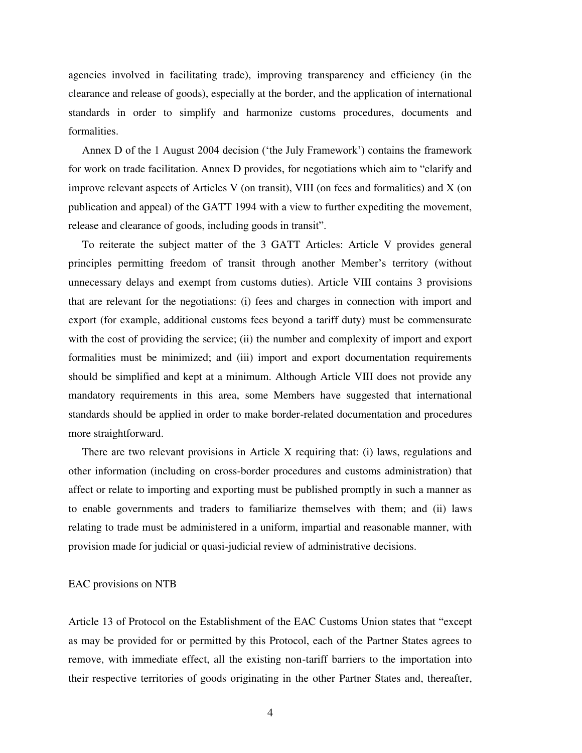agencies involved in facilitating trade), improving transparency and efficiency (in the clearance and release of goods), especially at the border, and the application of international standards in order to simplify and harmonize customs procedures, documents and formalities.

Annex D of the 1 August 2004 decision ('the July Framework') contains the framework for work on trade facilitation. Annex D provides, for negotiations which aim to "clarify and improve relevant aspects of Articles V (on transit), VIII (on fees and formalities) and X (on publication and appeal) of the GATT 1994 with a view to further expediting the movement, release and clearance of goods, including goods in transit".

To reiterate the subject matter of the 3 GATT Articles: Article V provides general principles permitting freedom of transit through another Member's territory (without unnecessary delays and exempt from customs duties). Article VIII contains 3 provisions that are relevant for the negotiations: (i) fees and charges in connection with import and export (for example, additional customs fees beyond a tariff duty) must be commensurate with the cost of providing the service; (ii) the number and complexity of import and export formalities must be minimized; and (iii) import and export documentation requirements should be simplified and kept at a minimum. Although Article VIII does not provide any mandatory requirements in this area, some Members have suggested that international standards should be applied in order to make border-related documentation and procedures more straightforward.

There are two relevant provisions in Article X requiring that: (i) laws, regulations and other information (including on cross-border procedures and customs administration) that affect or relate to importing and exporting must be published promptly in such a manner as to enable governments and traders to familiarize themselves with them; and (ii) laws relating to trade must be administered in a uniform, impartial and reasonable manner, with provision made for judicial or quasi-judicial review of administrative decisions.

EAC provisions on NTB

Article 13 of Protocol on the Establishment of the EAC Customs Union states that "except as may be provided for or permitted by this Protocol, each of the Partner States agrees to remove, with immediate effect, all the existing non-tariff barriers to the importation into their respective territories of goods originating in the other Partner States and, thereafter,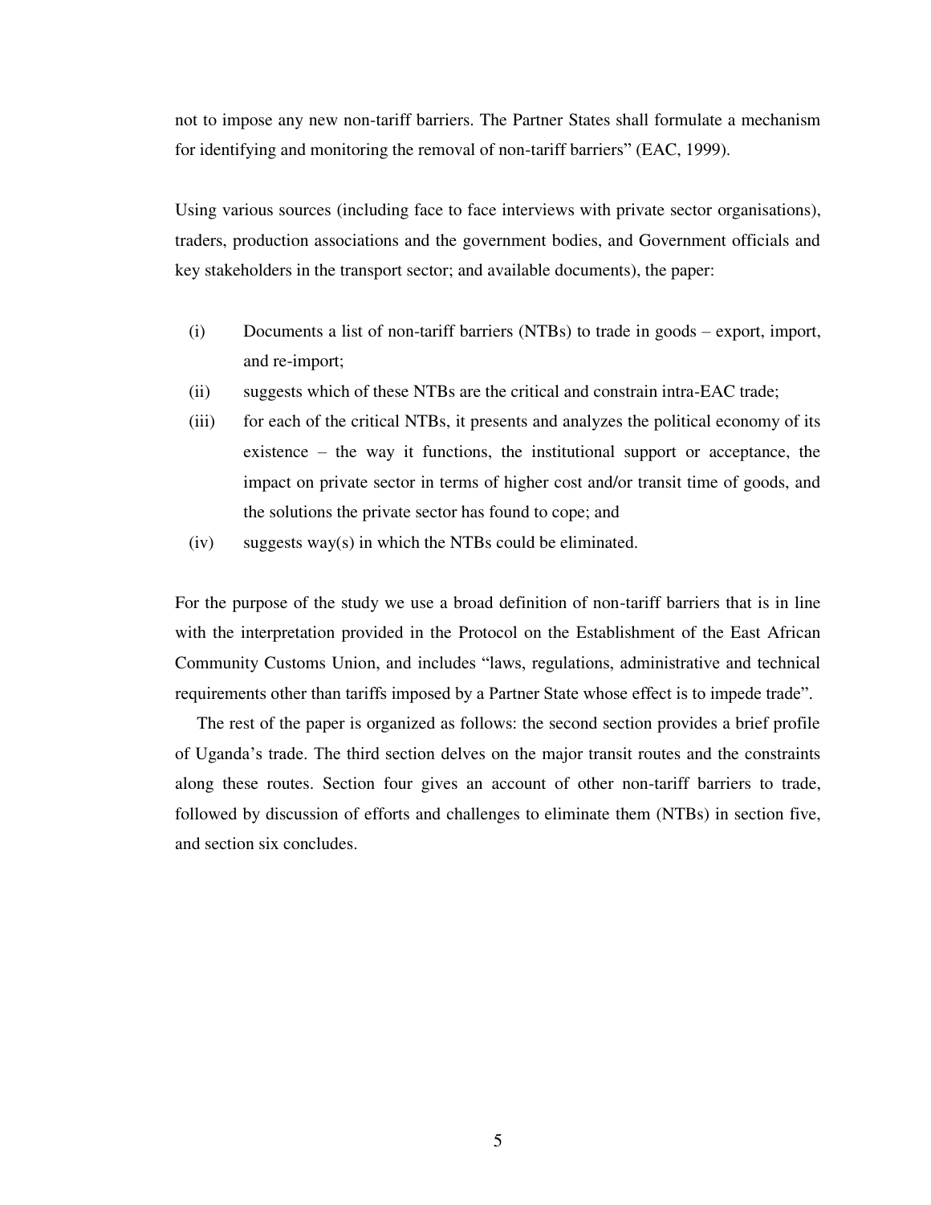not to impose any new non-tariff barriers. The Partner States shall formulate a mechanism for identifying and monitoring the removal of non-tariff barriers" (EAC, 1999).

Using various sources (including face to face interviews with private sector organisations), traders, production associations and the government bodies, and Government officials and key stakeholders in the transport sector; and available documents), the paper:

(i) Documents a list of non-tariff barriers (NTBs) to trade in goods – export, import, and re-import;

(ii) suggests which of these NTBs are the critical and constrain intra-EAC trade;

(iii) for each of the critical NTBs, it presents and analyzes the political economy of its existence – the way it functions, the institutional support or acceptance, the impact on private sector in terms of higher cost and/or transit time of goods, and the solutions the private sector has found to cope; and

(iv) suggests way(s) in which the NTBs could be eliminated.

For the purpose of the study we use a broad definition of non-tariff barriers that is in line with the interpretation provided in the Protocol on the Establishment of the East African Community Customs Union, and includes "laws, regulations, administrative and technical requirements other than tariffs imposed by a Partner State whose effect is to impede trade".

The rest of the paper is organized as follows: the second section provides a brief profile of Uganda's trade. The third section delves on the major transit routes and the constraints along these routes. Section four gives an account of other non-tariff barriers to trade, followed by discussion of efforts and challenges to eliminate them (NTBs) in section five, and section six concludes.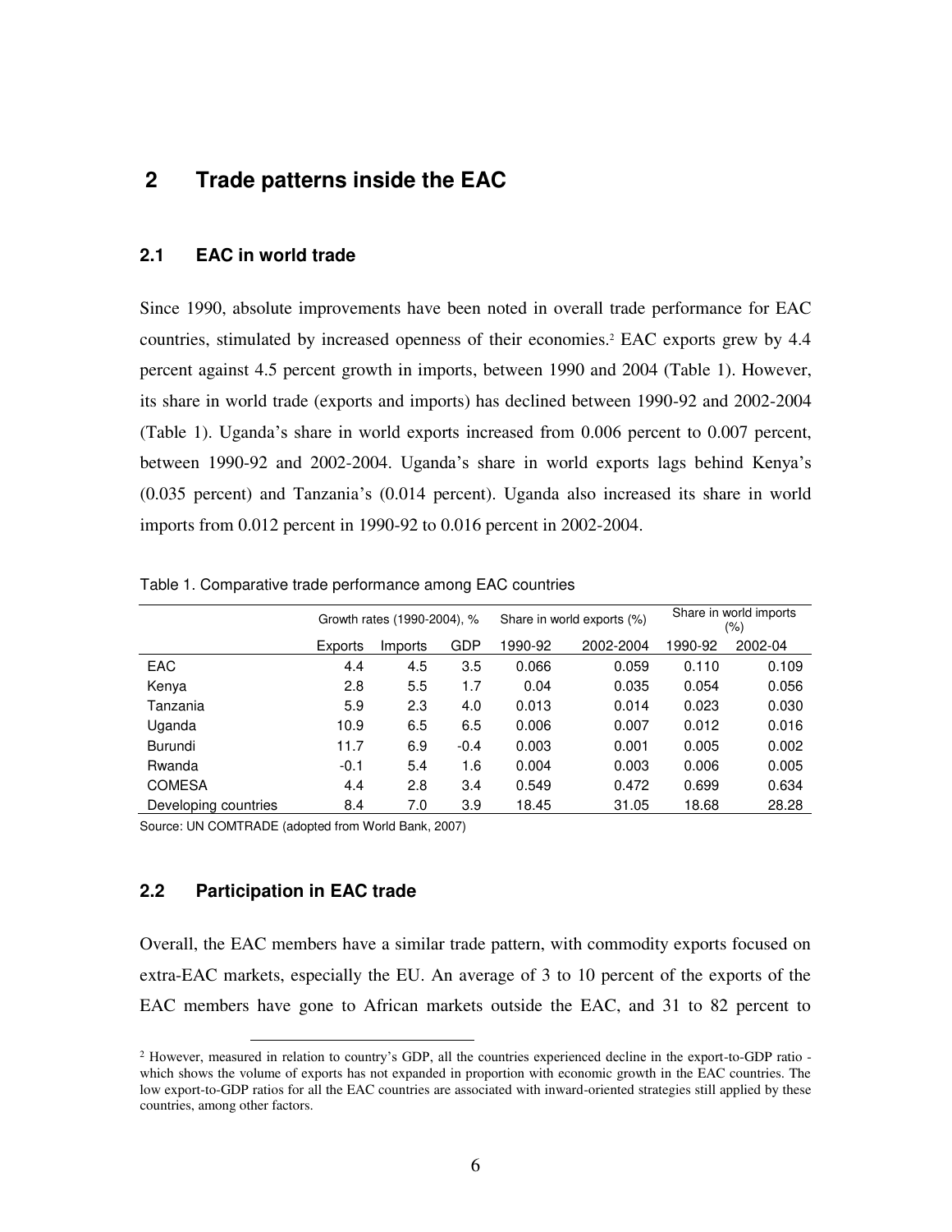## 2 Trade patterns inside the EAC

### 2.1 EAC in world trade

Since 1990, absolute improvements have been noted in overall trade performance for EAC countries, stimulated by increased openness of their economies.[2] EAC exports grew by 4.4 percent against 4.5 percent growth in imports, between 1990 and 2004 (Table 1). However, its share in world trade (exports and imports) has declined between 1990-92 and 2002-2004 (Table 1). Uganda's share in world exports increased from 0.006 percent to 0.007 percent, between 1990-92 and 2002-2004. Uganda's share in world exports lags behind Kenya's (0.035 percent) and Tanzania's (0.014 percent). Uganda also increased its share in world imports from 0.012 percent in 1990-92 to 0.016 percent in 2002-2004.

Table 1. Comparative trade performance among EAC countries

| | Growth rates (1990-2004), % | | | Share in world exports (%) | | Share in world imports (%) | |
|---|---|---|---|---|---|---|---|
| | Exports | Imports | GDP | 1990-92 | 2002-2004 | 1990-92 | 2002-04 |
| EAC | 4.4 | 4.5 | 3.5 | 0.066 | 0.059 | 0.110 | 0.109 |
| Kenya | 2.8 | 5.5 | 1.7 | 0.04 | 0.035 | 0.054 | 0.056 |
| Tanzania | 5.9 | 2.3 | 4.0 | 0.013 | 0.014 | 0.023 | 0.030 |
| Uganda | 10.9 | 6.5 | 6.5 | 0.006 | 0.007 | 0.012 | 0.016 |
| Burundi | 11.7 | 6.9 | -0.4 | 0.003 | 0.001 | 0.005 | 0.002 |
| Rwanda | -0.1 | 5.4 | 1.6 | 0.004 | 0.003 | 0.006 | 0.005 |
| COMESA | 4.4 | 2.8 | 3.4 | 0.549 | 0.472 | 0.699 | 0.634 |
| Developing countries | 8.4 | 7.0 | 3.9 | 18.45 | 31.05 | 18.68 | 28.28 |

Source: UN COMTRADE (adopted from World Bank, 2007)

### 2.2 Participation in EAC trade

Overall, the EAC members have a similar trade pattern, with commodity exports focused on extra-EAC markets, especially the EU. An average of 3 to 10 percent of the exports of the EAC members have gone to African markets outside the EAC, and 31 to 82 percent to

[2] However, measured in relation to country's GDP, all the countries experienced decline in the export-to-GDP ratio - which shows the volume of exports has not expanded in proportion with economic growth in the EAC countries. The low export-to-GDP ratios for all the EAC countries are associated with inward-oriented strategies still applied by these countries, among other factors.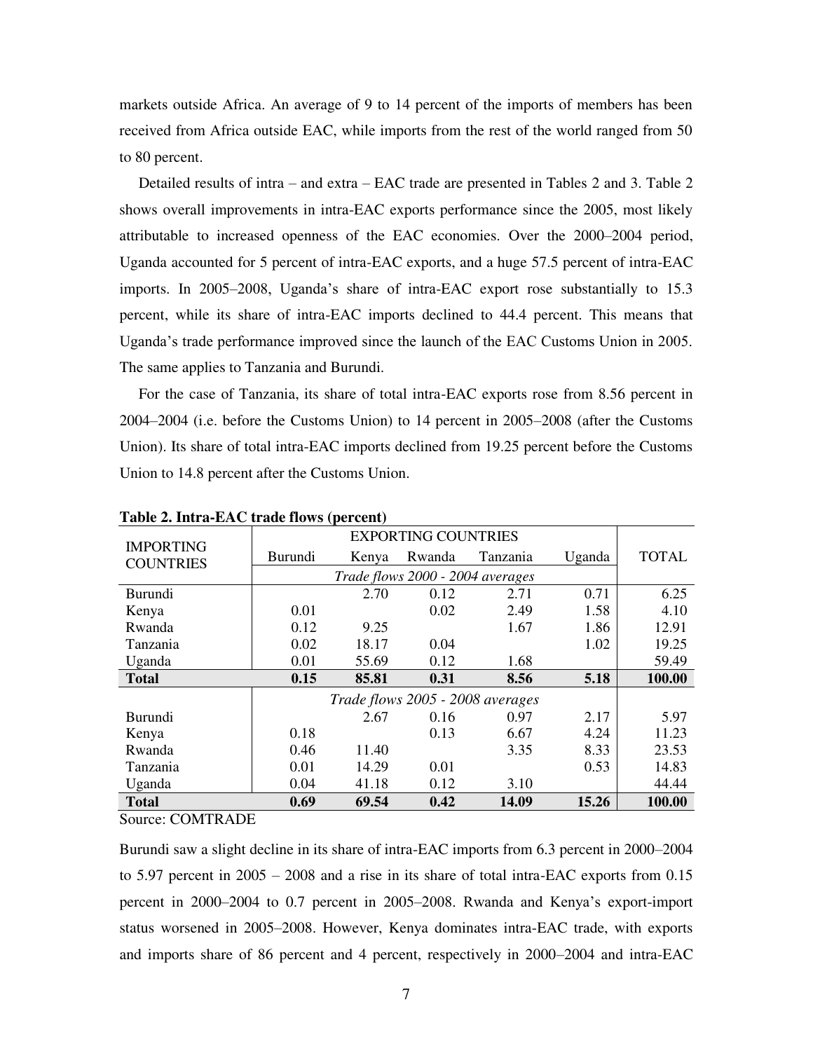markets outside Africa. An average of 9 to 14 percent of the imports of members has been received from Africa outside EAC, while imports from the rest of the world ranged from 50 to 80 percent.

Detailed results of intra – and extra – EAC trade are presented in Tables 2 and 3. Table 2 shows overall improvements in intra-EAC exports performance since the 2005, most likely attributable to increased openness of the EAC economies. Over the 2000–2004 period, Uganda accounted for 5 percent of intra-EAC exports, and a huge 57.5 percent of intra-EAC imports. In 2005–2008, Uganda's share of intra-EAC export rose substantially to 15.3 percent, while its share of intra-EAC imports declined to 44.4 percent. This means that Uganda's trade performance improved since the launch of the EAC Customs Union in 2005. The same applies to Tanzania and Burundi.

For the case of Tanzania, its share of total intra-EAC exports rose from 8.56 percent in 2004–2004 (i.e. before the Customs Union) to 14 percent in 2005–2008 (after the Customs Union). Its share of total intra-EAC imports declined from 19.25 percent before the Customs Union to 14.8 percent after the Customs Union.

**Table 2. Intra-EAC trade flows (percent)**

| IMPORTING COUNTRIES | EXPORTING COUNTRIES | | | | | TOTAL |
|---|---|---|---|---|---|---|
| | Burundi | Kenya | Rwanda | Tanzania | Uganda | |
| | *Trade flows 2000 - 2004 averages* | | | | | |
| Burundi | | 2.70 | 0.12 | 2.71 | 0.71 | 6.25 |
| Kenya | 0.01 | | 0.02 | 2.49 | 1.58 | 4.10 |
| Rwanda | 0.12 | 9.25 | | 1.67 | 1.86 | 12.91 |
| Tanzania | 0.02 | 18.17 | 0.04 | | 1.02 | 19.25 |
| Uganda | 0.01 | 55.69 | 0.12 | 1.68 | | 59.49 |
| **Total** | **0.15** | **85.81** | **0.31** | **8.56** | **5.18** | **100.00** |
| | *Trade flows 2005 - 2008 averages* | | | | | |
| Burundi | | 2.67 | 0.16 | 0.97 | 2.17 | 5.97 |
| Kenya | 0.18 | | 0.13 | 6.67 | 4.24 | 11.23 |
| Rwanda | 0.46 | 11.40 | | 3.35 | 8.33 | 23.53 |
| Tanzania | 0.01 | 14.29 | 0.01 | | 0.53 | 14.83 |
| Uganda | 0.04 | 41.18 | 0.12 | 3.10 | | 44.44 |
| **Total** | **0.69** | **69.54** | **0.42** | **14.09** | **15.26** | **100.00** |

Source: COMTRADE

Burundi saw a slight decline in its share of intra-EAC imports from 6.3 percent in 2000–2004 to 5.97 percent in 2005 – 2008 and a rise in its share of total intra-EAC exports from 0.15 percent in 2000–2004 to 0.7 percent in 2005–2008. Rwanda and Kenya's export-import status worsened in 2005–2008. However, Kenya dominates intra-EAC trade, with exports and imports share of 86 percent and 4 percent, respectively in 2000–2004 and intra-EAC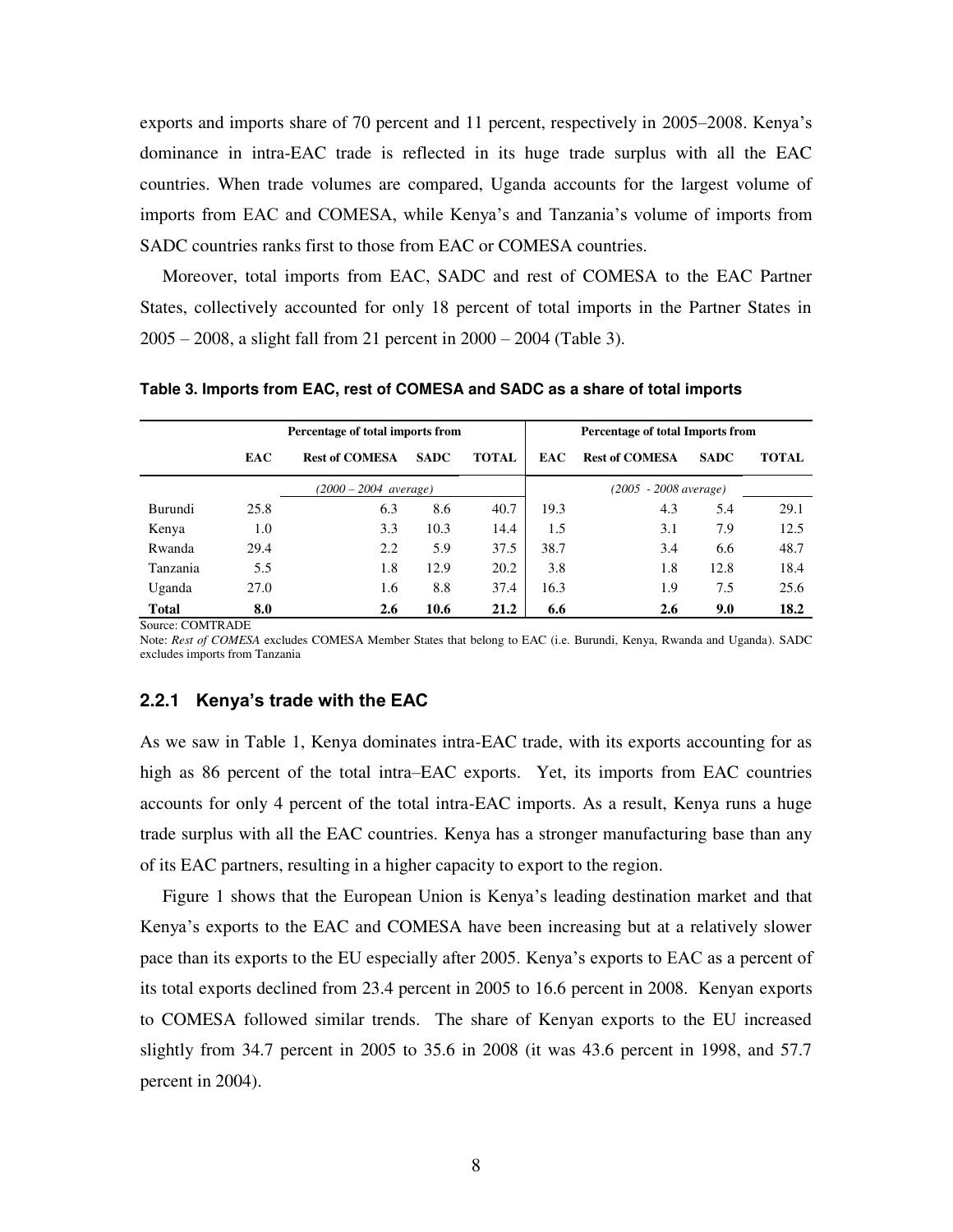exports and imports share of 70 percent and 11 percent, respectively in 2005–2008. Kenya's dominance in intra-EAC trade is reflected in its huge trade surplus with all the EAC countries. When trade volumes are compared, Uganda accounts for the largest volume of imports from EAC and COMESA, while Kenya's and Tanzania's volume of imports from SADC countries ranks first to those from EAC or COMESA countries.

Moreover, total imports from EAC, SADC and rest of COMESA to the EAC Partner States, collectively accounted for only 18 percent of total imports in the Partner States in 2005 – 2008, a slight fall from 21 percent in 2000 – 2004 (Table 3).

**Table 3. Imports from EAC, rest of COMESA and SADC as a share of total imports**

| | Percentage of total imports from | | | | Percentage of total Imports from | | | |
|---|---|---|---|---|---|---|---|---|
| | **EAC** | **Rest of COMESA** | **SADC** | **TOTAL** | **EAC** | **Rest of COMESA** | **SADC** | **TOTAL** |
| | | *(2000 – 2004 average)* | | | | *(2005 - 2008 average)* | | |
| Burundi | 25.8 | 6.3 | 8.6 | 40.7 | 19.3 | 4.3 | 5.4 | 29.1 |
| Kenya | 1.0 | 3.3 | 10.3 | 14.4 | 1.5 | 3.1 | 7.9 | 12.5 |
| Rwanda | 29.4 | 2.2 | 5.9 | 37.5 | 38.7 | 3.4 | 6.6 | 48.7 |
| Tanzania | 5.5 | 1.8 | 12.9 | 20.2 | 3.8 | 1.8 | 12.8 | 18.4 |
| Uganda | 27.0 | 1.6 | 8.8 | 37.4 | 16.3 | 1.9 | 7.5 | 25.6 |
| **Total** | **8.0** | **2.6** | **10.6** | **21.2** | **6.6** | **2.6** | **9.0** | **18.2** |

Source: COMTRADE

Note: *Rest of COMESA* excludes COMESA Member States that belong to EAC (i.e. Burundi, Kenya, Rwanda and Uganda). SADC excludes imports from Tanzania

### 2.2.1 Kenya's trade with the EAC

As we saw in Table 1, Kenya dominates intra-EAC trade, with its exports accounting for as high as 86 percent of the total intra–EAC exports. Yet, its imports from EAC countries accounts for only 4 percent of the total intra-EAC imports. As a result, Kenya runs a huge trade surplus with all the EAC countries. Kenya has a stronger manufacturing base than any of its EAC partners, resulting in a higher capacity to export to the region.

Figure 1 shows that the European Union is Kenya's leading destination market and that Kenya's exports to the EAC and COMESA have been increasing but at a relatively slower pace than its exports to the EU especially after 2005. Kenya's exports to EAC as a percent of its total exports declined from 23.4 percent in 2005 to 16.6 percent in 2008. Kenyan exports to COMESA followed similar trends. The share of Kenyan exports to the EU increased slightly from 34.7 percent in 2005 to 35.6 in 2008 (it was 43.6 percent in 1998, and 57.7 percent in 2004).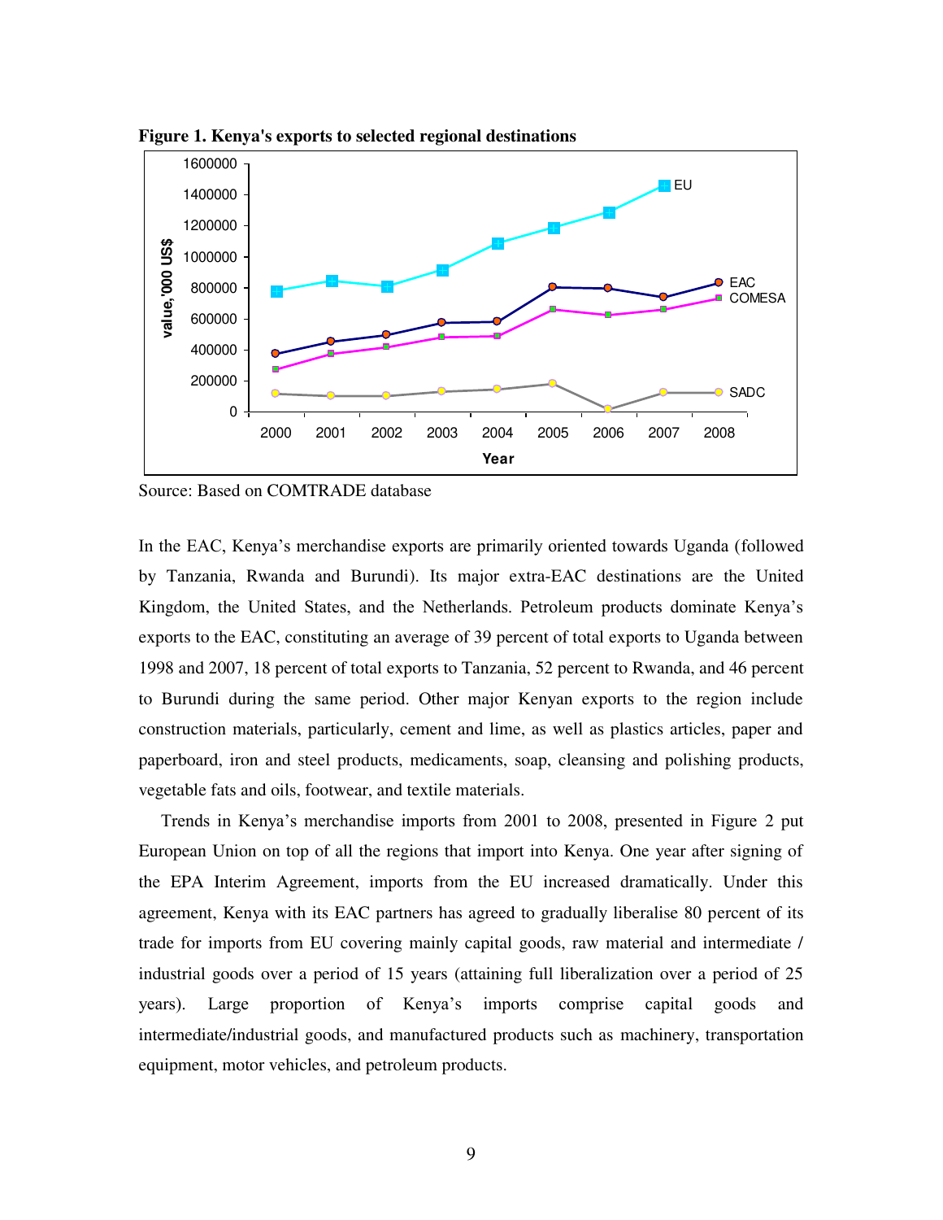**Figure 1. Kenya's exports to selected regional destinations**

Source: Based on COMTRADE database

In the EAC, Kenya's merchandise exports are primarily oriented towards Uganda (followed by Tanzania, Rwanda and Burundi). Its major extra-EAC destinations are the United Kingdom, the United States, and the Netherlands. Petroleum products dominate Kenya's exports to the EAC, constituting an average of 39 percent of total exports to Uganda between 1998 and 2007, 18 percent of total exports to Tanzania, 52 percent to Rwanda, and 46 percent to Burundi during the same period. Other major Kenyan exports to the region include construction materials, particularly, cement and lime, as well as plastics articles, paper and paperboard, iron and steel products, medicaments, soap, cleansing and polishing products, vegetable fats and oils, footwear, and textile materials.

Trends in Kenya's merchandise imports from 2001 to 2008, presented in Figure 2 put European Union on top of all the regions that import into Kenya. One year after signing of the EPA Interim Agreement, imports from the EU increased dramatically. Under this agreement, Kenya with its EAC partners has agreed to gradually liberalise 80 percent of its trade for imports from EU covering mainly capital goods, raw material and intermediate / industrial goods over a period of 15 years (attaining full liberalization over a period of 25 years). Large proportion of Kenya's imports comprise capital goods and intermediate/industrial goods, and manufactured products such as machinery, transportation equipment, motor vehicles, and petroleum products.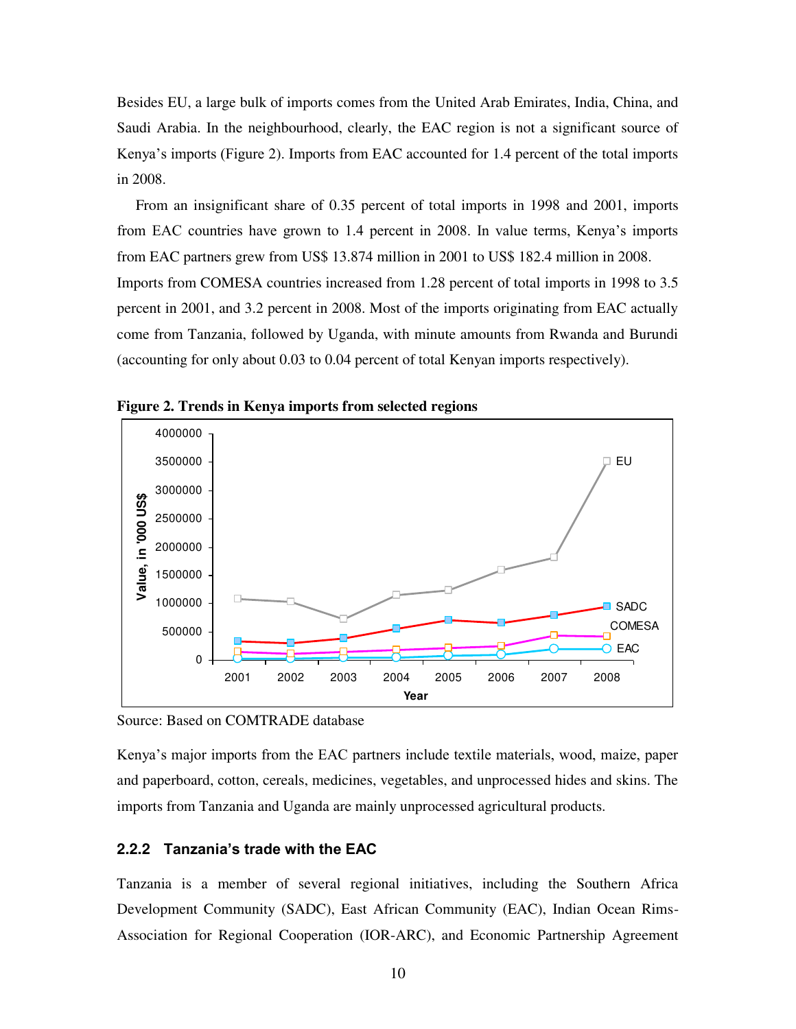Besides EU, a large bulk of imports comes from the United Arab Emirates, India, China, and Saudi Arabia. In the neighbourhood, clearly, the EAC region is not a significant source of Kenya's imports (Figure 2). Imports from EAC accounted for 1.4 percent of the total imports in 2008.

From an insignificant share of 0.35 percent of total imports in 1998 and 2001, imports from EAC countries have grown to 1.4 percent in 2008. In value terms, Kenya's imports from EAC partners grew from US$ 13.874 million in 2001 to US$ 182.4 million in 2008. Imports from COMESA countries increased from 1.28 percent of total imports in 1998 to 3.5 percent in 2001, and 3.2 percent in 2008. Most of the imports originating from EAC actually come from Tanzania, followed by Uganda, with minute amounts from Rwanda and Burundi (accounting for only about 0.03 to 0.04 percent of total Kenyan imports respectively).

**Figure 2. Trends in Kenya imports from selected regions**

Source: Based on COMTRADE database

Kenya's major imports from the EAC partners include textile materials, wood, maize, paper and paperboard, cotton, cereals, medicines, vegetables, and unprocessed hides and skins. The imports from Tanzania and Uganda are mainly unprocessed agricultural products.

### 2.2.2 Tanzania's trade with the EAC

Tanzania is a member of several regional initiatives, including the Southern Africa Development Community (SADC), East African Community (EAC), Indian Ocean Rims-Association for Regional Cooperation (IOR-ARC), and Economic Partnership Agreement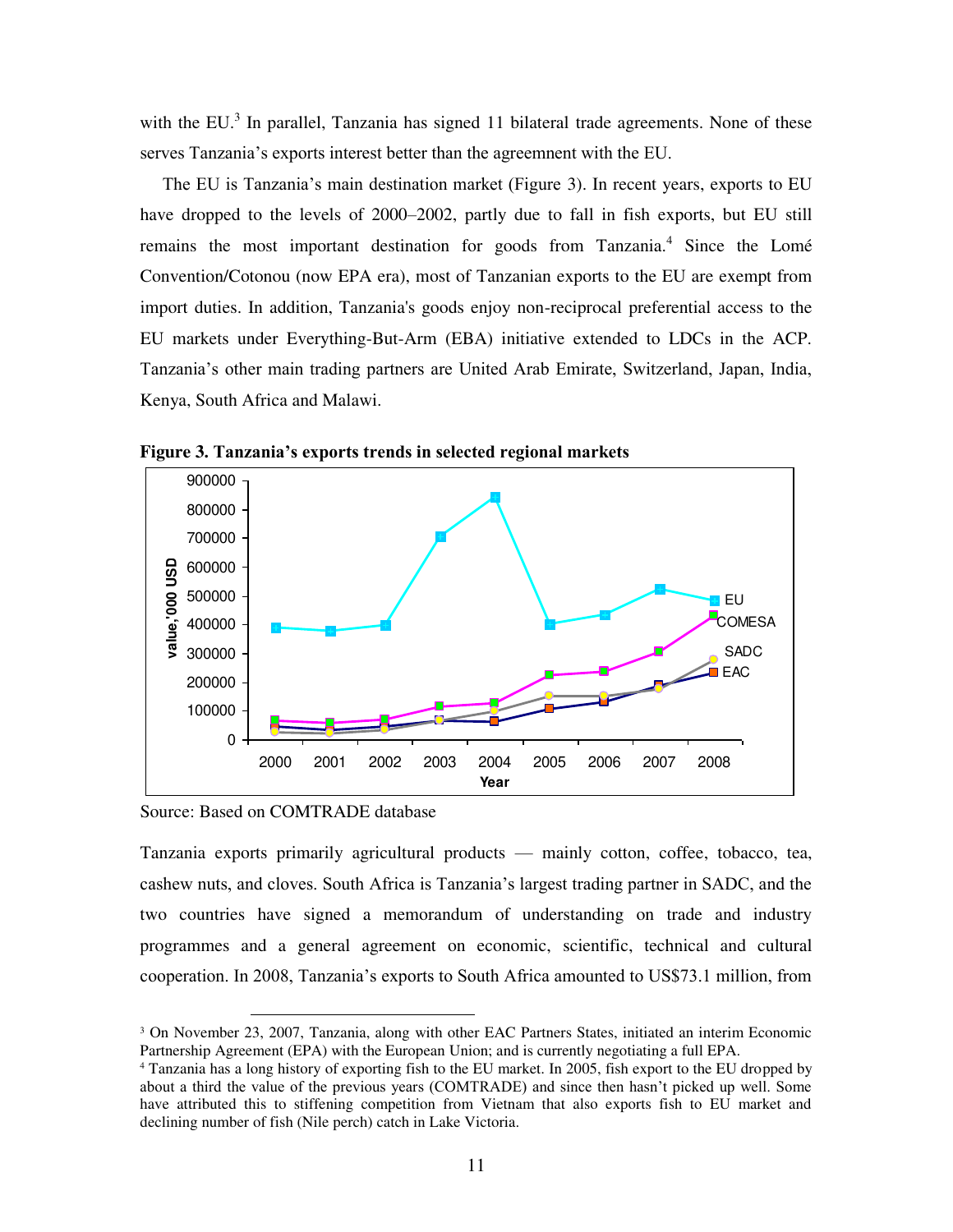with the EU.[3] In parallel, Tanzania has signed 11 bilateral trade agreements. None of these serves Tanzania's exports interest better than the agreemnent with the EU.

The EU is Tanzania's main destination market (Figure 3). In recent years, exports to EU have dropped to the levels of 2000–2002, partly due to fall in fish exports, but EU still remains the most important destination for goods from Tanzania.[4] Since the Lomé Convention/Cotonou (now EPA era), most of Tanzanian exports to the EU are exempt from import duties. In addition, Tanzania's goods enjoy non-reciprocal preferential access to the EU markets under Everything-But-Arm (EBA) initiative extended to LDCs in the ACP. Tanzania's other main trading partners are United Arab Emirate, Switzerland, Japan, India, Kenya, South Africa and Malawi.

**Figure 3. Tanzania's exports trends in selected regional markets**

Source: Based on COMTRADE database

Tanzania exports primarily agricultural products — mainly cotton, coffee, tobacco, tea, cashew nuts, and cloves. South Africa is Tanzania's largest trading partner in SADC, and the two countries have signed a memorandum of understanding on trade and industry programmes and a general agreement on economic, scientific, technical and cultural cooperation. In 2008, Tanzania's exports to South Africa amounted to US$73.1 million, from

[3] On November 23, 2007, Tanzania, along with other EAC Partners States, initiated an interim Economic Partnership Agreement (EPA) with the European Union; and is currently negotiating a full EPA.

[4] Tanzania has a long history of exporting fish to the EU market. In 2005, fish export to the EU dropped by about a third the value of the previous years (COMTRADE) and since then hasn't picked up well. Some have attributed this to stiffening competition from Vietnam that also exports fish to EU market and declining number of fish (Nile perch) catch in Lake Victoria.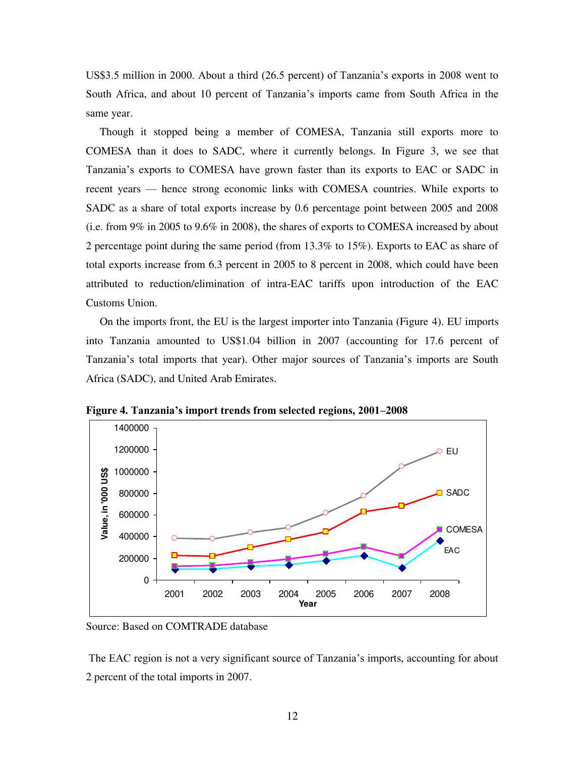US$3.5 million in 2000. About a third (26.5 percent) of Tanzania's exports in 2008 went to South Africa, and about 10 percent of Tanzania's imports came from South Africa in the same year.

Though it stopped being a member of COMESA, Tanzania still exports more to COMESA than it does to SADC, where it currently belongs. In Figure 3, we see that Tanzania's exports to COMESA have grown faster than its exports to EAC or SADC in recent years — hence strong economic links with COMESA countries. While exports to SADC as a share of total exports increase by 0.6 percentage point between 2005 and 2008 (i.e. from 9% in 2005 to 9.6% in 2008), the shares of exports to COMESA increased by about 2 percentage point during the same period (from 13.3% to 15%). Exports to EAC as share of total exports increase from 6.3 percent in 2005 to 8 percent in 2008, which could have been attributed to reduction/elimination of intra-EAC tariffs upon introduction of the EAC Customs Union.

On the imports front, the EU is the largest importer into Tanzania (Figure 4). EU imports into Tanzania amounted to US$1.04 billion in 2007 (accounting for 17.6 percent of Tanzania's total imports that year). Other major sources of Tanzania's imports are South Africa (SADC), and United Arab Emirates.

**Figure 4. Tanzania's import trends from selected regions, 2001–2008**

Source: Based on COMTRADE database

The EAC region is not a very significant source of Tanzania's imports, accounting for about 2 percent of the total imports in 2007.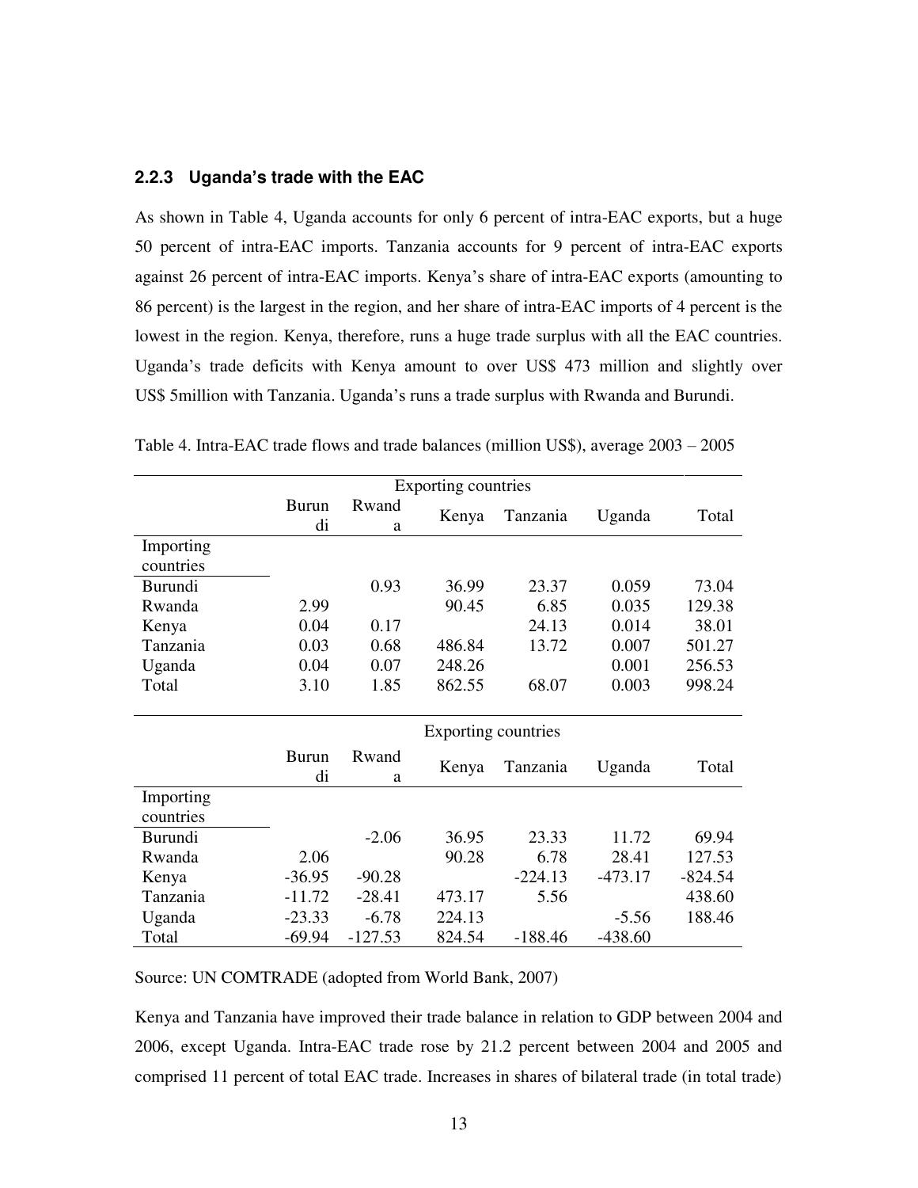### 2.2.3 Uganda's trade with the EAC

As shown in Table 4, Uganda accounts for only 6 percent of intra-EAC exports, but a huge 50 percent of intra-EAC imports. Tanzania accounts for 9 percent of intra-EAC exports against 26 percent of intra-EAC imports. Kenya's share of intra-EAC exports (amounting to 86 percent) is the largest in the region, and her share of intra-EAC imports of 4 percent is the lowest in the region. Kenya, therefore, runs a huge trade surplus with all the EAC countries. Uganda's trade deficits with Kenya amount to over US$ 473 million and slightly over US$ 5million with Tanzania. Uganda's runs a trade surplus with Rwanda and Burundi.

Table 4. Intra-EAC trade flows and trade balances (million US$), average 2003 – 2005

| | Exporting countries | | | | | |
|---|---|---|---|---|---|---|
| | Burundi | Rwanda | Kenya | Tanzania | Uganda | Total |
| Importing countries | | | | | | |
| Burundi | | 0.93 | 36.99 | 23.37 | 0.059 | 73.04 |
| Rwanda | 2.99 | | 90.45 | 6.85 | 0.035 | 129.38 |
| Kenya | 0.04 | 0.17 | | 24.13 | 0.014 | 38.01 |
| Tanzania | 0.03 | 0.68 | 486.84 | 13.72 | 0.007 | 501.27 |
| Uganda | 0.04 | 0.07 | 248.26 | | 0.001 | 256.53 |
| Total | 3.10 | 1.85 | 862.55 | 68.07 | 0.003 | 998.24 |

| | Exporting countries | | | | | |
|---|---|---|---|---|---|---|
| | Burundi | Rwanda | Kenya | Tanzania | Uganda | Total |
| Importing countries | | | | | | |
| Burundi | | -2.06 | 36.95 | 23.33 | 11.72 | 69.94 |
| Rwanda | 2.06 | | 90.28 | 6.78 | 28.41 | 127.53 |
| Kenya | -36.95 | -90.28 | | -224.13 | -473.17 | -824.54 |
| Tanzania | -11.72 | -28.41 | 473.17 | 5.56 | | 438.60 |
| Uganda | -23.33 | -6.78 | 224.13 | | -5.56 | 188.46 |
| Total | -69.94 | -127.53 | 824.54 | -188.46 | -438.60 | |

Source: UN COMTRADE (adopted from World Bank, 2007)

Kenya and Tanzania have improved their trade balance in relation to GDP between 2004 and 2006, except Uganda. Intra-EAC trade rose by 21.2 percent between 2004 and 2005 and comprised 11 percent of total EAC trade. Increases in shares of bilateral trade (in total trade)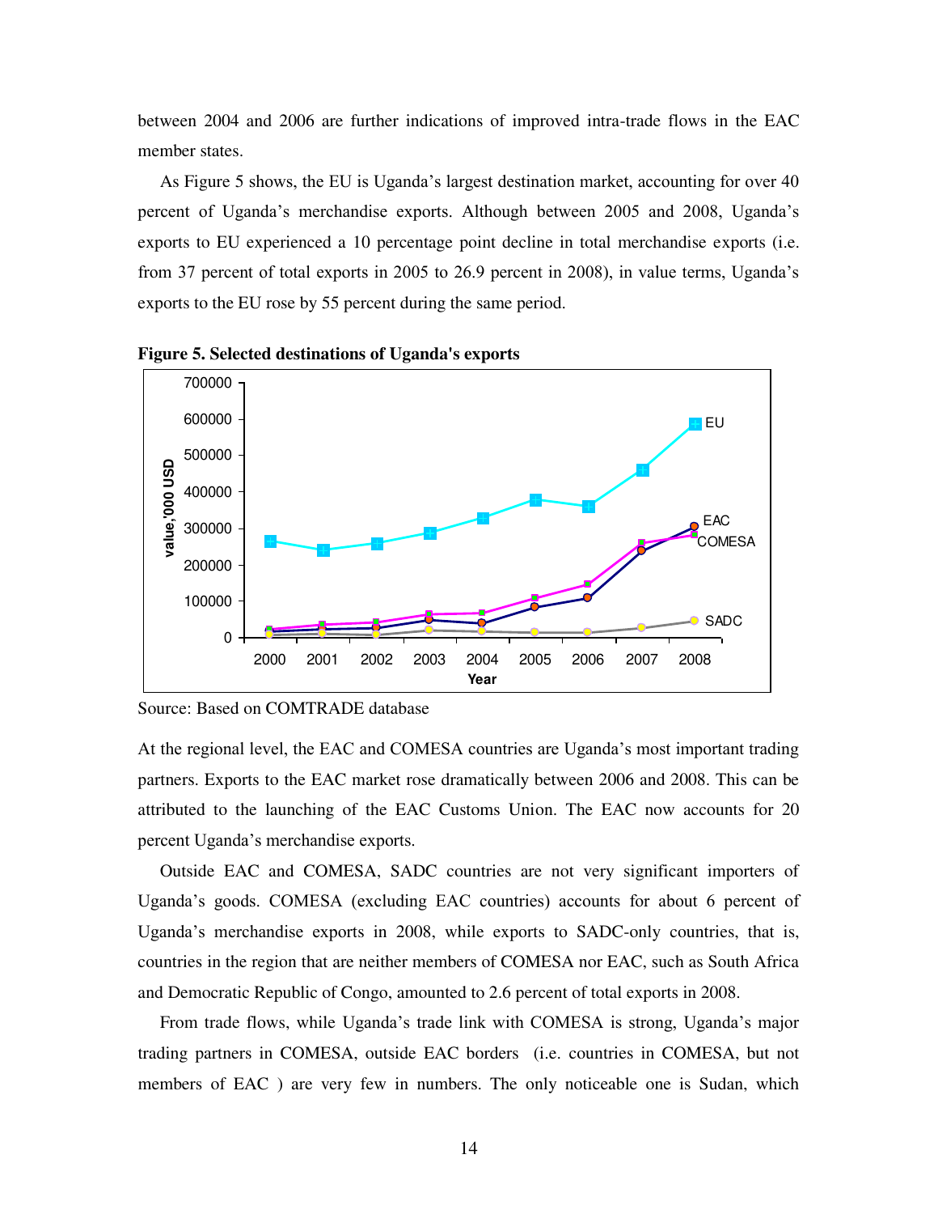between 2004 and 2006 are further indications of improved intra-trade flows in the EAC member states.

As Figure 5 shows, the EU is Uganda's largest destination market, accounting for over 40 percent of Uganda's merchandise exports. Although between 2005 and 2008, Uganda's exports to EU experienced a 10 percentage point decline in total merchandise exports (i.e. from 37 percent of total exports in 2005 to 26.9 percent in 2008), in value terms, Uganda's exports to the EU rose by 55 percent during the same period.

**Figure 5. Selected destinations of Uganda's exports**

Source: Based on COMTRADE database

At the regional level, the EAC and COMESA countries are Uganda's most important trading partners. Exports to the EAC market rose dramatically between 2006 and 2008. This can be attributed to the launching of the EAC Customs Union. The EAC now accounts for 20 percent Uganda's merchandise exports.

Outside EAC and COMESA, SADC countries are not very significant importers of Uganda's goods. COMESA (excluding EAC countries) accounts for about 6 percent of Uganda's merchandise exports in 2008, while exports to SADC-only countries, that is, countries in the region that are neither members of COMESA nor EAC, such as South Africa and Democratic Republic of Congo, amounted to 2.6 percent of total exports in 2008.

From trade flows, while Uganda's trade link with COMESA is strong, Uganda's major trading partners in COMESA, outside EAC borders (i.e. countries in COMESA, but not members of EAC ) are very few in numbers. The only noticeable one is Sudan, which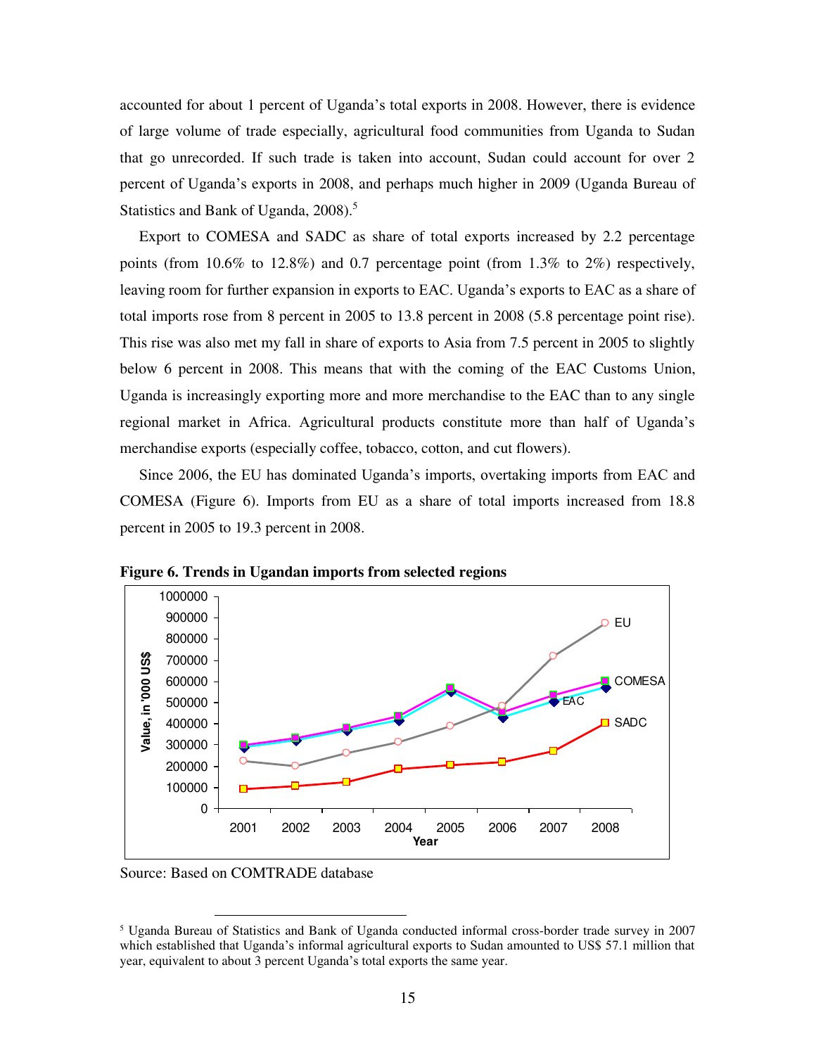accounted for about 1 percent of Uganda's total exports in 2008. However, there is evidence of large volume of trade especially, agricultural food communities from Uganda to Sudan that go unrecorded. If such trade is taken into account, Sudan could account for over 2 percent of Uganda's exports in 2008, and perhaps much higher in 2009 (Uganda Bureau of Statistics and Bank of Uganda, 2008).[5]

Export to COMESA and SADC as share of total exports increased by 2.2 percentage points (from 10.6% to 12.8%) and 0.7 percentage point (from 1.3% to 2%) respectively, leaving room for further expansion in exports to EAC. Uganda's exports to EAC as a share of total imports rose from 8 percent in 2005 to 13.8 percent in 2008 (5.8 percentage point rise). This rise was also met my fall in share of exports to Asia from 7.5 percent in 2005 to slightly below 6 percent in 2008. This means that with the coming of the EAC Customs Union, Uganda is increasingly exporting more and more merchandise to the EAC than to any single regional market in Africa. Agricultural products constitute more than half of Uganda's merchandise exports (especially coffee, tobacco, cotton, and cut flowers).

Since 2006, the EU has dominated Uganda's imports, overtaking imports from EAC and COMESA (Figure 6). Imports from EU as a share of total imports increased from 18.8 percent in 2005 to 19.3 percent in 2008.

**Figure 6. Trends in Ugandan imports from selected regions**

Source: Based on COMTRADE database

[5] Uganda Bureau of Statistics and Bank of Uganda conducted informal cross-border trade survey in 2007 which established that Uganda's informal agricultural exports to Sudan amounted to US$ 57.1 million that year, equivalent to about 3 percent Uganda's total exports the same year.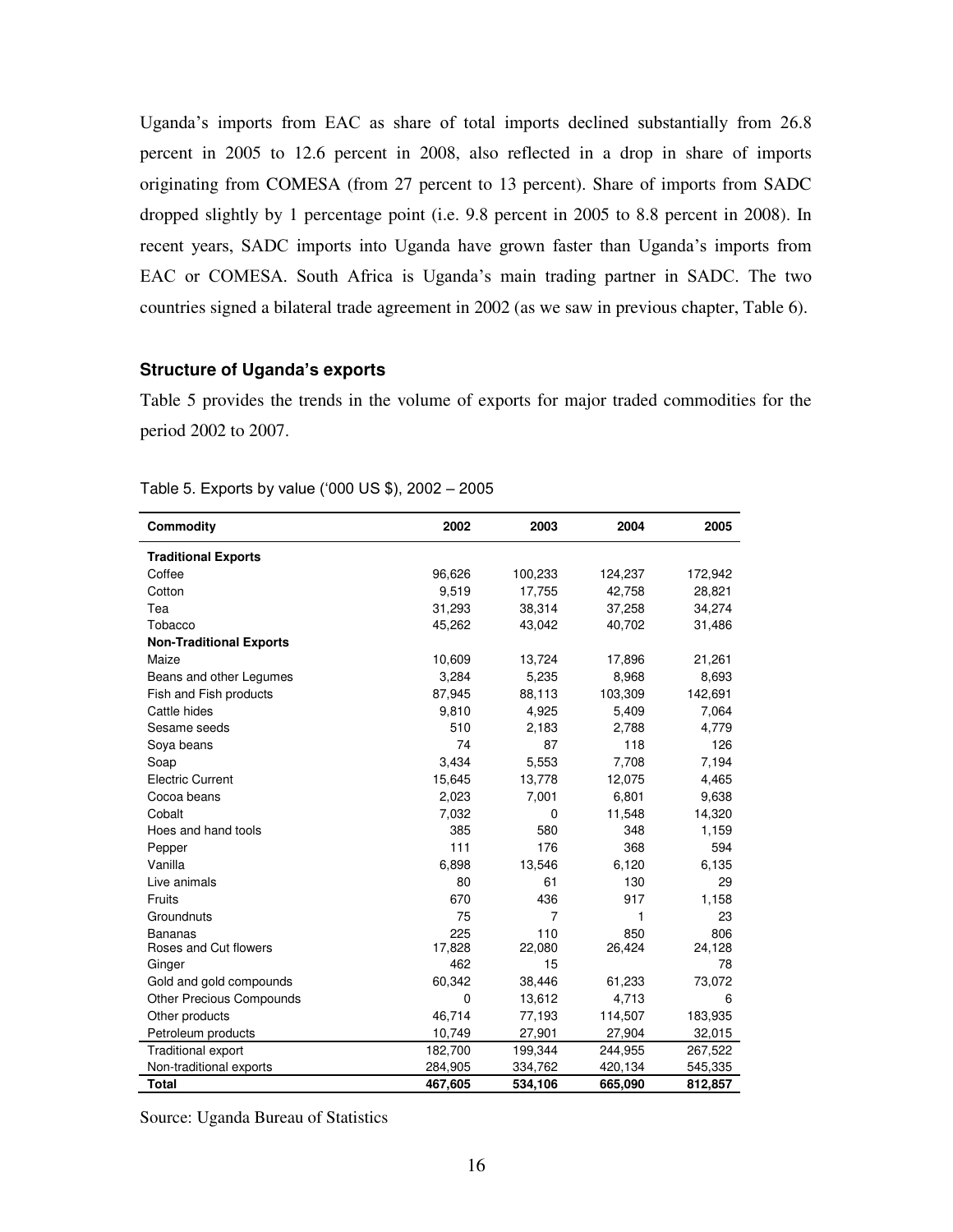Uganda's imports from EAC as share of total imports declined substantially from 26.8 percent in 2005 to 12.6 percent in 2008, also reflected in a drop in share of imports originating from COMESA (from 27 percent to 13 percent). Share of imports from SADC dropped slightly by 1 percentage point (i.e. 9.8 percent in 2005 to 8.8 percent in 2008). In recent years, SADC imports into Uganda have grown faster than Uganda's imports from EAC or COMESA. South Africa is Uganda's main trading partner in SADC. The two countries signed a bilateral trade agreement in 2002 (as we saw in previous chapter, Table 6).

### Structure of Uganda's exports

Table 5 provides the trends in the volume of exports for major traded commodities for the period 2002 to 2007.

Table 5. Exports by value ('000 US $), 2002 – 2005

| Commodity | 2002 | 2003 | 2004 | 2005 |
|---|---|---|---|---|
| **Traditional Exports** | | | | |
| Coffee | 96,626 | 100,233 | 124,237 | 172,942 |
| Cotton | 9,519 | 17,755 | 42,758 | 28,821 |
| Tea | 31,293 | 38,314 | 37,258 | 34,274 |
| Tobacco | 45,262 | 43,042 | 40,702 | 31,486 |
| **Non-Traditional Exports** | | | | |
| Maize | 10,609 | 13,724 | 17,896 | 21,261 |
| Beans and other Legumes | 3,284 | 5,235 | 8,968 | 8,693 |
| Fish and Fish products | 87,945 | 88,113 | 103,309 | 142,691 |
| Cattle hides | 9,810 | 4,925 | 5,409 | 7,064 |
| Sesame seeds | 510 | 2,183 | 2,788 | 4,779 |
| Soya beans | 74 | 87 | 118 | 126 |
| Soap | 3,434 | 5,553 | 7,708 | 7,194 |
| Electric Current | 15,645 | 13,778 | 12,075 | 4,465 |
| Cocoa beans | 2,023 | 7,001 | 6,801 | 9,638 |
| Cobalt | 7,032 | 0 | 11,548 | 14,320 |
| Hoes and hand tools | 385 | 580 | 348 | 1,159 |
| Pepper | 111 | 176 | 368 | 594 |
| Vanilla | 6,898 | 13,546 | 6,120 | 6,135 |
| Live animals | 80 | 61 | 130 | 29 |
| Fruits | 670 | 436 | 917 | 1,158 |
| Groundnuts | 75 | 7 | 1 | 23 |
| Bananas | 225 | 110 | 850 | 806 |
| Roses and Cut flowers | 17,828 | 22,080 | 26,424 | 24,128 |
| Ginger | 462 | 15 | | 78 |
| Gold and gold compounds | 60,342 | 38,446 | 61,233 | 73,072 |
| Other Precious Compounds | 0 | 13,612 | 4,713 | 6 |
| Other products | 46,714 | 77,193 | 114,507 | 183,935 |
| Petroleum products | 10,749 | 27,901 | 27,904 | 32,015 |
| Traditional export | 182,700 | 199,344 | 244,955 | 267,522 |
| Non-traditional exports | 284,905 | 334,762 | 420,134 | 545,335 |
| **Total** | **467,605** | **534,106** | **665,090** | **812,857** |

Source: Uganda Bureau of Statistics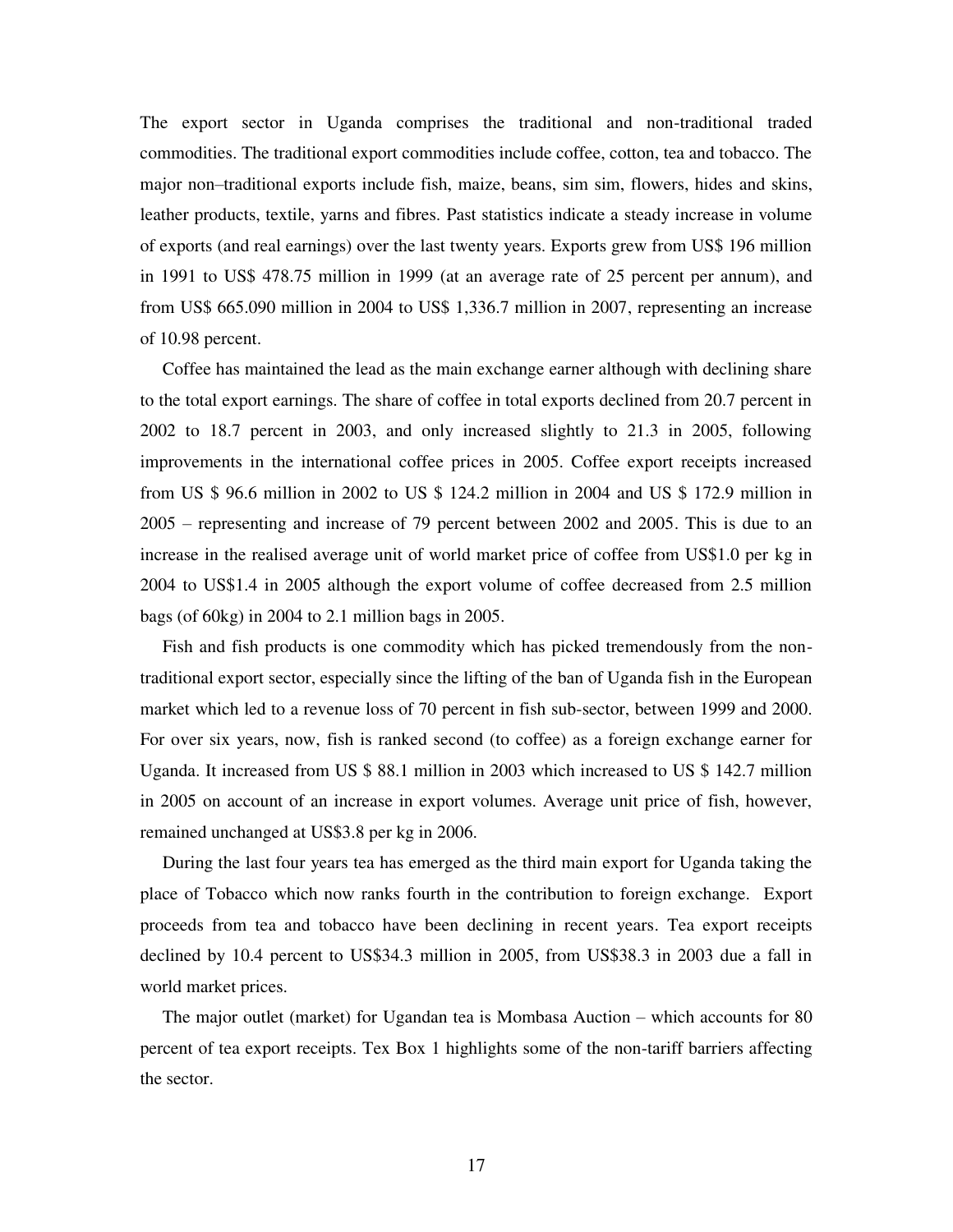The export sector in Uganda comprises the traditional and non-traditional traded commodities. The traditional export commodities include coffee, cotton, tea and tobacco. The major non–traditional exports include fish, maize, beans, sim sim, flowers, hides and skins, leather products, textile, yarns and fibres. Past statistics indicate a steady increase in volume of exports (and real earnings) over the last twenty years. Exports grew from US$ 196 million in 1991 to US$ 478.75 million in 1999 (at an average rate of 25 percent per annum), and from US$ 665.090 million in 2004 to US$ 1,336.7 million in 2007, representing an increase of 10.98 percent.

Coffee has maintained the lead as the main exchange earner although with declining share to the total export earnings. The share of coffee in total exports declined from 20.7 percent in 2002 to 18.7 percent in 2003, and only increased slightly to 21.3 in 2005, following improvements in the international coffee prices in 2005. Coffee export receipts increased from US $ 96.6 million in 2002 to US $ 124.2 million in 2004 and US $ 172.9 million in 2005 – representing and increase of 79 percent between 2002 and 2005. This is due to an increase in the realised average unit of world market price of coffee from US$1.0 per kg in 2004 to US$1.4 in 2005 although the export volume of coffee decreased from 2.5 million bags (of 60kg) in 2004 to 2.1 million bags in 2005.

Fish and fish products is one commodity which has picked tremendously from the non-traditional export sector, especially since the lifting of the ban of Uganda fish in the European market which led to a revenue loss of 70 percent in fish sub-sector, between 1999 and 2000. For over six years, now, fish is ranked second (to coffee) as a foreign exchange earner for Uganda. It increased from US $ 88.1 million in 2003 which increased to US $ 142.7 million in 2005 on account of an increase in export volumes. Average unit price of fish, however, remained unchanged at US$3.8 per kg in 2006.

During the last four years tea has emerged as the third main export for Uganda taking the place of Tobacco which now ranks fourth in the contribution to foreign exchange. Export proceeds from tea and tobacco have been declining in recent years. Tea export receipts declined by 10.4 percent to US$34.3 million in 2005, from US$38.3 in 2003 due a fall in world market prices.

The major outlet (market) for Ugandan tea is Mombasa Auction – which accounts for 80 percent of tea export receipts. Tex Box 1 highlights some of the non-tariff barriers affecting the sector.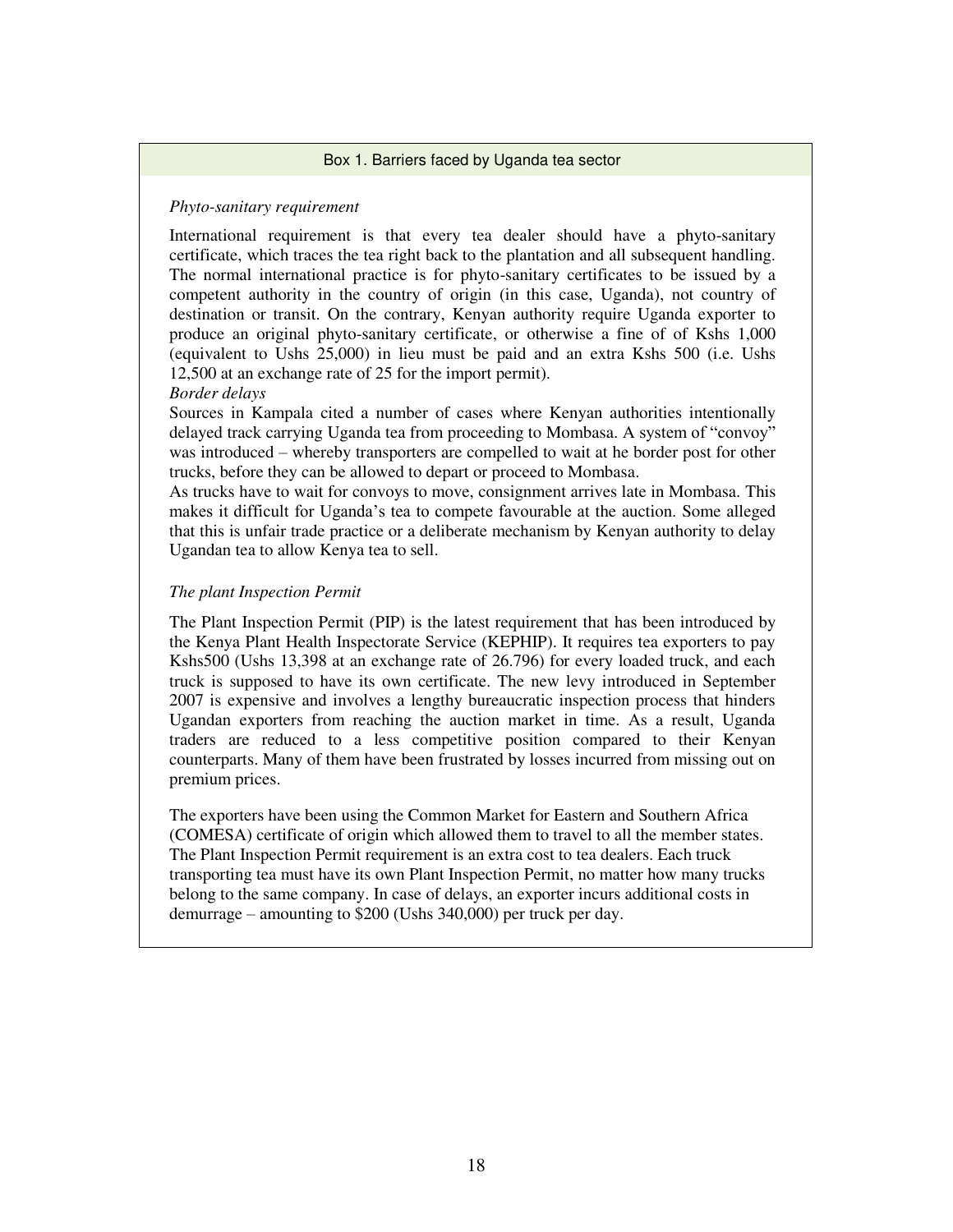### Box 1. Barriers faced by Uganda tea sector

*Phyto-sanitary requirement*

International requirement is that every tea dealer should have a phyto-sanitary certificate, which traces the tea right back to the plantation and all subsequent handling. The normal international practice is for phyto-sanitary certificates to be issued by a competent authority in the country of origin (in this case, Uganda), not country of destination or transit. On the contrary, Kenyan authority require Uganda exporter to produce an original phyto-sanitary certificate, or otherwise a fine of of Kshs 1,000 (equivalent to Ushs 25,000) in lieu must be paid and an extra Kshs 500 (i.e. Ushs 12,500 at an exchange rate of 25 for the import permit).

*Border delays*

Sources in Kampala cited a number of cases where Kenyan authorities intentionally delayed track carrying Uganda tea from proceeding to Mombasa. A system of "convoy" was introduced – whereby transporters are compelled to wait at he border post for other trucks, before they can be allowed to depart or proceed to Mombasa.

As trucks have to wait for convoys to move, consignment arrives late in Mombasa. This makes it difficult for Uganda's tea to compete favourable at the auction. Some alleged that this is unfair trade practice or a deliberate mechanism by Kenyan authority to delay Ugandan tea to allow Kenya tea to sell.

*The plant Inspection Permit*

The Plant Inspection Permit (PIP) is the latest requirement that has been introduced by the Kenya Plant Health Inspectorate Service (KEPHIP). It requires tea exporters to pay Kshs500 (Ushs 13,398 at an exchange rate of 26.796) for every loaded truck, and each truck is supposed to have its own certificate. The new levy introduced in September 2007 is expensive and involves a lengthy bureaucratic inspection process that hinders Ugandan exporters from reaching the auction market in time. As a result, Uganda traders are reduced to a less competitive position compared to their Kenyan counterparts. Many of them have been frustrated by losses incurred from missing out on premium prices.

The exporters have been using the Common Market for Eastern and Southern Africa (COMESA) certificate of origin which allowed them to travel to all the member states. The Plant Inspection Permit requirement is an extra cost to tea dealers. Each truck transporting tea must have its own Plant Inspection Permit, no matter how many trucks belong to the same company. In case of delays, an exporter incurs additional costs in demurrage – amounting to $200 (Ushs 340,000) per truck per day.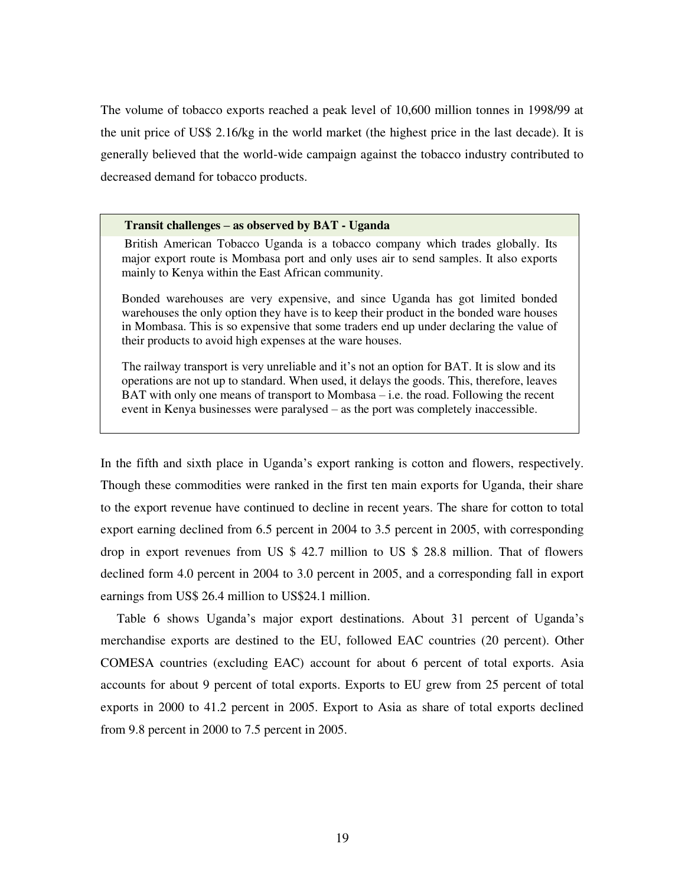The volume of tobacco exports reached a peak level of 10,600 million tonnes in 1998/99 at the unit price of US$ 2.16/kg in the world market (the highest price in the last decade). It is generally believed that the world-wide campaign against the tobacco industry contributed to decreased demand for tobacco products.

> **Transit challenges – as observed by BAT - Uganda**
>
> British American Tobacco Uganda is a tobacco company which trades globally. Its major export route is Mombasa port and only uses air to send samples. It also exports mainly to Kenya within the East African community.
>
> Bonded warehouses are very expensive, and since Uganda has got limited bonded warehouses the only option they have is to keep their product in the bonded ware houses in Mombasa. This is so expensive that some traders end up under declaring the value of their products to avoid high expenses at the ware houses.
>
> The railway transport is very unreliable and it's not an option for BAT. It is slow and its operations are not up to standard. When used, it delays the goods. This, therefore, leaves BAT with only one means of transport to Mombasa – i.e. the road. Following the recent event in Kenya businesses were paralysed – as the port was completely inaccessible.

In the fifth and sixth place in Uganda's export ranking is cotton and flowers, respectively. Though these commodities were ranked in the first ten main exports for Uganda, their share to the export revenue have continued to decline in recent years. The share for cotton to total export earning declined from 6.5 percent in 2004 to 3.5 percent in 2005, with corresponding drop in export revenues from US $ 42.7 million to US $ 28.8 million. That of flowers declined form 4.0 percent in 2004 to 3.0 percent in 2005, and a corresponding fall in export earnings from US$ 26.4 million to US$24.1 million.

Table 6 shows Uganda's major export destinations. About 31 percent of Uganda's merchandise exports are destined to the EU, followed EAC countries (20 percent). Other COMESA countries (excluding EAC) account for about 6 percent of total exports. Asia accounts for about 9 percent of total exports. Exports to EU grew from 25 percent of total exports in 2000 to 41.2 percent in 2005. Export to Asia as share of total exports declined from 9.8 percent in 2000 to 7.5 percent in 2005.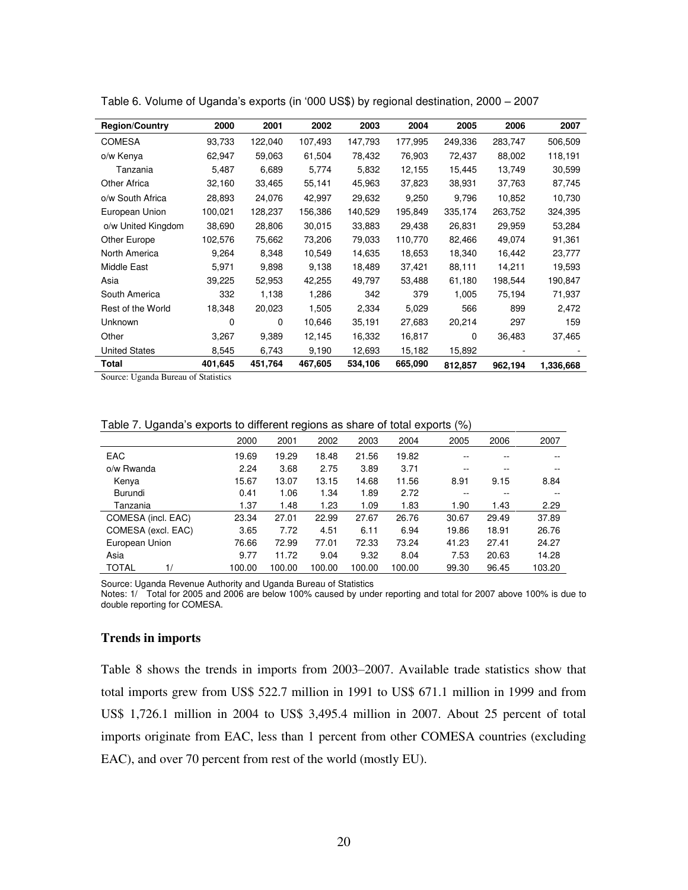Table 6. Volume of Uganda's exports (in '000 US$) by regional destination, 2000 – 2007

| Region/Country | 2000 | 2001 | 2002 | 2003 | 2004 | 2005 | 2006 | 2007 |
|---|---|---|---|---|---|---|---|---|
| COMESA | 93,733 | 122,040 | 107,493 | 147,793 | 177,995 | 249,336 | 283,747 | 506,509 |
| o/w Kenya | 62,947 | 59,063 | 61,504 | 78,432 | 76,903 | 72,437 | 88,002 | 118,191 |
| Tanzania | 5,487 | 6,689 | 5,774 | 5,832 | 12,155 | 15,445 | 13,749 | 30,599 |
| Other Africa | 32,160 | 33,465 | 55,141 | 45,963 | 37,823 | 38,931 | 37,763 | 87,745 |
| o/w South Africa | 28,893 | 24,076 | 42,997 | 29,632 | 9,250 | 9,796 | 10,852 | 10,730 |
| European Union | 100,021 | 128,237 | 156,386 | 140,529 | 195,849 | 335,174 | 263,752 | 324,395 |
| o/w United Kingdom | 38,690 | 28,806 | 30,015 | 33,883 | 29,438 | 26,831 | 29,959 | 53,284 |
| Other Europe | 102,576 | 75,662 | 73,206 | 79,033 | 110,770 | 82,466 | 49,074 | 91,361 |
| North America | 9,264 | 8,348 | 10,549 | 14,635 | 18,653 | 18,340 | 16,442 | 23,777 |
| Middle East | 5,971 | 9,898 | 9,138 | 18,489 | 37,421 | 88,111 | 14,211 | 19,593 |
| Asia | 39,225 | 52,953 | 42,255 | 49,797 | 53,488 | 61,180 | 198,544 | 190,847 |
| South America | 332 | 1,138 | 1,286 | 342 | 379 | 1,005 | 75,194 | 71,937 |
| Rest of the World | 18,348 | 20,023 | 1,505 | 2,334 | 5,029 | 566 | 899 | 2,472 |
| Unknown | 0 | 0 | 10,646 | 35,191 | 27,683 | 20,214 | 297 | 159 |
| Other | 3,267 | 9,389 | 12,145 | 16,332 | 16,817 | 0 | 36,483 | 37,465 |
| United States | 8,545 | 6,743 | 9,190 | 12,693 | 15,182 | 15,892 | - | - |
| **Total** | **401,645** | **451,764** | **467,605** | **534,106** | **665,090** | **812,857** | **962,194** | **1,336,668** |

Source: Uganda Bureau of Statistics

Table 7. Uganda's exports to different regions as share of total exports (%)

| | 2000 | 2001 | 2002 | 2003 | 2004 | 2005 | 2006 | 2007 |
|---|---|---|---|---|---|---|---|---|
| EAC | 19.69 | 19.29 | 18.48 | 21.56 | 19.82 | -- | -- | -- |
| o/w Rwanda | 2.24 | 3.68 | 2.75 | 3.89 | 3.71 | -- | -- | -- |
| Kenya | 15.67 | 13.07 | 13.15 | 14.68 | 11.56 | 8.91 | 9.15 | 8.84 |
| Burundi | 0.41 | 1.06 | 1.34 | 1.89 | 2.72 | -- | -- | -- |
| Tanzania | 1.37 | 1.48 | 1.23 | 1.09 | 1.83 | 1.90 | 1.43 | 2.29 |
| COMESA (incl. EAC) | 23.34 | 27.01 | 22.99 | 27.67 | 26.76 | 30.67 | 29.49 | 37.89 |
| COMESA (excl. EAC) | 3.65 | 7.72 | 4.51 | 6.11 | 6.94 | 19.86 | 18.91 | 26.76 |
| European Union | 76.66 | 72.99 | 77.01 | 72.33 | 73.24 | 41.23 | 27.41 | 24.27 |
| Asia | 9.77 | 11.72 | 9.04 | 9.32 | 8.04 | 7.53 | 20.63 | 14.28 |
| TOTAL 1/ | 100.00 | 100.00 | 100.00 | 100.00 | 100.00 | 99.30 | 96.45 | 103.20 |

Source: Uganda Revenue Authority and Uganda Bureau of Statistics

Notes: 1/ Total for 2005 and 2006 are below 100% caused by under reporting and total for 2007 above 100% is due to double reporting for COMESA.

### Trends in imports

Table 8 shows the trends in imports from 2003–2007. Available trade statistics show that total imports grew from US$ 522.7 million in 1991 to US$ 671.1 million in 1999 and from US$ 1,726.1 million in 2004 to US$ 3,495.4 million in 2007. About 25 percent of total imports originate from EAC, less than 1 percent from other COMESA countries (excluding EAC), and over 70 percent from rest of the world (mostly EU).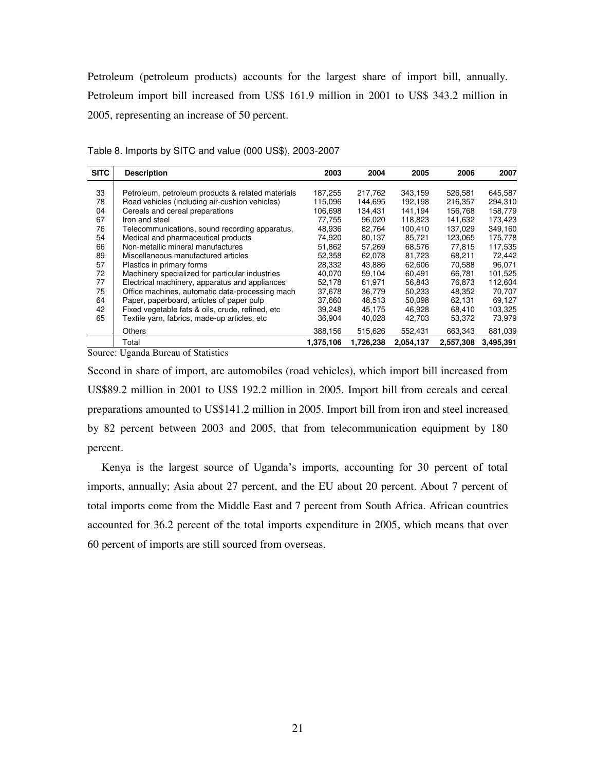Petroleum (petroleum products) accounts for the largest share of import bill, annually. Petroleum import bill increased from US$ 161.9 million in 2001 to US$ 343.2 million in 2005, representing an increase of 50 percent.

Table 8. Imports by SITC and value (000 US$), 2003-2007

| SITC | Description | 2003 | 2004 | 2005 | 2006 | 2007 |
|---|---|---|---|---|---|---|
| 33 | Petroleum, petroleum products & related materials | 187,255 | 217,762 | 343,159 | 526,581 | 645,587 |
| 78 | Road vehicles (including air-cushion vehicles) | 115,096 | 144,695 | 192,198 | 216,357 | 294,310 |
| 04 | Cereals and cereal preparations | 106,698 | 134,431 | 141,194 | 156,768 | 158,779 |
| 67 | Iron and steel | 77,755 | 96,020 | 118,823 | 141,632 | 173,423 |
| 76 | Telecommunications, sound recording apparatus, | 48,936 | 82,764 | 100,410 | 137,029 | 349,160 |
| 54 | Medical and pharmaceutical products | 74,920 | 80,137 | 85,721 | 123,065 | 175,778 |
| 66 | Non-metallic mineral manufactures | 51,862 | 57,269 | 68,576 | 77,815 | 117,535 |
| 89 | Miscellaneous manufactured articles | 52,358 | 62,078 | 81,723 | 68,211 | 72,442 |
| 57 | Plastics in primary forms | 28,332 | 43,886 | 62,606 | 70,588 | 96,071 |
| 72 | Machinery specialized for particular industries | 40,070 | 59,104 | 60,491 | 66,781 | 101,525 |
| 77 | Electrical machinery, apparatus and appliances | 52,178 | 61,971 | 56,843 | 76,873 | 112,604 |
| 75 | Office machines, automatic data-processing mach | 37,678 | 36,779 | 50,233 | 48,352 | 70,707 |
| 64 | Paper, paperboard, articles of paper pulp | 37,660 | 48,513 | 50,098 | 62,131 | 69,127 |
| 42 | Fixed vegetable fats & oils, crude, refined, etc | 39,248 | 45,175 | 46,928 | 68,410 | 103,325 |
| 65 | Textile yarn, fabrics, made-up articles, etc | 36,904 | 40,028 | 42,703 | 53,372 | 73,979 |
| | Others | 388,156 | 515,626 | 552,431 | 663,343 | 881,039 |
| | Total | **1,375,106** | **1,726,238** | **2,054,137** | **2,557,308** | **3,495,391** |

Source: Uganda Bureau of Statistics

Second in share of import, are automobiles (road vehicles), which import bill increased from US$89.2 million in 2001 to US$ 192.2 million in 2005. Import bill from cereals and cereal preparations amounted to US$141.2 million in 2005. Import bill from iron and steel increased by 82 percent between 2003 and 2005, that from telecommunication equipment by 180 percent.

Kenya is the largest source of Uganda's imports, accounting for 30 percent of total imports, annually; Asia about 27 percent, and the EU about 20 percent. About 7 percent of total imports come from the Middle East and 7 percent from South Africa. African countries accounted for 36.2 percent of the total imports expenditure in 2005, which means that over 60 percent of imports are still sourced from overseas.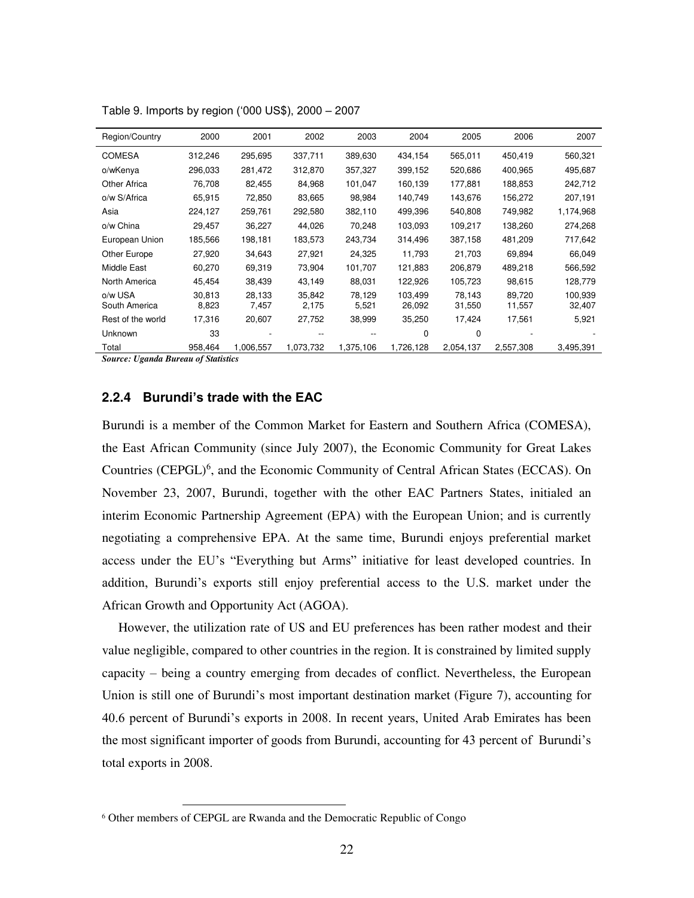Table 9. Imports by region ('000 US$), 2000 – 2007

| Region/Country | 2000 | 2001 | 2002 | 2003 | 2004 | 2005 | 2006 | 2007 |
|---|---|---|---|---|---|---|---|---|
| COMESA | 312,246 | 295,695 | 337,711 | 389,630 | 434,154 | 565,011 | 450,419 | 560,321 |
| o/wKenya | 296,033 | 281,472 | 312,870 | 357,327 | 399,152 | 520,686 | 400,965 | 495,687 |
| Other Africa | 76,708 | 82,455 | 84,968 | 101,047 | 160,139 | 177,881 | 188,853 | 242,712 |
| o/w S/Africa | 65,915 | 72,850 | 83,665 | 98,984 | 140,749 | 143,676 | 156,272 | 207,191 |
| Asia | 224,127 | 259,761 | 292,580 | 382,110 | 499,396 | 540,808 | 749,982 | 1,174,968 |
| o/w China | 29,457 | 36,227 | 44,026 | 70,248 | 103,093 | 109,217 | 138,260 | 274,268 |
| European Union | 185,566 | 198,181 | 183,573 | 243,734 | 314,496 | 387,158 | 481,209 | 717,642 |
| Other Europe | 27,920 | 34,643 | 27,921 | 24,325 | 11,793 | 21,703 | 69,894 | 66,049 |
| Middle East | 60,270 | 69,319 | 73,904 | 101,707 | 121,883 | 206,879 | 489,218 | 566,592 |
| North America | 45,454 | 38,439 | 43,149 | 88,031 | 122,926 | 105,723 | 98,615 | 128,779 |
| o/w USA | 30,813 | 28,133 | 35,842 | 78,129 | 103,499 | 78,143 | 89,720 | 100,939 |
| South America | 8,823 | 7,457 | 2,175 | 5,521 | 26,092 | 31,550 | 11,557 | 32,407 |
| Rest of the world | 17,316 | 20,607 | 27,752 | 38,999 | 35,250 | 17,424 | 17,561 | 5,921 |
| Unknown | 33 | - | -- | -- | 0 | 0 | - | - |
| Total | 958,464 | 1,006,557 | 1,073,732 | 1,375,106 | 1,726,128 | 2,054,137 | 2,557,308 | 3,495,391 |

***Source: Uganda Bureau of Statistics***

### 2.2.4 Burundi's trade with the EAC

Burundi is a member of the Common Market for Eastern and Southern Africa (COMESA), the East African Community (since July 2007), the Economic Community for Great Lakes Countries (CEPGL)[6], and the Economic Community of Central African States (ECCAS). On November 23, 2007, Burundi, together with the other EAC Partners States, initialed an interim Economic Partnership Agreement (EPA) with the European Union; and is currently negotiating a comprehensive EPA. At the same time, Burundi enjoys preferential market access under the EU's "Everything but Arms" initiative for least developed countries. In addition, Burundi's exports still enjoy preferential access to the U.S. market under the African Growth and Opportunity Act (AGOA).

However, the utilization rate of US and EU preferences has been rather modest and their value negligible, compared to other countries in the region. It is constrained by limited supply capacity – being a country emerging from decades of conflict. Nevertheless, the European Union is still one of Burundi's most important destination market (Figure 7), accounting for 40.6 percent of Burundi's exports in 2008. In recent years, United Arab Emirates has been the most significant importer of goods from Burundi, accounting for 43 percent of Burundi's total exports in 2008.

[6] Other members of CEPGL are Rwanda and the Democratic Republic of Congo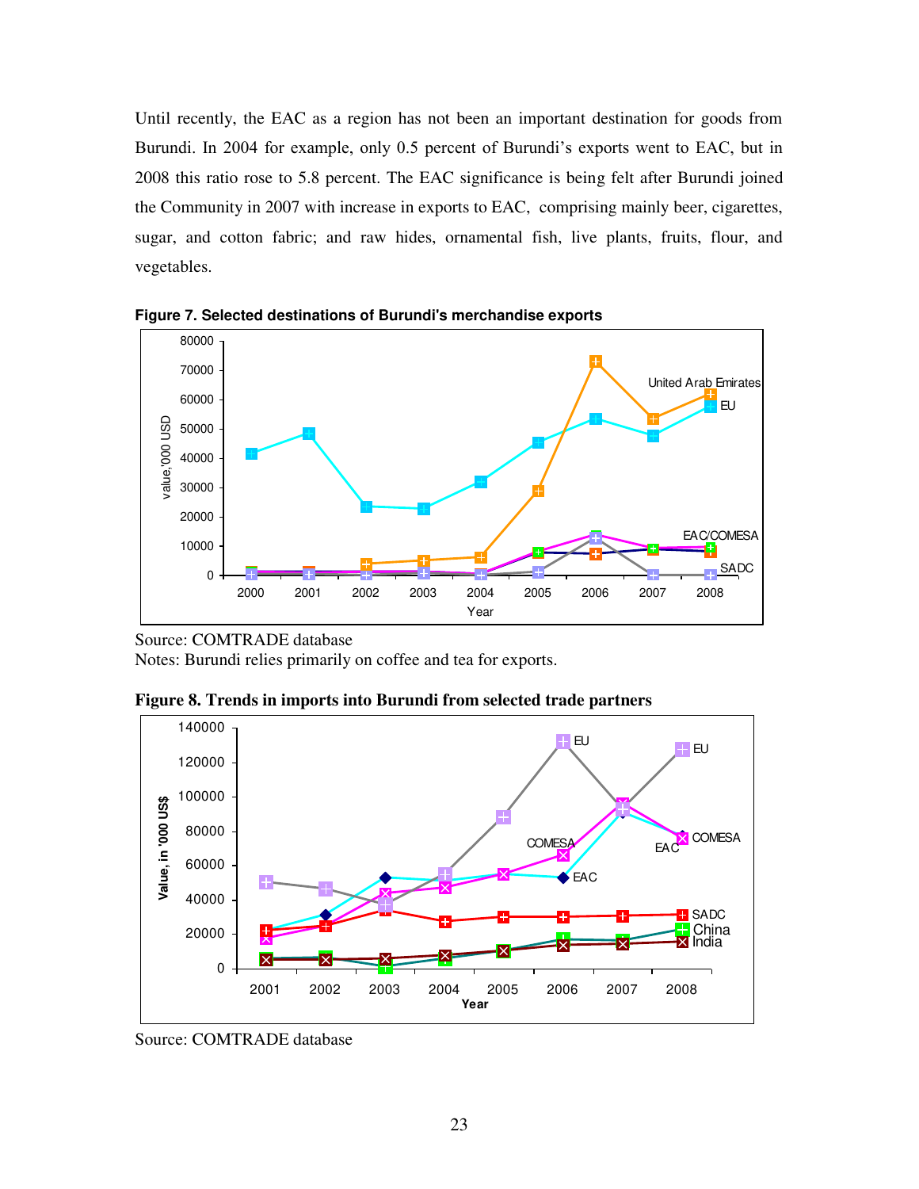Until recently, the EAC as a region has not been an important destination for goods from Burundi. In 2004 for example, only 0.5 percent of Burundi's exports went to EAC, but in 2008 this ratio rose to 5.8 percent. The EAC significance is being felt after Burundi joined the Community in 2007 with increase in exports to EAC, comprising mainly beer, cigarettes, sugar, and cotton fabric; and raw hides, ornamental fish, live plants, fruits, flour, and vegetables.

**Figure 7. Selected destinations of Burundi's merchandise exports**

Source: COMTRADE database

Notes: Burundi relies primarily on coffee and tea for exports.

**Figure 8. Trends in imports into Burundi from selected trade partners**

Source: COMTRADE database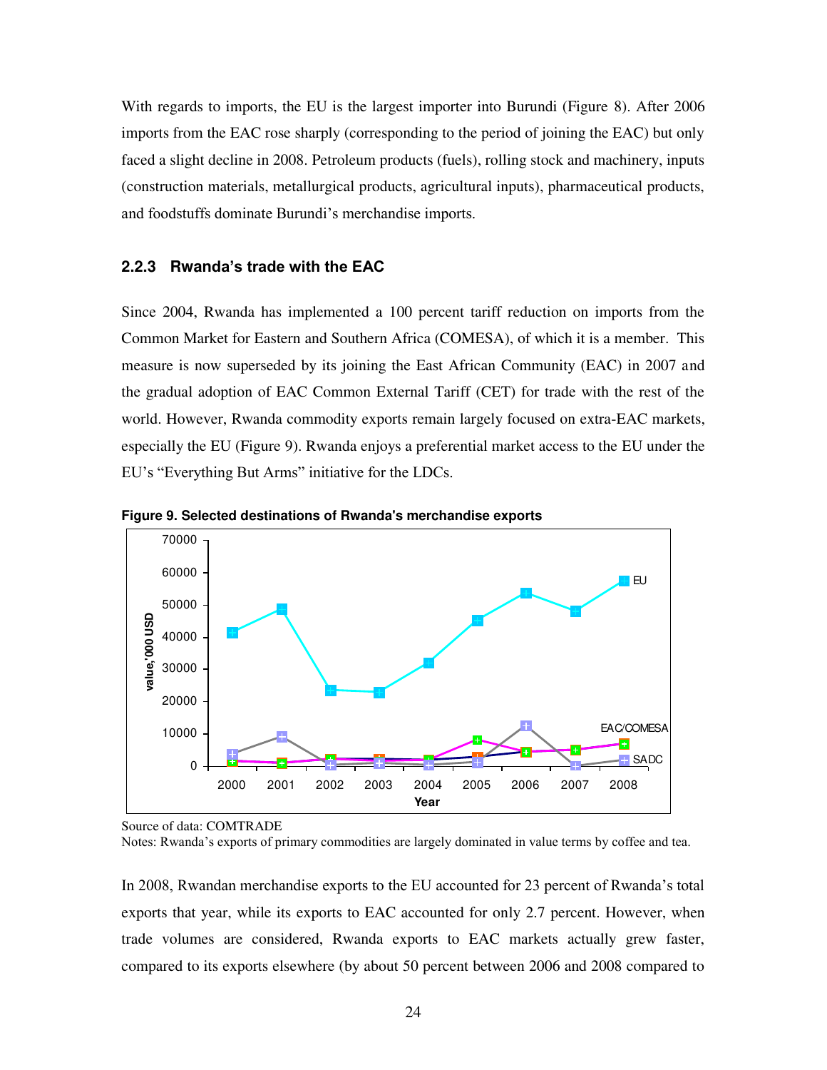With regards to imports, the EU is the largest importer into Burundi (Figure 8). After 2006 imports from the EAC rose sharply (corresponding to the period of joining the EAC) but only faced a slight decline in 2008. Petroleum products (fuels), rolling stock and machinery, inputs (construction materials, metallurgical products, agricultural inputs), pharmaceutical products, and foodstuffs dominate Burundi's merchandise imports.

### 2.2.3 Rwanda's trade with the EAC

Since 2004, Rwanda has implemented a 100 percent tariff reduction on imports from the Common Market for Eastern and Southern Africa (COMESA), of which it is a member. This measure is now superseded by its joining the East African Community (EAC) in 2007 and the gradual adoption of EAC Common External Tariff (CET) for trade with the rest of the world. However, Rwanda commodity exports remain largely focused on extra-EAC markets, especially the EU (Figure 9). Rwanda enjoys a preferential market access to the EU under the EU's "Everything But Arms" initiative for the LDCs.

**Figure 9. Selected destinations of Rwanda's merchandise exports**

Source of data: COMTRADE

Notes: Rwanda's exports of primary commodities are largely dominated in value terms by coffee and tea.

In 2008, Rwandan merchandise exports to the EU accounted for 23 percent of Rwanda's total exports that year, while its exports to EAC accounted for only 2.7 percent. However, when trade volumes are considered, Rwanda exports to EAC markets actually grew faster, compared to its exports elsewhere (by about 50 percent between 2006 and 2008 compared to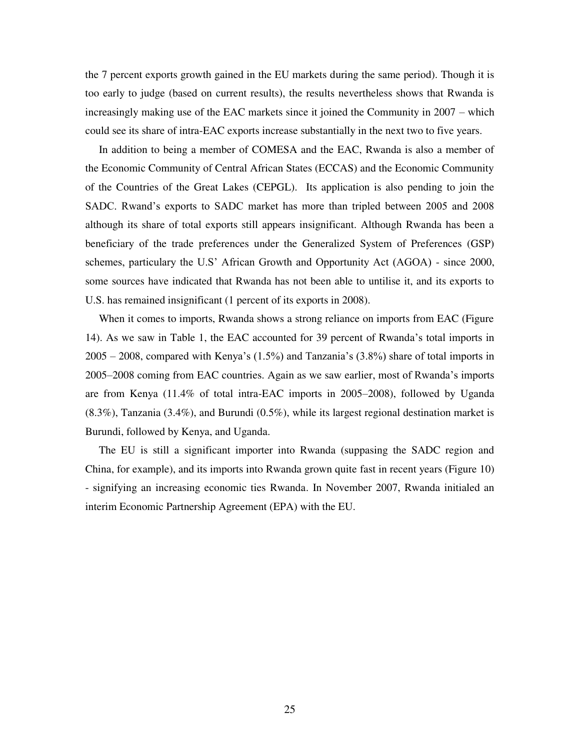the 7 percent exports growth gained in the EU markets during the same period). Though it is too early to judge (based on current results), the results nevertheless shows that Rwanda is increasingly making use of the EAC markets since it joined the Community in 2007 – which could see its share of intra-EAC exports increase substantially in the next two to five years.

In addition to being a member of COMESA and the EAC, Rwanda is also a member of the Economic Community of Central African States (ECCAS) and the Economic Community of the Countries of the Great Lakes (CEPGL). Its application is also pending to join the SADC. Rwand's exports to SADC market has more than tripled between 2005 and 2008 although its share of total exports still appears insignificant. Although Rwanda has been a beneficiary of the trade preferences under the Generalized System of Preferences (GSP) schemes, particulary the U.S' African Growth and Opportunity Act (AGOA) - since 2000, some sources have indicated that Rwanda has not been able to untilise it, and its exports to U.S. has remained insignificant (1 percent of its exports in 2008).

When it comes to imports, Rwanda shows a strong reliance on imports from EAC (Figure 14). As we saw in Table 1, the EAC accounted for 39 percent of Rwanda's total imports in 2005 – 2008, compared with Kenya's (1.5%) and Tanzania's (3.8%) share of total imports in 2005–2008 coming from EAC countries. Again as we saw earlier, most of Rwanda's imports are from Kenya (11.4% of total intra-EAC imports in 2005–2008), followed by Uganda (8.3%), Tanzania (3.4%), and Burundi (0.5%), while its largest regional destination market is Burundi, followed by Kenya, and Uganda.

The EU is still a significant importer into Rwanda (suppasing the SADC region and China, for example), and its imports into Rwanda grown quite fast in recent years (Figure 10) - signifying an increasing economic ties Rwanda. In November 2007, Rwanda initialed an interim Economic Partnership Agreement (EPA) with the EU.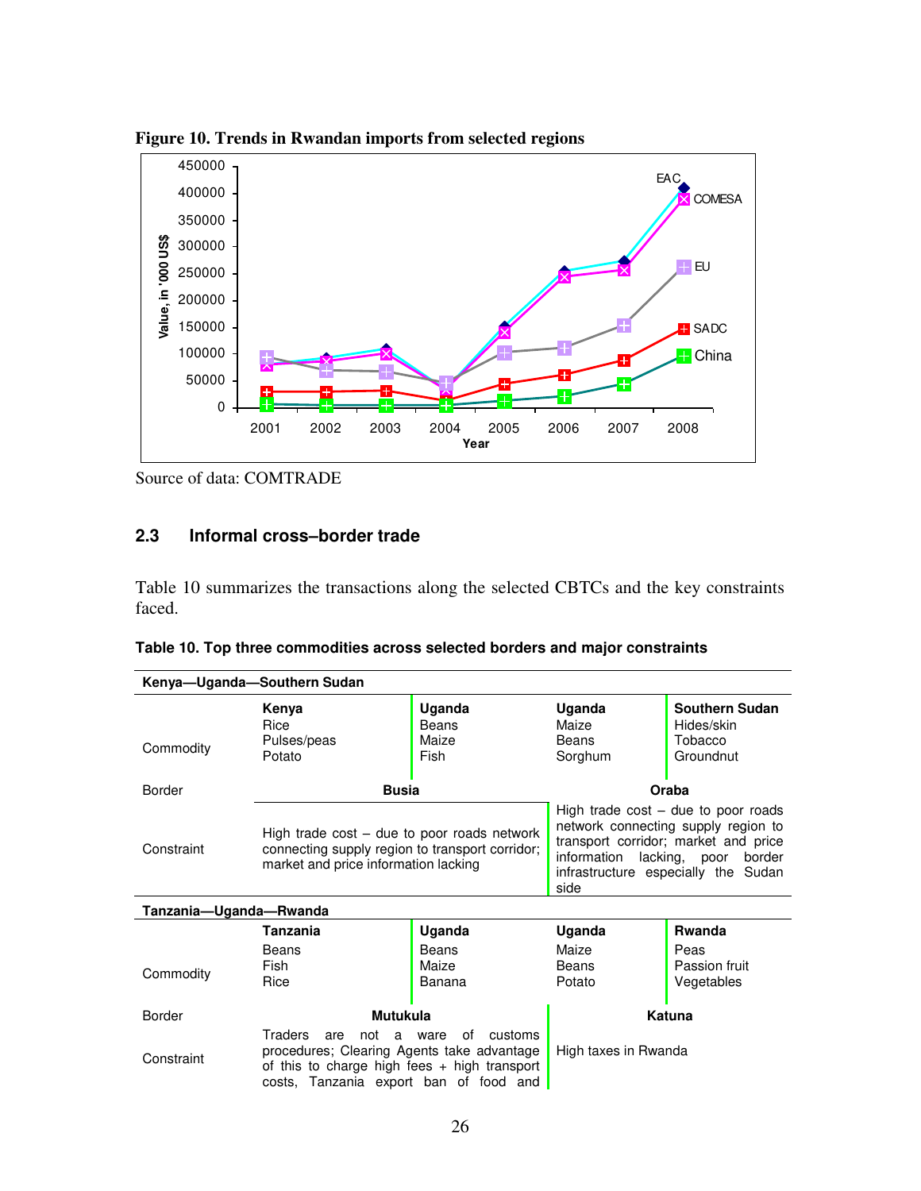**Figure 10. Trends in Rwandan imports from selected regions**

Source of data: COMTRADE

## 2.3 Informal cross–border trade

Table 10 summarizes the transactions along the selected CBTCs and the key constraints faced.

**Table 10. Top three commodities across selected borders and major constraints**

| Kenya—Uganda—Southern Sudan | | | | |
|---|---|---|---|---|
| Commodity | **Kenya**<br>Rice<br>Pulses/peas<br>Potato | **Uganda**<br>Beans<br>Maize<br>Fish | **Uganda**<br>Maize<br>Beans<br>Sorghum | **Southern Sudan**<br>Hides/skin<br>Tobacco<br>Groundnut |
| Border | **Busia** | | **Oraba** | |
| Constraint | High trade cost – due to poor roads network connecting supply region to transport corridor; market and price information lacking | | High trade cost – due to poor roads network connecting supply region to transport corridor; market and price information lacking, poor border infrastructure especially the Sudan side | |
| **Tanzania—Uganda—Rwanda** | | | | |
| Commodity | **Tanzania**<br>Beans<br>Fish<br>Rice | **Uganda**<br>Beans<br>Maize<br>Banana | **Uganda**<br>Maize<br>Beans<br>Potato | **Rwanda**<br>Peas<br>Passion fruit<br>Vegetables |
| Border | **Mutukula** | | **Katuna** | |
| Constraint | Traders are not a ware of customs procedures; Clearing Agents take advantage of this to charge high fees + high transport costs, Tanzania export ban of food and | | High taxes in Rwanda | |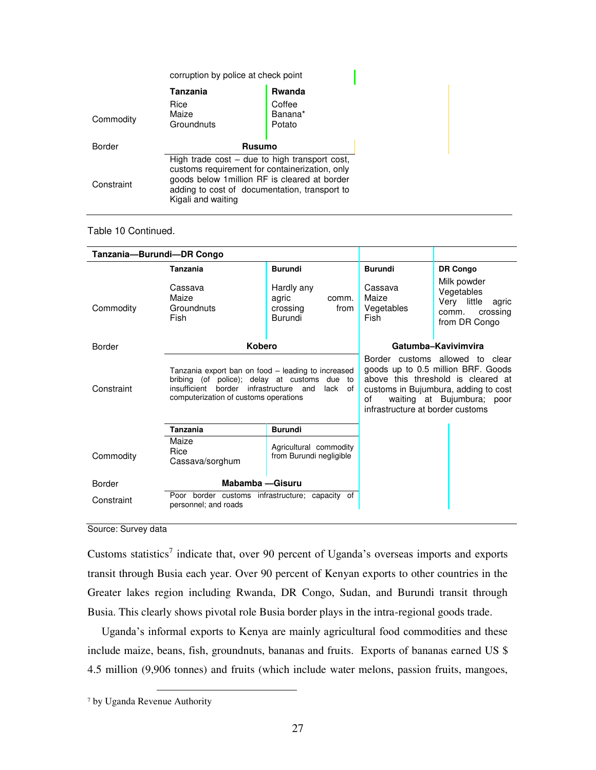| | | |
|---|---|---|
| | corruption by police at check point | |
| | **Tanzania** | **Rwanda** |
| Commodity | Rice<br>Maize<br>Groundnuts | Coffee<br>Banana*<br>Potato |
| Border | **Rusumo** | |
| Constraint | High trade cost – due to high transport cost, customs requirement for containerization, only goods below 1million RF is cleared at border adding to cost of documentation, transport to Kigali and waiting | |

Table 10 Continued.

| **Tanzania—Burundi—DR Congo** | | | | |
|---|---|---|---|---|
| | **Tanzania** | **Burundi** | **Burundi** | **DR Congo** |
| Commodity | Cassava<br>Maize<br>Groundnuts<br>Fish | Hardly any agric comm. crossing from Burundi | Cassava<br>Maize<br>Vegetables<br>Fish | Milk powder<br>Vegetables<br>Very little agric comm. crossing from DR Congo |
| Border | **Kobero** | | **Gatumba–Kavivimvira** | |
| Constraint | Tanzania export ban on food – leading to increased bribing (of police); delay at customs due to insufficient border infrastructure and lack of computerization of customs operations | | Border customs allowed to clear goods up to 0.5 million BRF. Goods above this threshold is cleared at customs in Bujumbura, adding to cost of waiting at Bujumbura; poor infrastructure at border customs | |
| | **Tanzania** | **Burundi** | | |
| Commodity | Maize<br>Rice<br>Cassava/sorghum | Agricultural commodity from Burundi negligible | | |
| Border | **Mabamba —Gisuru** | | | |
| Constraint | Poor border customs infrastructure; capacity of personnel; and roads | | | |

Source: Survey data

Customs statistics[7] indicate that, over 90 percent of Uganda's overseas imports and exports transit through Busia each year. Over 90 percent of Kenyan exports to other countries in the Greater lakes region including Rwanda, DR Congo, Sudan, and Burundi transit through Busia. This clearly shows pivotal role Busia border plays in the intra-regional goods trade.

Uganda's informal exports to Kenya are mainly agricultural food commodities and these include maize, beans, fish, groundnuts, bananas and fruits. Exports of bananas earned US $ 4.5 million (9,906 tonnes) and fruits (which include water melons, passion fruits, mangoes,

[7] by Uganda Revenue Authority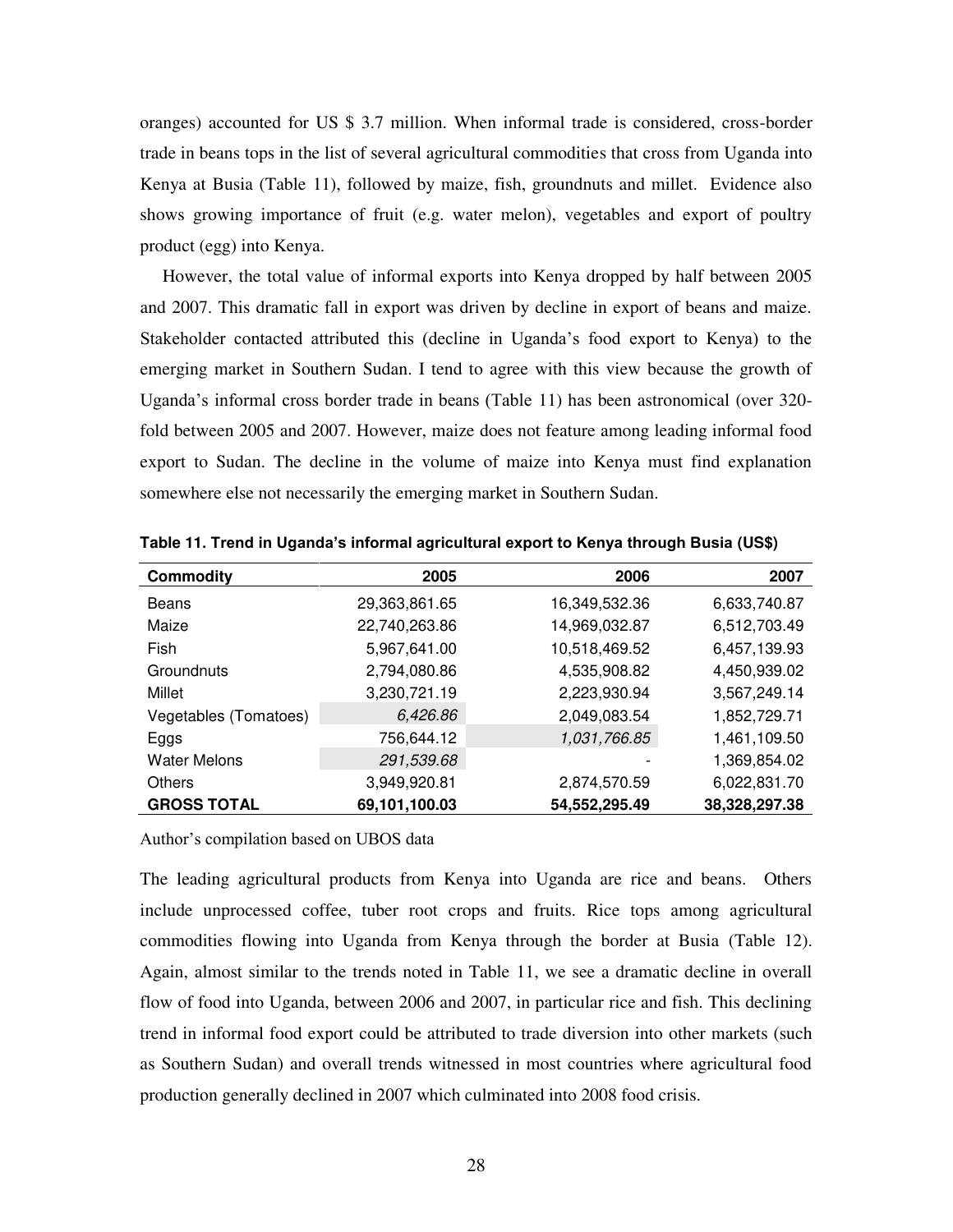oranges) accounted for US $ 3.7 million. When informal trade is considered, cross-border trade in beans tops in the list of several agricultural commodities that cross from Uganda into Kenya at Busia (Table 11), followed by maize, fish, groundnuts and millet. Evidence also shows growing importance of fruit (e.g. water melon), vegetables and export of poultry product (egg) into Kenya.

However, the total value of informal exports into Kenya dropped by half between 2005 and 2007. This dramatic fall in export was driven by decline in export of beans and maize. Stakeholder contacted attributed this (decline in Uganda's food export to Kenya) to the emerging market in Southern Sudan. I tend to agree with this view because the growth of Uganda's informal cross border trade in beans (Table 11) has been astronomical (over 320-fold between 2005 and 2007. However, maize does not feature among leading informal food export to Sudan. The decline in the volume of maize into Kenya must find explanation somewhere else not necessarily the emerging market in Southern Sudan.

**Table 11. Trend in Uganda's informal agricultural export to Kenya through Busia (US$)**

| Commodity | 2005 | 2006 | 2007 |
|---|---|---|---|
| Beans | 29,363,861.65 | 16,349,532.36 | 6,633,740.87 |
| Maize | 22,740,263.86 | 14,969,032.87 | 6,512,703.49 |
| Fish | 5,967,641.00 | 10,518,469.52 | 6,457,139.93 |
| Groundnuts | 2,794,080.86 | 4,535,908.82 | 4,450,939.02 |
| Millet | 3,230,721.19 | 2,223,930.94 | 3,567,249.14 |
| Vegetables (Tomatoes) | *6,426.86* | 2,049,083.54 | 1,852,729.71 |
| Eggs | 756,644.12 | *1,031,766.85* | 1,461,109.50 |
| Water Melons | *291,539.68* | - | 1,369,854.02 |
| Others | 3,949,920.81 | 2,874,570.59 | 6,022,831.70 |
| **GROSS TOTAL** | **69,101,100.03** | **54,552,295.49** | **38,328,297.38** |

Author's compilation based on UBOS data

The leading agricultural products from Kenya into Uganda are rice and beans. Others include unprocessed coffee, tuber root crops and fruits. Rice tops among agricultural commodities flowing into Uganda from Kenya through the border at Busia (Table 12). Again, almost similar to the trends noted in Table 11, we see a dramatic decline in overall flow of food into Uganda, between 2006 and 2007, in particular rice and fish. This declining trend in informal food export could be attributed to trade diversion into other markets (such as Southern Sudan) and overall trends witnessed in most countries where agricultural food production generally declined in 2007 which culminated into 2008 food crisis.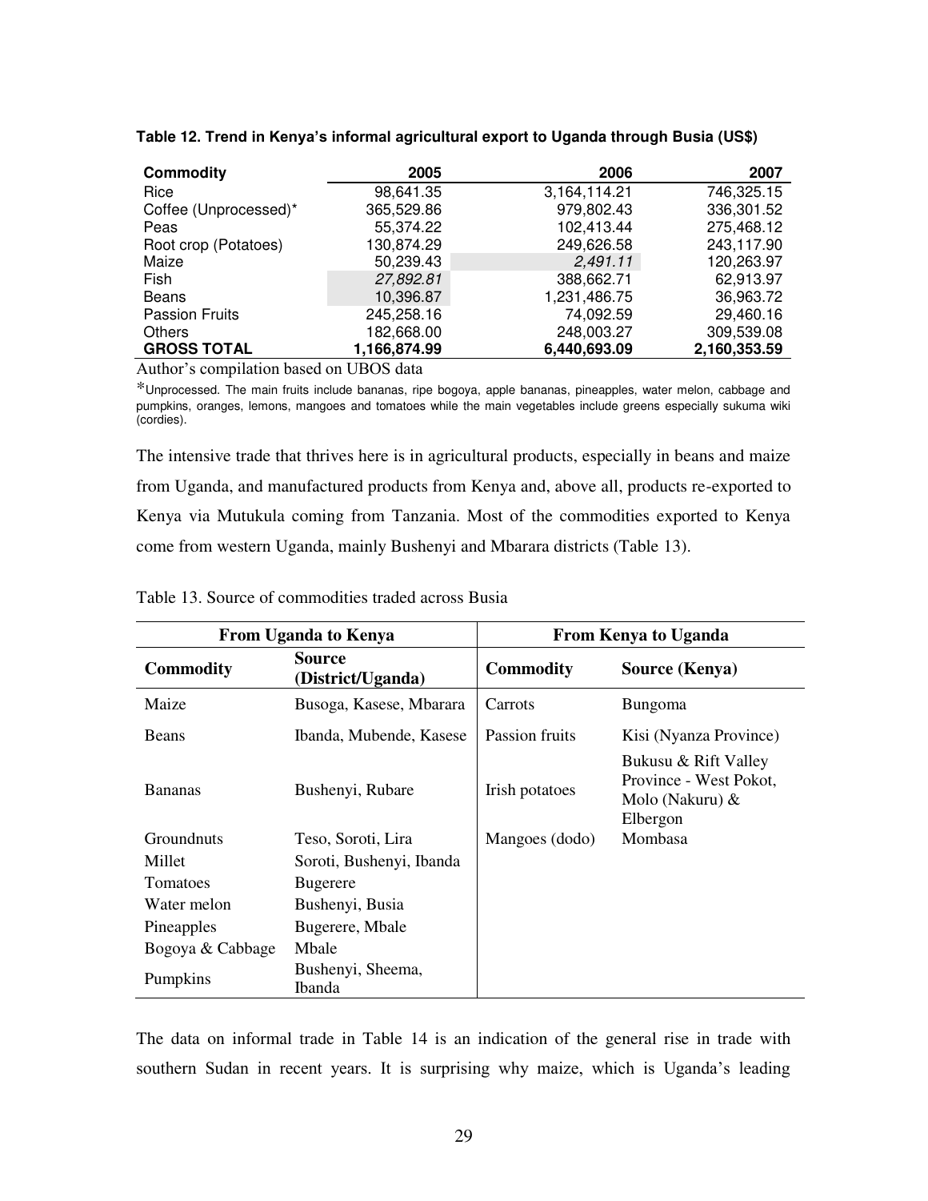**Table 12. Trend in Kenya's informal agricultural export to Uganda through Busia (US$)**

| Commodity | 2005 | 2006 | 2007 |
|---|---|---|---|
| Rice | 98,641.35 | 3,164,114.21 | 746,325.15 |
| Coffee (Unprocessed)* | 365,529.86 | 979,802.43 | 336,301.52 |
| Peas | 55,374.22 | 102,413.44 | 275,468.12 |
| Root crop (Potatoes) | 130,874.29 | 249,626.58 | 243,117.90 |
| Maize | 50,239.43 | *2,491.11* | 120,263.97 |
| Fish | *27,892.81* | 388,662.71 | 62,913.97 |
| Beans | 10,396.87 | 1,231,486.75 | 36,963.72 |
| Passion Fruits | 245,258.16 | 74,092.59 | 29,460.16 |
| Others | 182,668.00 | 248,003.27 | 309,539.08 |
| **GROSS TOTAL** | **1,166,874.99** | **6,440,693.09** | **2,160,353.59** |

Author's compilation based on UBOS data

*Unprocessed. The main fruits include bananas, ripe bogoya, apple bananas, pineapples, water melon, cabbage and pumpkins, oranges, lemons, mangoes and tomatoes while the main vegetables include greens especially sukuma wiki (cordies).

The intensive trade that thrives here is in agricultural products, especially in beans and maize from Uganda, and manufactured products from Kenya and, above all, products re-exported to Kenya via Mutukula coming from Tanzania. Most of the commodities exported to Kenya come from western Uganda, mainly Bushenyi and Mbarara districts (Table 13).

Table 13. Source of commodities traded across Busia

| From Uganda to Kenya | | From Kenya to Uganda | |
|---|---|---|---|
| **Commodity** | **Source (District/Uganda)** | **Commodity** | **Source (Kenya)** |
| Maize | Busoga, Kasese, Mbarara | Carrots | Bungoma |
| Beans | Ibanda, Mubende, Kasese | Passion fruits | Kisi (Nyanza Province) |
| Bananas | Bushenyi, Rubare | Irish potatoes | Bukusu & Rift Valley Province - West Pokot, Molo (Nakuru) & Elbergon |
| Groundnuts | Teso, Soroti, Lira | Mangoes (dodo) | Mombasa |
| Millet | Soroti, Bushenyi, Ibanda | | |
| Tomatoes | Bugerere | | |
| Water melon | Bushenyi, Busia | | |
| Pineapples | Bugerere, Mbale | | |
| Bogoya & Cabbage | Mbale | | |
| Pumpkins | Bushenyi, Sheema, Ibanda | | |

The data on informal trade in Table 14 is an indication of the general rise in trade with southern Sudan in recent years. It is surprising why maize, which is Uganda's leading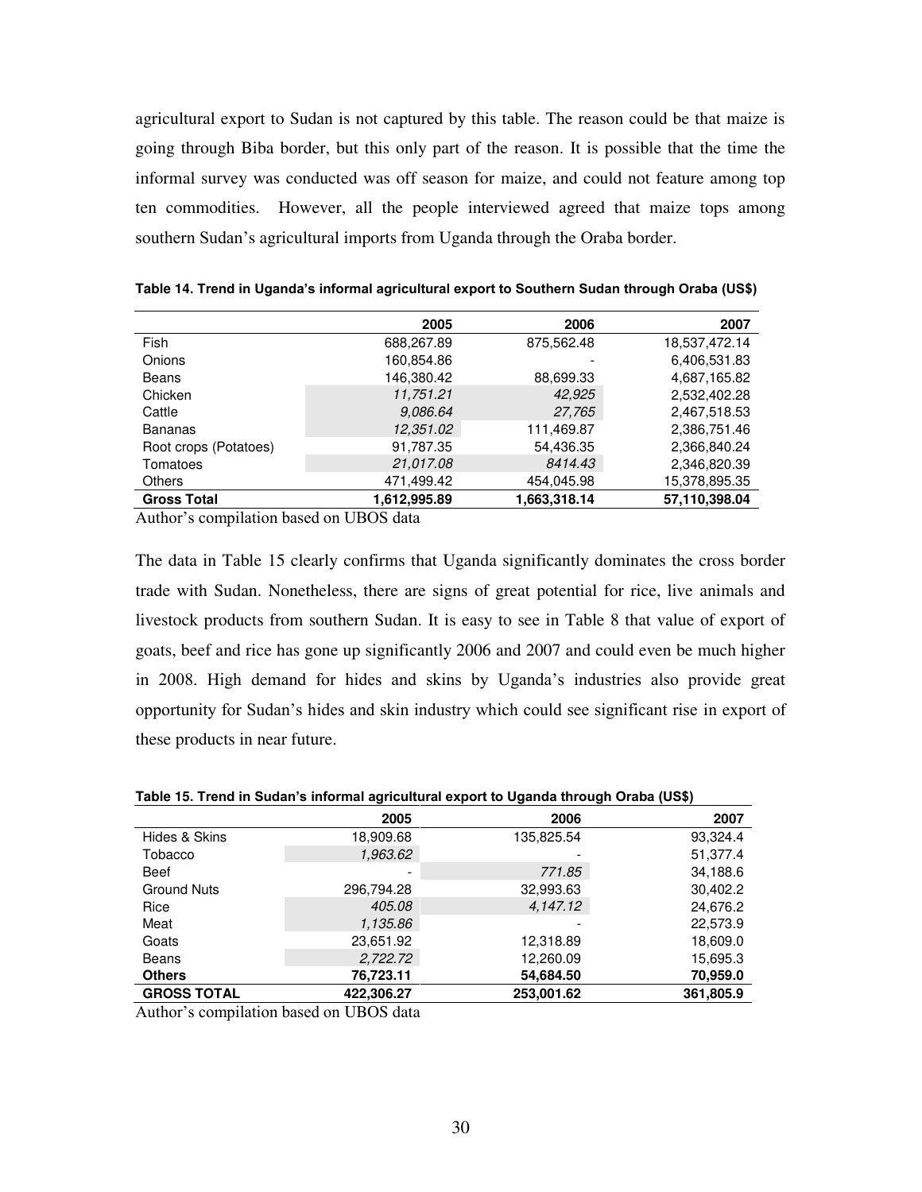agricultural export to Sudan is not captured by this table. The reason could be that maize is going through Biba border, but this only part of the reason. It is possible that the time the informal survey was conducted was off season for maize, and could not feature among top ten commodities. However, all the people interviewed agreed that maize tops among southern Sudan's agricultural imports from Uganda through the Oraba border.

**Table 14. Trend in Uganda's informal agricultural export to Southern Sudan through Oraba (US$)**

| | 2005 | 2006 | 2007 |
|---|---|---|---|
| Fish | 688,267.89 | 875,562.48 | 18,537,472.14 |
| Onions | 160,854.86 | - | 6,406,531.83 |
| Beans | 146,380.42 | 88,699.33 | 4,687,165.82 |
| Chicken | *11,751.21* | *42,925* | 2,532,402.28 |
| Cattle | *9,086.64* | *27,765* | 2,467,518.53 |
| Bananas | *12,351.02* | 111,469.87 | 2,386,751.46 |
| Root crops (Potatoes) | 91,787.35 | 54,436.35 | 2,366,840.24 |
| Tomatoes | *21,017.08* | *8414.43* | 2,346,820.39 |
| Others | 471,499.42 | 454,045.98 | 15,378,895.35 |
| **Gross Total** | **1,612,995.89** | **1,663,318.14** | **57,110,398.04** |

Author's compilation based on UBOS data

The data in Table 15 clearly confirms that Uganda significantly dominates the cross border trade with Sudan. Nonetheless, there are signs of great potential for rice, live animals and livestock products from southern Sudan. It is easy to see in Table 8 that value of export of goats, beef and rice has gone up significantly 2006 and 2007 and could even be much higher in 2008. High demand for hides and skins by Uganda's industries also provide great opportunity for Sudan's hides and skin industry which could see significant rise in export of these products in near future.

**Table 15. Trend in Sudan's informal agricultural export to Uganda through Oraba (US$)**

| | 2005 | 2006 | 2007 |
|---|---|---|---|
| Hides & Skins | 18,909.68 | 135,825.54 | 93,324.4 |
| Tobacco | *1,963.62* | - | 51,377.4 |
| Beef | - | *771.85* | 34,188.6 |
| Ground Nuts | 296,794.28 | 32,993.63 | 30,402.2 |
| Rice | *405.08* | *4,147.12* | 24,676.2 |
| Meat | *1,135.86* | - | 22,573.9 |
| Goats | 23,651.92 | 12,318.89 | 18,609.0 |
| Beans | *2,722.72* | 12,260.09 | 15,695.3 |
| **Others** | **76,723.11** | **54,684.50** | **70,959.0** |
| **GROSS TOTAL** | **422,306.27** | **253,001.62** | **361,805.9** |

Author's compilation based on UBOS data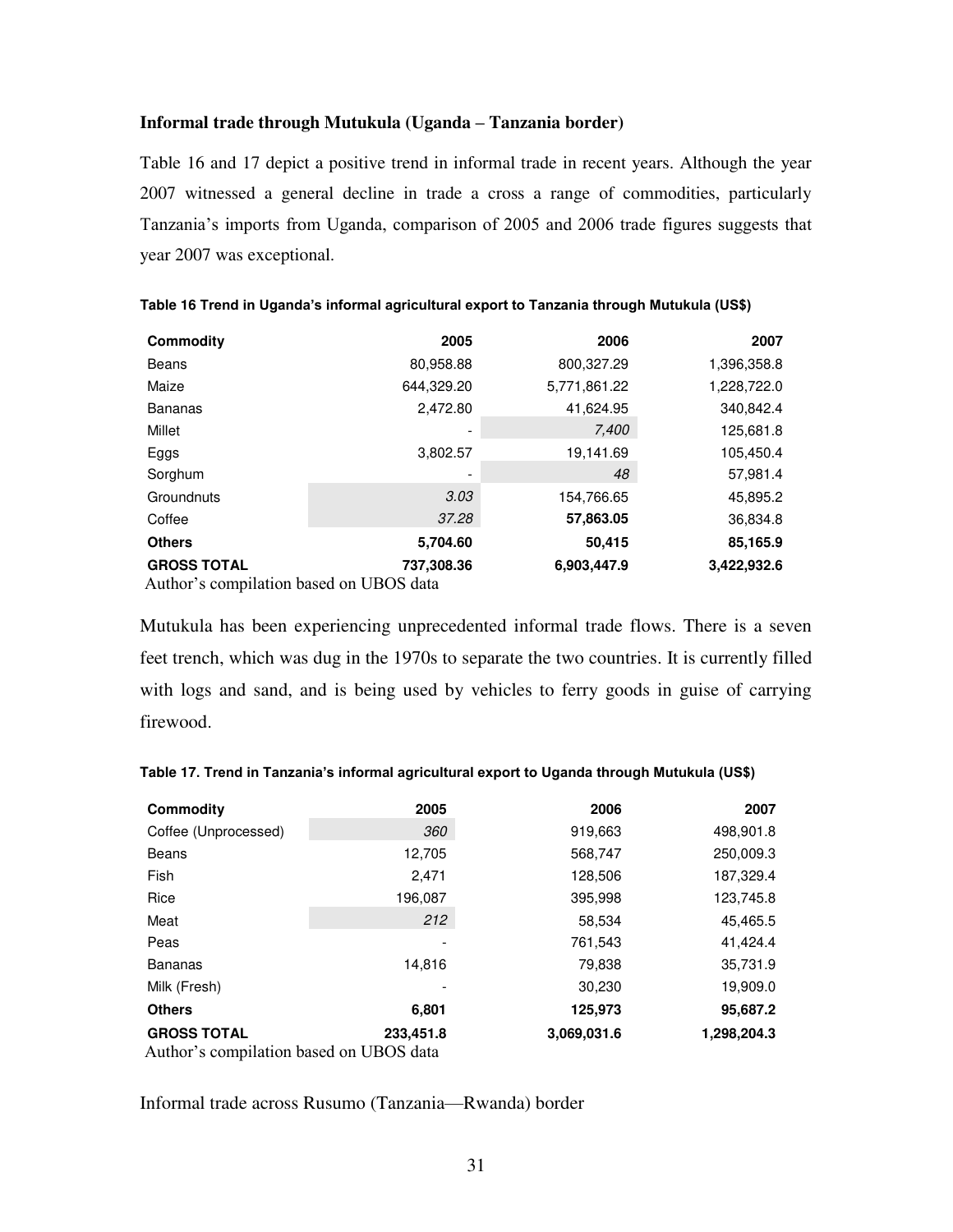**Informal trade through Mutukula (Uganda – Tanzania border)**

Table 16 and 17 depict a positive trend in informal trade in recent years. Although the year 2007 witnessed a general decline in trade a cross a range of commodities, particularly Tanzania's imports from Uganda, comparison of 2005 and 2006 trade figures suggests that year 2007 was exceptional.

**Table 16 Trend in Uganda's informal agricultural export to Tanzania through Mutukula (US$)**

| Commodity | 2005 | 2006 | 2007 |
|---|---|---|---|
| Beans | 80,958.88 | 800,327.29 | 1,396,358.8 |
| Maize | 644,329.20 | 5,771,861.22 | 1,228,722.0 |
| Bananas | 2,472.80 | 41,624.95 | 340,842.4 |
| Millet | - | *7,400* | 125,681.8 |
| Eggs | 3,802.57 | 19,141.69 | 105,450.4 |
| Sorghum | - | *48* | 57,981.4 |
| Groundnuts | *3.03* | 154,766.65 | 45,895.2 |
| Coffee | *37.28* | **57,863.05** | 36,834.8 |
| **Others** | **5,704.60** | **50,415** | **85,165.9** |
| **GROSS TOTAL** | **737,308.36** | **6,903,447.9** | **3,422,932.6** |

Author's compilation based on UBOS data

Mutukula has been experiencing unprecedented informal trade flows. There is a seven feet trench, which was dug in the 1970s to separate the two countries. It is currently filled with logs and sand, and is being used by vehicles to ferry goods in guise of carrying firewood.

**Table 17. Trend in Tanzania's informal agricultural export to Uganda through Mutukula (US$)**

| Commodity | 2005 | 2006 | 2007 |
|---|---|---|---|
| Coffee (Unprocessed) | *360* | 919,663 | 498,901.8 |
| Beans | 12,705 | 568,747 | 250,009.3 |
| Fish | 2,471 | 128,506 | 187,329.4 |
| Rice | 196,087 | 395,998 | 123,745.8 |
| Meat | *212* | 58,534 | 45,465.5 |
| Peas | - | 761,543 | 41,424.4 |
| Bananas | 14,816 | 79,838 | 35,731.9 |
| Milk (Fresh) | - | 30,230 | 19,909.0 |
| **Others** | **6,801** | **125,973** | **95,687.2** |
| **GROSS TOTAL** | **233,451.8** | **3,069,031.6** | **1,298,204.3** |

Author's compilation based on UBOS data

Informal trade across Rusumo (Tanzania—Rwanda) border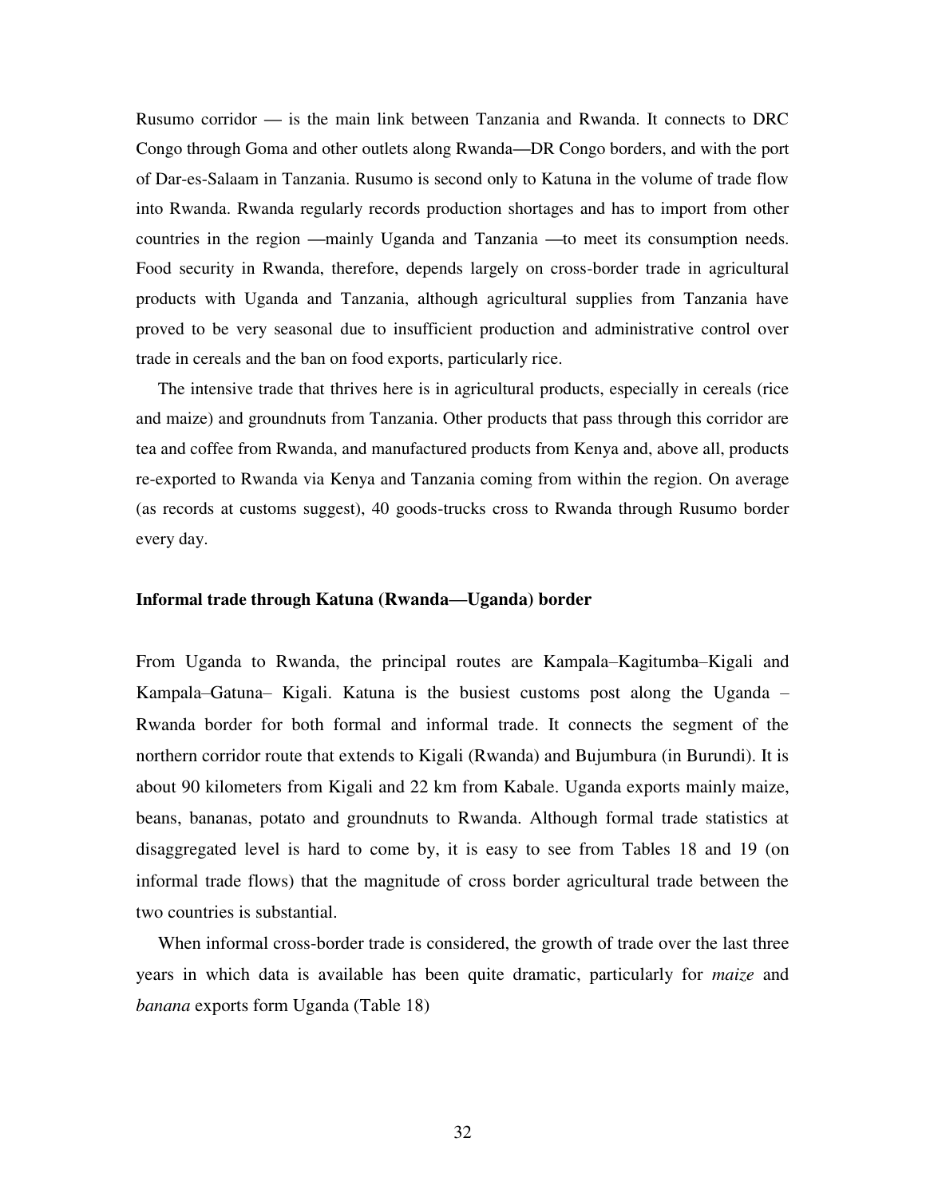Rusumo corridor — is the main link between Tanzania and Rwanda. It connects to DRC Congo through Goma and other outlets along Rwanda—DR Congo borders, and with the port of Dar-es-Salaam in Tanzania. Rusumo is second only to Katuna in the volume of trade flow into Rwanda. Rwanda regularly records production shortages and has to import from other countries in the region —mainly Uganda and Tanzania —to meet its consumption needs. Food security in Rwanda, therefore, depends largely on cross-border trade in agricultural products with Uganda and Tanzania, although agricultural supplies from Tanzania have proved to be very seasonal due to insufficient production and administrative control over trade in cereals and the ban on food exports, particularly rice.

The intensive trade that thrives here is in agricultural products, especially in cereals (rice and maize) and groundnuts from Tanzania. Other products that pass through this corridor are tea and coffee from Rwanda, and manufactured products from Kenya and, above all, products re-exported to Rwanda via Kenya and Tanzania coming from within the region. On average (as records at customs suggest), 40 goods-trucks cross to Rwanda through Rusumo border every day.

### Informal trade through Katuna (Rwanda—Uganda) border

From Uganda to Rwanda, the principal routes are Kampala–Kagitumba–Kigali and Kampala–Gatuna– Kigali. Katuna is the busiest customs post along the Uganda – Rwanda border for both formal and informal trade. It connects the segment of the northern corridor route that extends to Kigali (Rwanda) and Bujumbura (in Burundi). It is about 90 kilometers from Kigali and 22 km from Kabale. Uganda exports mainly maize, beans, bananas, potato and groundnuts to Rwanda. Although formal trade statistics at disaggregated level is hard to come by, it is easy to see from Tables 18 and 19 (on informal trade flows) that the magnitude of cross border agricultural trade between the two countries is substantial.

When informal cross-border trade is considered, the growth of trade over the last three years in which data is available has been quite dramatic, particularly for *maize* and *banana* exports form Uganda (Table 18)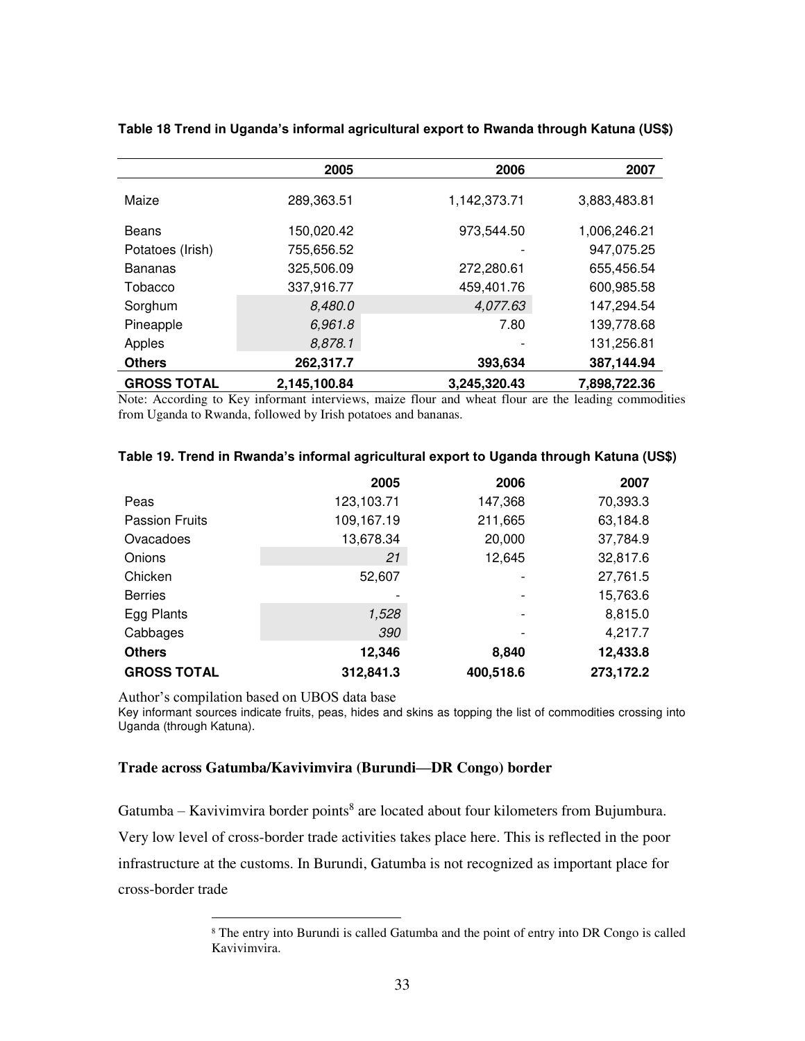**Table 18 Trend in Uganda's informal agricultural export to Rwanda through Katuna (US$)**

| | 2005 | 2006 | 2007 |
|---|---|---|---|
| Maize | 289,363.51 | 1,142,373.71 | 3,883,483.81 |
| Beans | 150,020.42 | 973,544.50 | 1,006,246.21 |
| Potatoes (Irish) | 755,656.52 | - | 947,075.25 |
| Bananas | 325,506.09 | 272,280.61 | 655,456.54 |
| Tobacco | 337,916.77 | 459,401.76 | 600,985.58 |
| Sorghum | *8,480.0* | *4,077.63* | 147,294.54 |
| Pineapple | *6,961.8* | 7.80 | 139,778.68 |
| Apples | *8,878.1* | - | 131,256.81 |
| **Others** | **262,317.7** | **393,634** | **387,144.94** |
| **GROSS TOTAL** | **2,145,100.84** | **3,245,320.43** | **7,898,722.36** |

Note: According to Key informant interviews, maize flour and wheat flour are the leading commodities from Uganda to Rwanda, followed by Irish potatoes and bananas.

**Table 19. Trend in Rwanda's informal agricultural export to Uganda through Katuna (US$)**

| | 2005 | 2006 | 2007 |
|---|---|---|---|
| Peas | 123,103.71 | 147,368 | 70,393.3 |
| Passion Fruits | 109,167.19 | 211,665 | 63,184.8 |
| Ovacadoes | 13,678.34 | 20,000 | 37,784.9 |
| Onions | *21* | 12,645 | 32,817.6 |
| Chicken | 52,607 | - | 27,761.5 |
| Berries | - | - | 15,763.6 |
| Egg Plants | *1,528* | - | 8,815.0 |
| Cabbages | *390* | - | 4,217.7 |
| **Others** | **12,346** | **8,840** | **12,433.8** |
| **GROSS TOTAL** | **312,841.3** | **400,518.6** | **273,172.2** |

Author's compilation based on UBOS data base

Key informant sources indicate fruits, peas, hides and skins as topping the list of commodities crossing into Uganda (through Katuna).

### Trade across Gatumba/Kavivimvira (Burundi—DR Congo) border

Gatumba – Kavivimvira border points[8] are located about four kilometers from Bujumbura. Very low level of cross-border trade activities takes place here. This is reflected in the poor infrastructure at the customs. In Burundi, Gatumba is not recognized as important place for cross-border trade

[8] The entry into Burundi is called Gatumba and the point of entry into DR Congo is called Kavivimvira.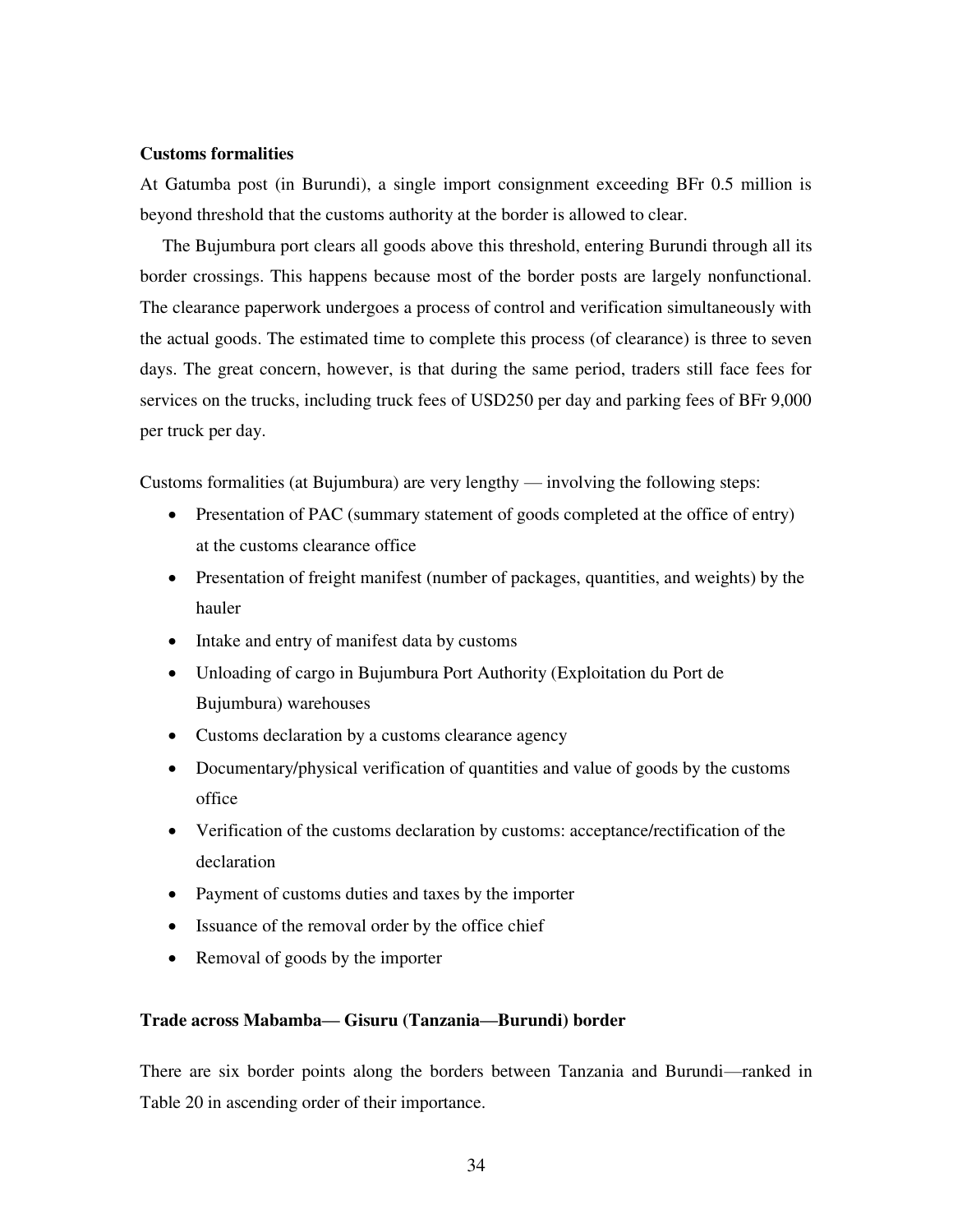**Customs formalities**

At Gatumba post (in Burundi), a single import consignment exceeding BFr 0.5 million is beyond threshold that the customs authority at the border is allowed to clear.

The Bujumbura port clears all goods above this threshold, entering Burundi through all its border crossings. This happens because most of the border posts are largely nonfunctional. The clearance paperwork undergoes a process of control and verification simultaneously with the actual goods. The estimated time to complete this process (of clearance) is three to seven days. The great concern, however, is that during the same period, traders still face fees for services on the trucks, including truck fees of USD250 per day and parking fees of BFr 9,000 per truck per day.

Customs formalities (at Bujumbura) are very lengthy — involving the following steps:

- Presentation of PAC (summary statement of goods completed at the office of entry) at the customs clearance office
- Presentation of freight manifest (number of packages, quantities, and weights) by the hauler
- Intake and entry of manifest data by customs
- Unloading of cargo in Bujumbura Port Authority (Exploitation du Port de Bujumbura) warehouses
- Customs declaration by a customs clearance agency
- Documentary/physical verification of quantities and value of goods by the customs office
- Verification of the customs declaration by customs: acceptance/rectification of the declaration
- Payment of customs duties and taxes by the importer
- Issuance of the removal order by the office chief
- Removal of goods by the importer

**Trade across Mabamba— Gisuru (Tanzania—Burundi) border**

There are six border points along the borders between Tanzania and Burundi—ranked in Table 20 in ascending order of their importance.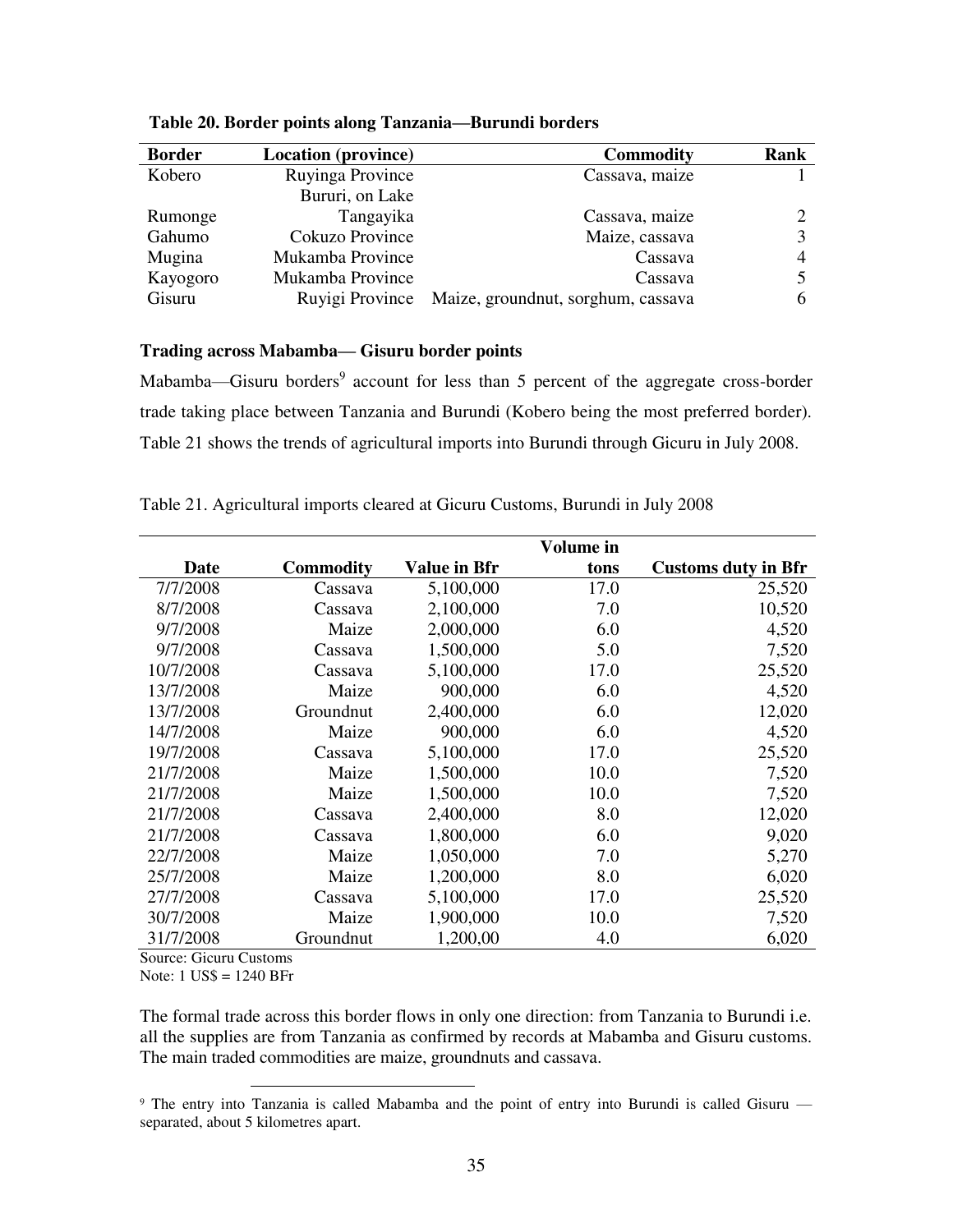**Table 20. Border points along Tanzania—Burundi borders**

| Border | Location (province) | Commodity | Rank |
|---|---|---|---|
| Kobero | Ruyinga Province | Cassava, maize | 1 |
| Rumonge | Bururi, on Lake Tangayika | Cassava, maize | 2 |
| Gahumo | Cokuzo Province | Maize, cassava | 3 |
| Mugina | Mukamba Province | Cassava | 4 |
| Kayogoro | Mukamba Province | Cassava | 5 |
| Gisuru | Ruyigi Province | Maize, groundnut, sorghum, cassava | 6 |

**Trading across Mabamba— Gisuru border points**

Mabamba—Gisuru borders[9] account for less than 5 percent of the aggregate cross-border trade taking place between Tanzania and Burundi (Kobero being the most preferred border). Table 21 shows the trends of agricultural imports into Burundi through Gicuru in July 2008.

Table 21. Agricultural imports cleared at Gicuru Customs, Burundi in July 2008

| Date | Commodity | Value in Bfr | Volume in tons | Customs duty in Bfr |
|---|---|---|---|---|
| 7/7/2008 | Cassava | 5,100,000 | 17.0 | 25,520 |
| 8/7/2008 | Cassava | 2,100,000 | 7.0 | 10,520 |
| 9/7/2008 | Maize | 2,000,000 | 6.0 | 4,520 |
| 9/7/2008 | Cassava | 1,500,000 | 5.0 | 7,520 |
| 10/7/2008 | Cassava | 5,100,000 | 17.0 | 25,520 |
| 13/7/2008 | Maize | 900,000 | 6.0 | 4,520 |
| 13/7/2008 | Groundnut | 2,400,000 | 6.0 | 12,020 |
| 14/7/2008 | Maize | 900,000 | 6.0 | 4,520 |
| 19/7/2008 | Cassava | 5,100,000 | 17.0 | 25,520 |
| 21/7/2008 | Maize | 1,500,000 | 10.0 | 7,520 |
| 21/7/2008 | Maize | 1,500,000 | 10.0 | 7,520 |
| 21/7/2008 | Cassava | 2,400,000 | 8.0 | 12,020 |
| 21/7/2008 | Cassava | 1,800,000 | 6.0 | 9,020 |
| 22/7/2008 | Maize | 1,050,000 | 7.0 | 5,270 |
| 25/7/2008 | Maize | 1,200,000 | 8.0 | 6,020 |
| 27/7/2008 | Cassava | 5,100,000 | 17.0 | 25,520 |
| 30/7/2008 | Maize | 1,900,000 | 10.0 | 7,520 |
| 31/7/2008 | Groundnut | 1,200,00 | 4.0 | 6,020 |

Source: Gicuru Customs
Note: 1 US$ = 1240 BFr

The formal trade across this border flows in only one direction: from Tanzania to Burundi i.e. all the supplies are from Tanzania as confirmed by records at Mabamba and Gisuru customs. The main traded commodities are maize, groundnuts and cassava.

[9] The entry into Tanzania is called Mabamba and the point of entry into Burundi is called Gisuru — separated, about 5 kilometres apart.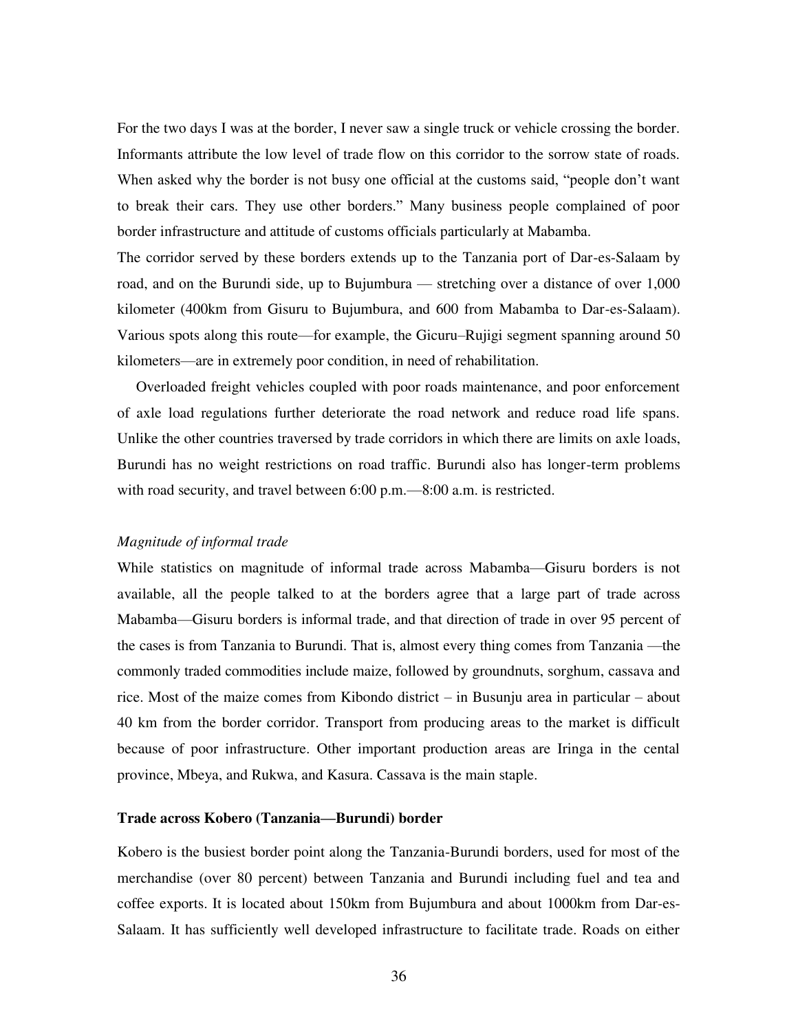For the two days I was at the border, I never saw a single truck or vehicle crossing the border. Informants attribute the low level of trade flow on this corridor to the sorrow state of roads. When asked why the border is not busy one official at the customs said, "people don't want to break their cars. They use other borders." Many business people complained of poor border infrastructure and attitude of customs officials particularly at Mabamba.

The corridor served by these borders extends up to the Tanzania port of Dar-es-Salaam by road, and on the Burundi side, up to Bujumbura — stretching over a distance of over 1,000 kilometer (400km from Gisuru to Bujumbura, and 600 from Mabamba to Dar-es-Salaam). Various spots along this route—for example, the Gicuru–Rujigi segment spanning around 50 kilometers—are in extremely poor condition, in need of rehabilitation.

Overloaded freight vehicles coupled with poor roads maintenance, and poor enforcement of axle load regulations further deteriorate the road network and reduce road life spans. Unlike the other countries traversed by trade corridors in which there are limits on axle loads, Burundi has no weight restrictions on road traffic. Burundi also has longer-term problems with road security, and travel between 6:00 p.m.—8:00 a.m. is restricted.

*Magnitude of informal trade*

While statistics on magnitude of informal trade across Mabamba—Gisuru borders is not available, all the people talked to at the borders agree that a large part of trade across Mabamba—Gisuru borders is informal trade, and that direction of trade in over 95 percent of the cases is from Tanzania to Burundi. That is, almost every thing comes from Tanzania —the commonly traded commodities include maize, followed by groundnuts, sorghum, cassava and rice. Most of the maize comes from Kibondo district – in Busunju area in particular – about 40 km from the border corridor. Transport from producing areas to the market is difficult because of poor infrastructure. Other important production areas are Iringa in the cental province, Mbeya, and Rukwa, and Kasura. Cassava is the main staple.

**Trade across Kobero (Tanzania—Burundi) border**

Kobero is the busiest border point along the Tanzania-Burundi borders, used for most of the merchandise (over 80 percent) between Tanzania and Burundi including fuel and tea and coffee exports. It is located about 150km from Bujumbura and about 1000km from Dar-es-Salaam. It has sufficiently well developed infrastructure to facilitate trade. Roads on either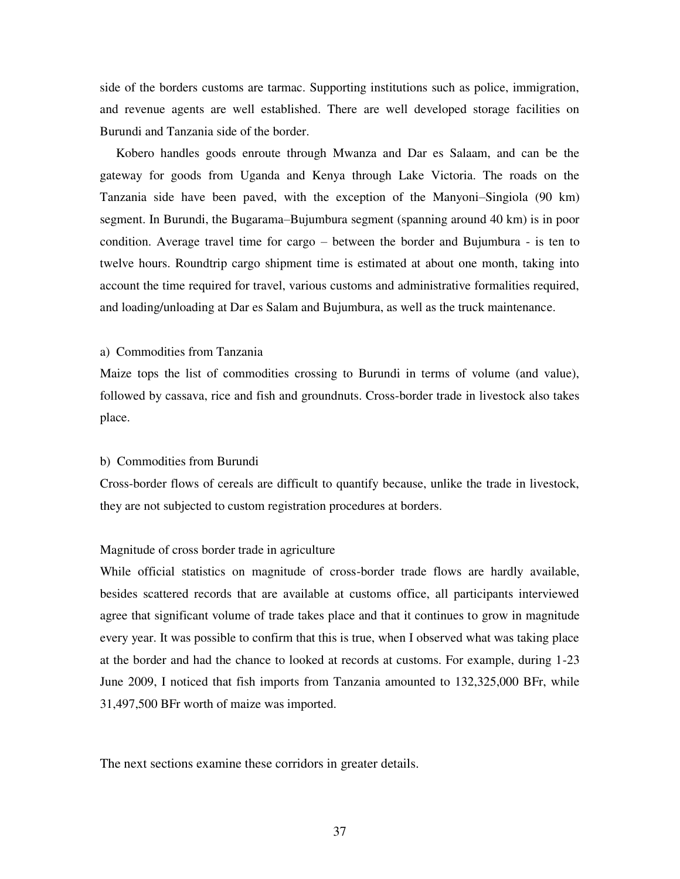side of the borders customs are tarmac. Supporting institutions such as police, immigration, and revenue agents are well established. There are well developed storage facilities on Burundi and Tanzania side of the border.

Kobero handles goods enroute through Mwanza and Dar es Salaam, and can be the gateway for goods from Uganda and Kenya through Lake Victoria. The roads on the Tanzania side have been paved, with the exception of the Manyoni–Singiola (90 km) segment. In Burundi, the Bugarama–Bujumbura segment (spanning around 40 km) is in poor condition. Average travel time for cargo – between the border and Bujumbura - is ten to twelve hours. Roundtrip cargo shipment time is estimated at about one month, taking into account the time required for travel, various customs and administrative formalities required, and loading/unloading at Dar es Salam and Bujumbura, as well as the truck maintenance.

a) Commodities from Tanzania

Maize tops the list of commodities crossing to Burundi in terms of volume (and value), followed by cassava, rice and fish and groundnuts. Cross-border trade in livestock also takes place.

b) Commodities from Burundi

Cross-border flows of cereals are difficult to quantify because, unlike the trade in livestock, they are not subjected to custom registration procedures at borders.

Magnitude of cross border trade in agriculture

While official statistics on magnitude of cross-border trade flows are hardly available, besides scattered records that are available at customs office, all participants interviewed agree that significant volume of trade takes place and that it continues to grow in magnitude every year. It was possible to confirm that this is true, when I observed what was taking place at the border and had the chance to looked at records at customs. For example, during 1-23 June 2009, I noticed that fish imports from Tanzania amounted to 132,325,000 BFr, while 31,497,500 BFr worth of maize was imported.

The next sections examine these corridors in greater details.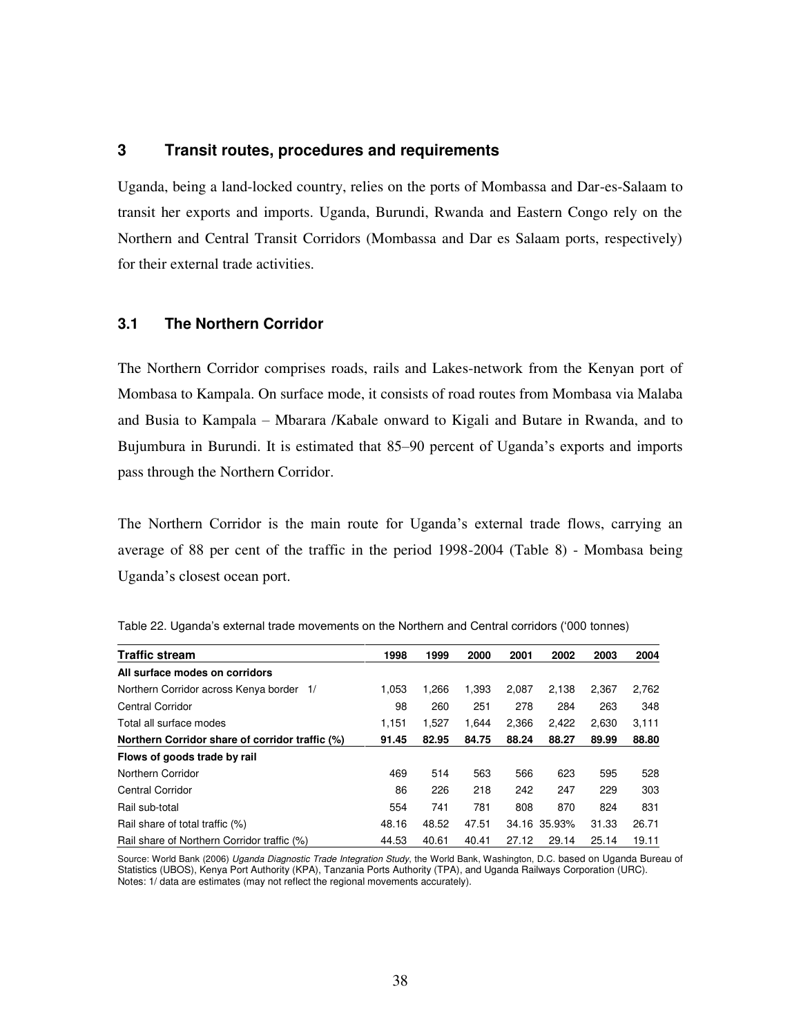## 3 Transit routes, procedures and requirements

Uganda, being a land-locked country, relies on the ports of Mombassa and Dar-es-Salaam to transit her exports and imports. Uganda, Burundi, Rwanda and Eastern Congo rely on the Northern and Central Transit Corridors (Mombassa and Dar es Salaam ports, respectively) for their external trade activities.

### 3.1 The Northern Corridor

The Northern Corridor comprises roads, rails and Lakes-network from the Kenyan port of Mombasa to Kampala. On surface mode, it consists of road routes from Mombasa via Malaba and Busia to Kampala – Mbarara /Kabale onward to Kigali and Butare in Rwanda, and to Bujumbura in Burundi. It is estimated that 85–90 percent of Uganda's exports and imports pass through the Northern Corridor.

The Northern Corridor is the main route for Uganda's external trade flows, carrying an average of 88 per cent of the traffic in the period 1998-2004 (Table 8) - Mombasa being Uganda's closest ocean port.

Table 22. Uganda's external trade movements on the Northern and Central corridors ('000 tonnes)

| Traffic stream | 1998 | 1999 | 2000 | 2001 | 2002 | 2003 | 2004 |
|---|---|---|---|---|---|---|---|
| **All surface modes on corridors** | | | | | | | |
| Northern Corridor across Kenya border 1/ | 1,053 | 1,266 | 1,393 | 2,087 | 2,138 | 2,367 | 2,762 |
| Central Corridor | 98 | 260 | 251 | 278 | 284 | 263 | 348 |
| Total all surface modes | 1,151 | 1,527 | 1,644 | 2,366 | 2,422 | 2,630 | 3,111 |
| **Northern Corridor share of corridor traffic (%)** | **91.45** | **82.95** | **84.75** | **88.24** | **88.27** | **89.99** | **88.80** |
| **Flows of goods trade by rail** | | | | | | | |
| Northern Corridor | 469 | 514 | 563 | 566 | 623 | 595 | 528 |
| Central Corridor | 86 | 226 | 218 | 242 | 247 | 229 | 303 |
| Rail sub-total | 554 | 741 | 781 | 808 | 870 | 824 | 831 |
| Rail share of total traffic (%) | 48.16 | 48.52 | 47.51 | 34.16 | 35.93% | 31.33 | 26.71 |
| Rail share of Northern Corridor traffic (%) | 44.53 | 40.61 | 40.41 | 27.12 | 29.14 | 25.14 | 19.11 |

Source: World Bank (2006) *Uganda Diagnostic Trade Integration Study*, the World Bank, Washington, D.C. based on Uganda Bureau of Statistics (UBOS), Kenya Port Authority (KPA), Tanzania Ports Authority (TPA), and Uganda Railways Corporation (URC).
Notes: 1/ data are estimates (may not reflect the regional movements accurately).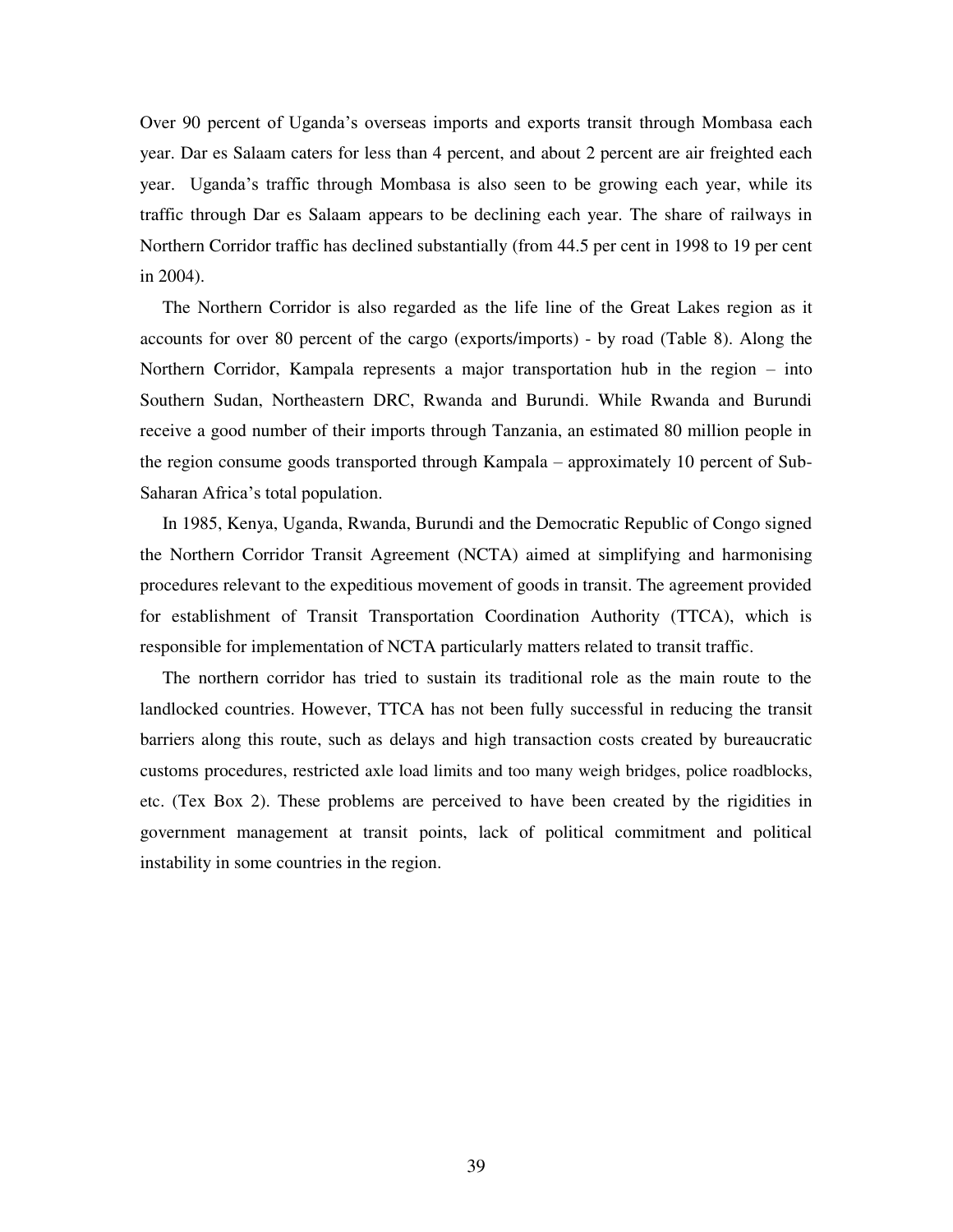Over 90 percent of Uganda's overseas imports and exports transit through Mombasa each year. Dar es Salaam caters for less than 4 percent, and about 2 percent are air freighted each year. Uganda's traffic through Mombasa is also seen to be growing each year, while its traffic through Dar es Salaam appears to be declining each year. The share of railways in Northern Corridor traffic has declined substantially (from 44.5 per cent in 1998 to 19 per cent in 2004).

The Northern Corridor is also regarded as the life line of the Great Lakes region as it accounts for over 80 percent of the cargo (exports/imports) - by road (Table 8). Along the Northern Corridor, Kampala represents a major transportation hub in the region – into Southern Sudan, Northeastern DRC, Rwanda and Burundi. While Rwanda and Burundi receive a good number of their imports through Tanzania, an estimated 80 million people in the region consume goods transported through Kampala – approximately 10 percent of Sub-Saharan Africa's total population.

In 1985, Kenya, Uganda, Rwanda, Burundi and the Democratic Republic of Congo signed the Northern Corridor Transit Agreement (NCTA) aimed at simplifying and harmonising procedures relevant to the expeditious movement of goods in transit. The agreement provided for establishment of Transit Transportation Coordination Authority (TTCA), which is responsible for implementation of NCTA particularly matters related to transit traffic.

The northern corridor has tried to sustain its traditional role as the main route to the landlocked countries. However, TTCA has not been fully successful in reducing the transit barriers along this route, such as delays and high transaction costs created by bureaucratic customs procedures, restricted axle load limits and too many weigh bridges, police roadblocks, etc. (Tex Box 2). These problems are perceived to have been created by the rigidities in government management at transit points, lack of political commitment and political instability in some countries in the region.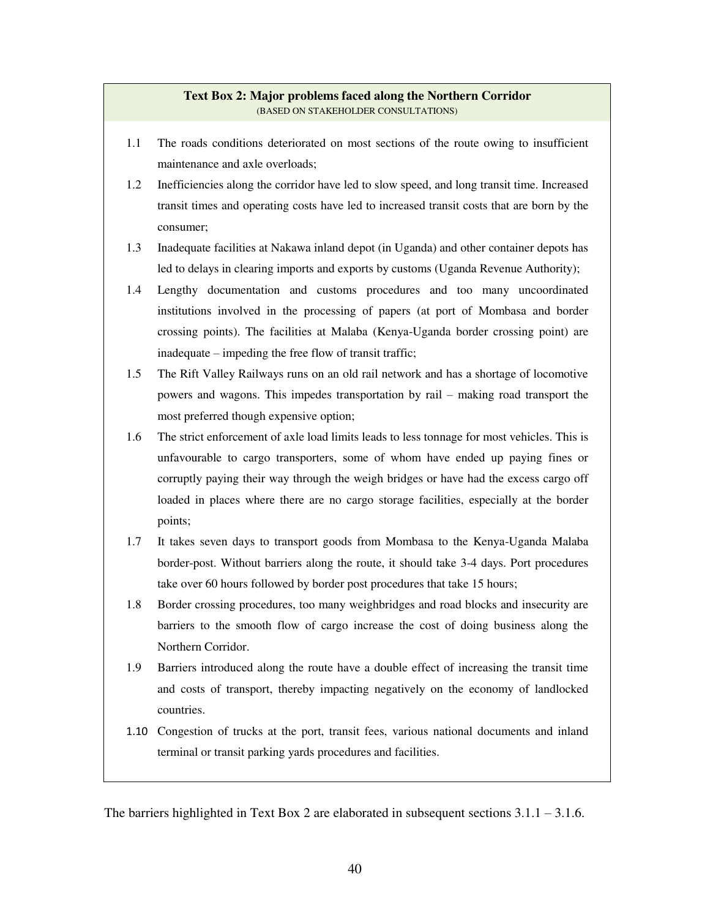**Text Box 2: Major problems faced along the Northern Corridor**

(BASED ON STAKEHOLDER CONSULTATIONS)

1.1 The roads conditions deteriorated on most sections of the route owing to insufficient maintenance and axle overloads;

1.2 Inefficiencies along the corridor have led to slow speed, and long transit time. Increased transit times and operating costs have led to increased transit costs that are born by the consumer;

1.3 Inadequate facilities at Nakawa inland depot (in Uganda) and other container depots has led to delays in clearing imports and exports by customs (Uganda Revenue Authority);

1.4 Lengthy documentation and customs procedures and too many uncoordinated institutions involved in the processing of papers (at port of Mombasa and border crossing points). The facilities at Malaba (Kenya-Uganda border crossing point) are inadequate – impeding the free flow of transit traffic;

1.5 The Rift Valley Railways runs on an old rail network and has a shortage of locomotive powers and wagons. This impedes transportation by rail – making road transport the most preferred though expensive option;

1.6 The strict enforcement of axle load limits leads to less tonnage for most vehicles. This is unfavourable to cargo transporters, some of whom have ended up paying fines or corruptly paying their way through the weigh bridges or have had the excess cargo off loaded in places where there are no cargo storage facilities, especially at the border points;

1.7 It takes seven days to transport goods from Mombasa to the Kenya-Uganda Malaba border-post. Without barriers along the route, it should take 3-4 days. Port procedures take over 60 hours followed by border post procedures that take 15 hours;

1.8 Border crossing procedures, too many weighbridges and road blocks and insecurity are barriers to the smooth flow of cargo increase the cost of doing business along the Northern Corridor.

1.9 Barriers introduced along the route have a double effect of increasing the transit time and costs of transport, thereby impacting negatively on the economy of landlocked countries.

1.10 Congestion of trucks at the port, transit fees, various national documents and inland terminal or transit parking yards procedures and facilities.

The barriers highlighted in Text Box 2 are elaborated in subsequent sections 3.1.1 – 3.1.6.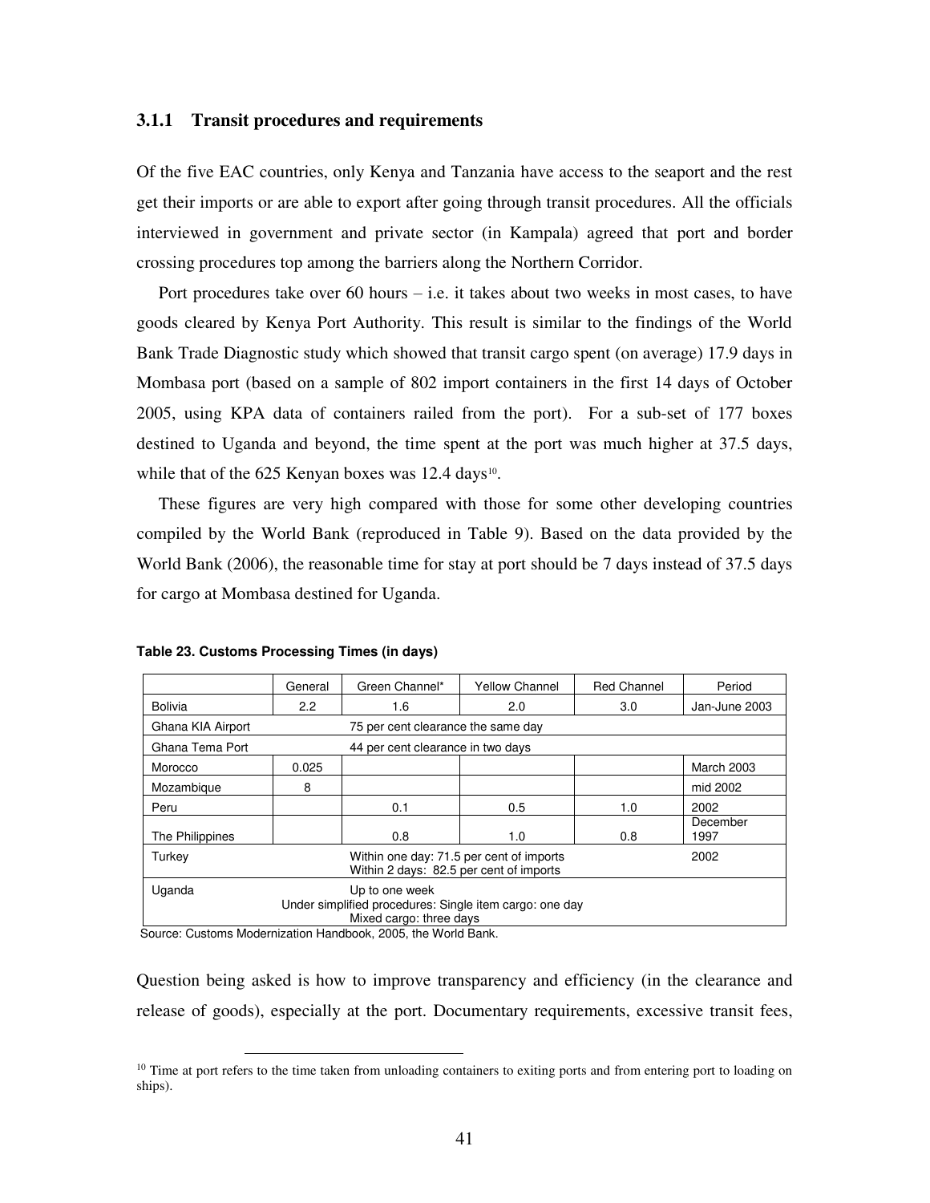### 3.1.1 Transit procedures and requirements

Of the five EAC countries, only Kenya and Tanzania have access to the seaport and the rest get their imports or are able to export after going through transit procedures. All the officials interviewed in government and private sector (in Kampala) agreed that port and border crossing procedures top among the barriers along the Northern Corridor.

Port procedures take over 60 hours – i.e. it takes about two weeks in most cases, to have goods cleared by Kenya Port Authority. This result is similar to the findings of the World Bank Trade Diagnostic study which showed that transit cargo spent (on average) 17.9 days in Mombasa port (based on a sample of 802 import containers in the first 14 days of October 2005, using KPA data of containers railed from the port). For a sub-set of 177 boxes destined to Uganda and beyond, the time spent at the port was much higher at 37.5 days, while that of the 625 Kenyan boxes was 12.4 days[10].

These figures are very high compared with those for some other developing countries compiled by the World Bank (reproduced in Table 9). Based on the data provided by the World Bank (2006), the reasonable time for stay at port should be 7 days instead of 37.5 days for cargo at Mombasa destined for Uganda.

**Table 23. Customs Processing Times (in days)**

| | General | Green Channel* | Yellow Channel | Red Channel | Period |
|---|---|---|---|---|---|
| Bolivia | 2.2 | 1.6 | 2.0 | 3.0 | Jan-June 2003 |
| Ghana KIA Airport | | 75 per cent clearance the same day | | | |
| Ghana Tema Port | | 44 per cent clearance in two days | | | |
| Morocco | 0.025 | | | | March 2003 |
| Mozambique | 8 | | | | mid 2002 |
| Peru | | 0.1 | 0.5 | 1.0 | 2002 |
| The Philippines | | 0.8 | 1.0 | 0.8 | December 1997 |
| Turkey | | Within one day: 71.5 per cent of imports<br>Within 2 days: 82.5 per cent of imports | | | 2002 |
| Uganda | | Up to one week<br>Under simplified procedures: Single item cargo: one day<br>Mixed cargo: three days | | | |

Source: Customs Modernization Handbook, 2005, the World Bank.

Question being asked is how to improve transparency and efficiency (in the clearance and release of goods), especially at the port. Documentary requirements, excessive transit fees,

[10] Time at port refers to the time taken from unloading containers to exiting ports and from entering port to loading on ships).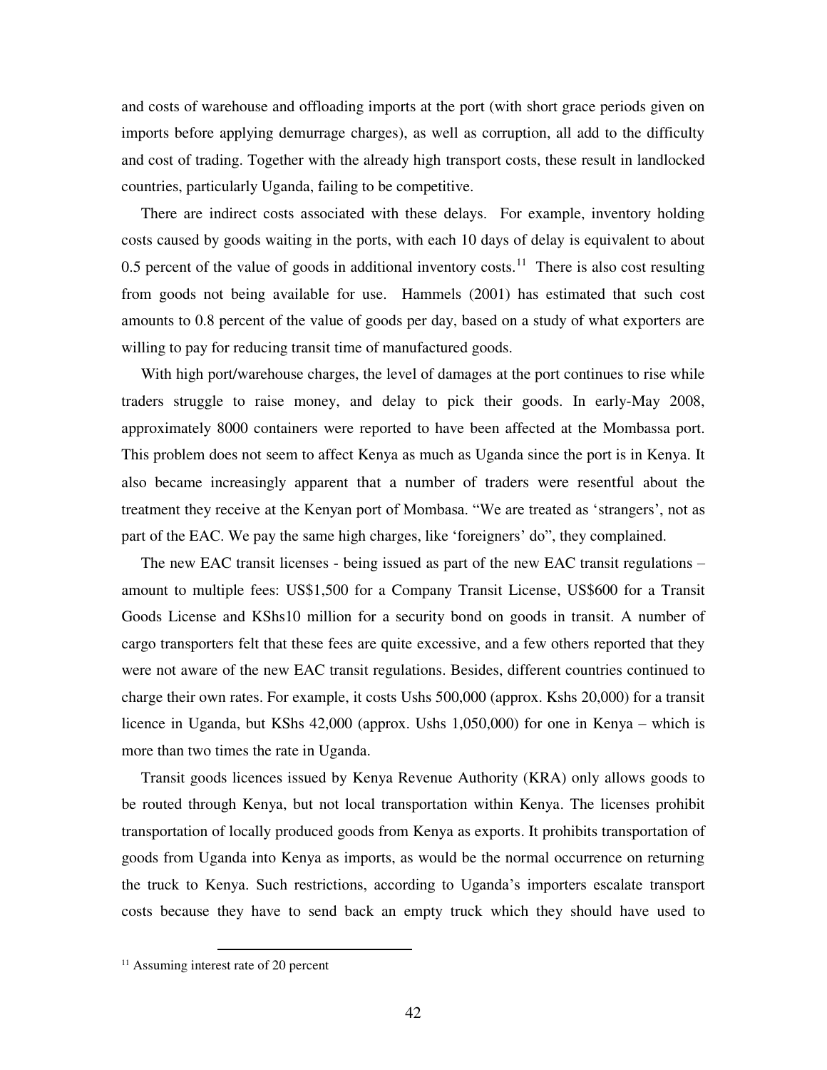and costs of warehouse and offloading imports at the port (with short grace periods given on imports before applying demurrage charges), as well as corruption, all add to the difficulty and cost of trading. Together with the already high transport costs, these result in landlocked countries, particularly Uganda, failing to be competitive.

There are indirect costs associated with these delays. For example, inventory holding costs caused by goods waiting in the ports, with each 10 days of delay is equivalent to about 0.5 percent of the value of goods in additional inventory costs.[11] There is also cost resulting from goods not being available for use. Hammels (2001) has estimated that such cost amounts to 0.8 percent of the value of goods per day, based on a study of what exporters are willing to pay for reducing transit time of manufactured goods.

With high port/warehouse charges, the level of damages at the port continues to rise while traders struggle to raise money, and delay to pick their goods. In early-May 2008, approximately 8000 containers were reported to have been affected at the Mombassa port. This problem does not seem to affect Kenya as much as Uganda since the port is in Kenya. It also became increasingly apparent that a number of traders were resentful about the treatment they receive at the Kenyan port of Mombasa. "We are treated as 'strangers', not as part of the EAC. We pay the same high charges, like 'foreigners' do", they complained.

The new EAC transit licenses - being issued as part of the new EAC transit regulations – amount to multiple fees: US$1,500 for a Company Transit License, US$600 for a Transit Goods License and KShs10 million for a security bond on goods in transit. A number of cargo transporters felt that these fees are quite excessive, and a few others reported that they were not aware of the new EAC transit regulations. Besides, different countries continued to charge their own rates. For example, it costs Ushs 500,000 (approx. Kshs 20,000) for a transit licence in Uganda, but KShs 42,000 (approx. Ushs 1,050,000) for one in Kenya – which is more than two times the rate in Uganda.

Transit goods licences issued by Kenya Revenue Authority (KRA) only allows goods to be routed through Kenya, but not local transportation within Kenya. The licenses prohibit transportation of locally produced goods from Kenya as exports. It prohibits transportation of goods from Uganda into Kenya as imports, as would be the normal occurrence on returning the truck to Kenya. Such restrictions, according to Uganda's importers escalate transport costs because they have to send back an empty truck which they should have used to

[11] Assuming interest rate of 20 percent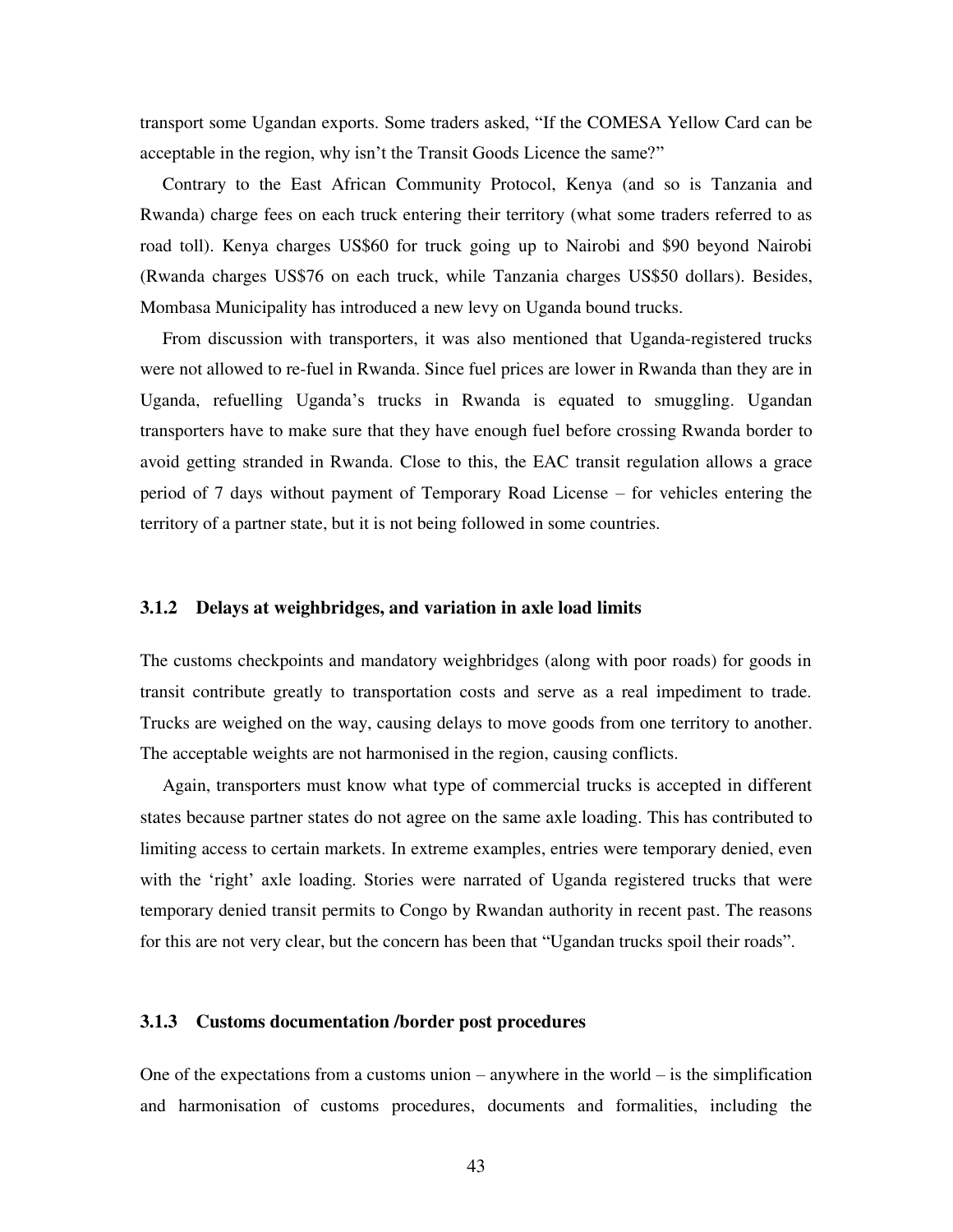transport some Ugandan exports. Some traders asked, "If the COMESA Yellow Card can be acceptable in the region, why isn't the Transit Goods Licence the same?"

Contrary to the East African Community Protocol, Kenya (and so is Tanzania and Rwanda) charge fees on each truck entering their territory (what some traders referred to as road toll). Kenya charges US$60 for truck going up to Nairobi and $90 beyond Nairobi (Rwanda charges US$76 on each truck, while Tanzania charges US$50 dollars). Besides, Mombasa Municipality has introduced a new levy on Uganda bound trucks.

From discussion with transporters, it was also mentioned that Uganda-registered trucks were not allowed to re-fuel in Rwanda. Since fuel prices are lower in Rwanda than they are in Uganda, refuelling Uganda's trucks in Rwanda is equated to smuggling. Ugandan transporters have to make sure that they have enough fuel before crossing Rwanda border to avoid getting stranded in Rwanda. Close to this, the EAC transit regulation allows a grace period of 7 days without payment of Temporary Road License – for vehicles entering the territory of a partner state, but it is not being followed in some countries.

### 3.1.2 Delays at weighbridges, and variation in axle load limits

The customs checkpoints and mandatory weighbridges (along with poor roads) for goods in transit contribute greatly to transportation costs and serve as a real impediment to trade. Trucks are weighed on the way, causing delays to move goods from one territory to another. The acceptable weights are not harmonised in the region, causing conflicts.

Again, transporters must know what type of commercial trucks is accepted in different states because partner states do not agree on the same axle loading. This has contributed to limiting access to certain markets. In extreme examples, entries were temporary denied, even with the 'right' axle loading. Stories were narrated of Uganda registered trucks that were temporary denied transit permits to Congo by Rwandan authority in recent past. The reasons for this are not very clear, but the concern has been that "Ugandan trucks spoil their roads".

### 3.1.3 Customs documentation /border post procedures

One of the expectations from a customs union – anywhere in the world – is the simplification and harmonisation of customs procedures, documents and formalities, including the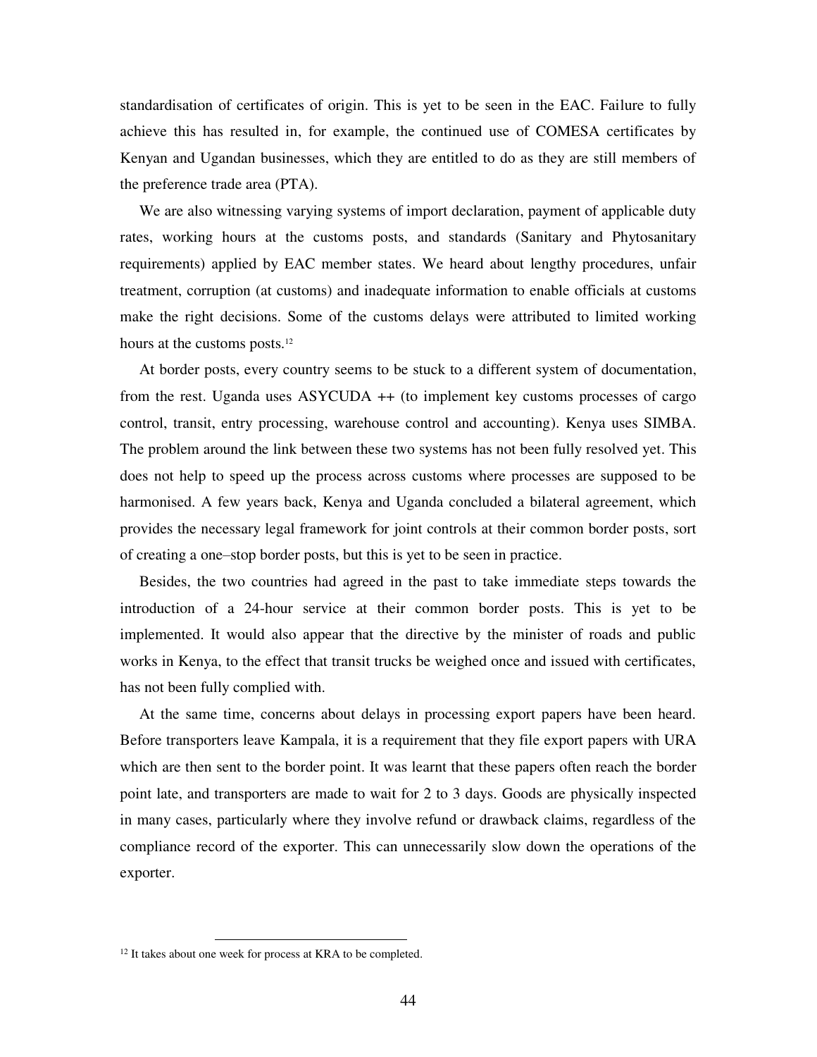standardisation of certificates of origin. This is yet to be seen in the EAC. Failure to fully achieve this has resulted in, for example, the continued use of COMESA certificates by Kenyan and Ugandan businesses, which they are entitled to do as they are still members of the preference trade area (PTA).

We are also witnessing varying systems of import declaration, payment of applicable duty rates, working hours at the customs posts, and standards (Sanitary and Phytosanitary requirements) applied by EAC member states. We heard about lengthy procedures, unfair treatment, corruption (at customs) and inadequate information to enable officials at customs make the right decisions. Some of the customs delays were attributed to limited working hours at the customs posts.[12]

At border posts, every country seems to be stuck to a different system of documentation, from the rest. Uganda uses ASYCUDA ++ (to implement key customs processes of cargo control, transit, entry processing, warehouse control and accounting). Kenya uses SIMBA. The problem around the link between these two systems has not been fully resolved yet. This does not help to speed up the process across customs where processes are supposed to be harmonised. A few years back, Kenya and Uganda concluded a bilateral agreement, which provides the necessary legal framework for joint controls at their common border posts, sort of creating a one–stop border posts, but this is yet to be seen in practice.

Besides, the two countries had agreed in the past to take immediate steps towards the introduction of a 24-hour service at their common border posts. This is yet to be implemented. It would also appear that the directive by the minister of roads and public works in Kenya, to the effect that transit trucks be weighed once and issued with certificates, has not been fully complied with.

At the same time, concerns about delays in processing export papers have been heard. Before transporters leave Kampala, it is a requirement that they file export papers with URA which are then sent to the border point. It was learnt that these papers often reach the border point late, and transporters are made to wait for 2 to 3 days. Goods are physically inspected in many cases, particularly where they involve refund or drawback claims, regardless of the compliance record of the exporter. This can unnecessarily slow down the operations of the exporter.

[12] It takes about one week for process at KRA to be completed.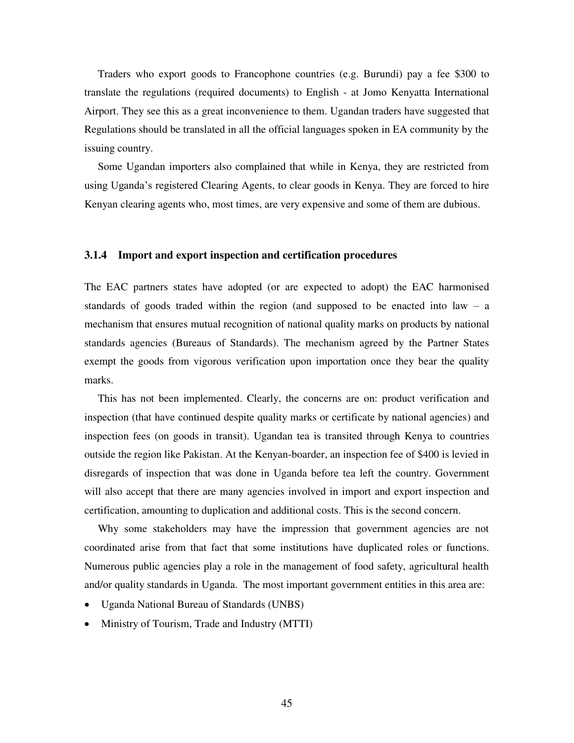Traders who export goods to Francophone countries (e.g. Burundi) pay a fee $300 to translate the regulations (required documents) to English - at Jomo Kenyatta International Airport. They see this as a great inconvenience to them. Ugandan traders have suggested that Regulations should be translated in all the official languages spoken in EA community by the issuing country.

Some Ugandan importers also complained that while in Kenya, they are restricted from using Uganda's registered Clearing Agents, to clear goods in Kenya. They are forced to hire Kenyan clearing agents who, most times, are very expensive and some of them are dubious.

### 3.1.4 Import and export inspection and certification procedures

The EAC partners states have adopted (or are expected to adopt) the EAC harmonised standards of goods traded within the region (and supposed to be enacted into law – a mechanism that ensures mutual recognition of national quality marks on products by national standards agencies (Bureaus of Standards). The mechanism agreed by the Partner States exempt the goods from vigorous verification upon importation once they bear the quality marks.

This has not been implemented. Clearly, the concerns are on: product verification and inspection (that have continued despite quality marks or certificate by national agencies) and inspection fees (on goods in transit). Ugandan tea is transited through Kenya to countries outside the region like Pakistan. At the Kenyan-boarder, an inspection fee of $400 is levied in disregards of inspection that was done in Uganda before tea left the country. Government will also accept that there are many agencies involved in import and export inspection and certification, amounting to duplication and additional costs. This is the second concern.

Why some stakeholders may have the impression that government agencies are not coordinated arise from that fact that some institutions have duplicated roles or functions. Numerous public agencies play a role in the management of food safety, agricultural health and/or quality standards in Uganda. The most important government entities in this area are:

- Uganda National Bureau of Standards (UNBS)
- Ministry of Tourism, Trade and Industry (MTTI)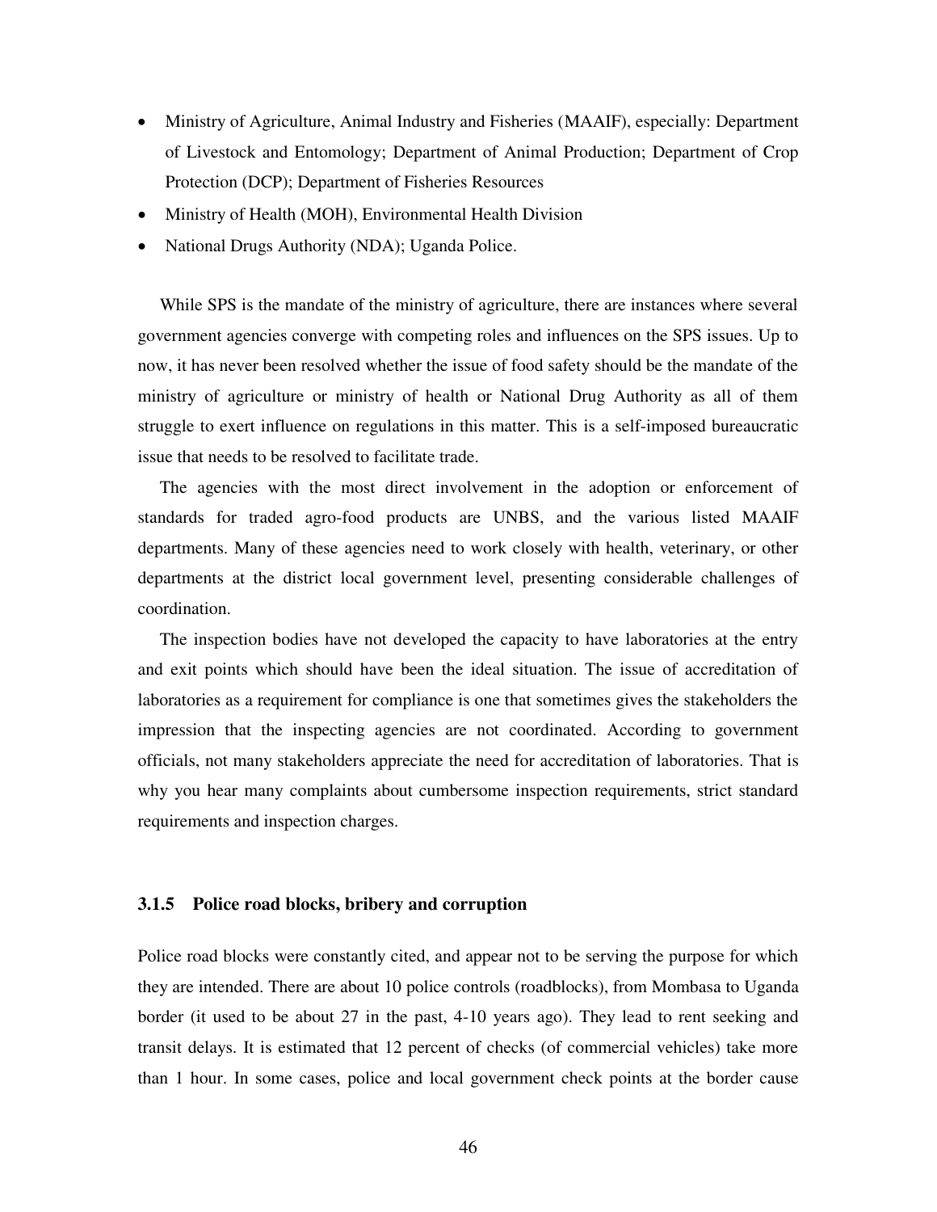- Ministry of Agriculture, Animal Industry and Fisheries (MAAIF), especially: Department of Livestock and Entomology; Department of Animal Production; Department of Crop Protection (DCP); Department of Fisheries Resources
- Ministry of Health (MOH), Environmental Health Division
- National Drugs Authority (NDA); Uganda Police.

While SPS is the mandate of the ministry of agriculture, there are instances where several government agencies converge with competing roles and influences on the SPS issues. Up to now, it has never been resolved whether the issue of food safety should be the mandate of the ministry of agriculture or ministry of health or National Drug Authority as all of them struggle to exert influence on regulations in this matter. This is a self-imposed bureaucratic issue that needs to be resolved to facilitate trade.

The agencies with the most direct involvement in the adoption or enforcement of standards for traded agro-food products are UNBS, and the various listed MAAIF departments. Many of these agencies need to work closely with health, veterinary, or other departments at the district local government level, presenting considerable challenges of coordination.

The inspection bodies have not developed the capacity to have laboratories at the entry and exit points which should have been the ideal situation. The issue of accreditation of laboratories as a requirement for compliance is one that sometimes gives the stakeholders the impression that the inspecting agencies are not coordinated. According to government officials, not many stakeholders appreciate the need for accreditation of laboratories. That is why you hear many complaints about cumbersome inspection requirements, strict standard requirements and inspection charges.

### 3.1.5 Police road blocks, bribery and corruption

Police road blocks were constantly cited, and appear not to be serving the purpose for which they are intended. There are about 10 police controls (roadblocks), from Mombasa to Uganda border (it used to be about 27 in the past, 4-10 years ago). They lead to rent seeking and transit delays. It is estimated that 12 percent of checks (of commercial vehicles) take more than 1 hour. In some cases, police and local government check points at the border cause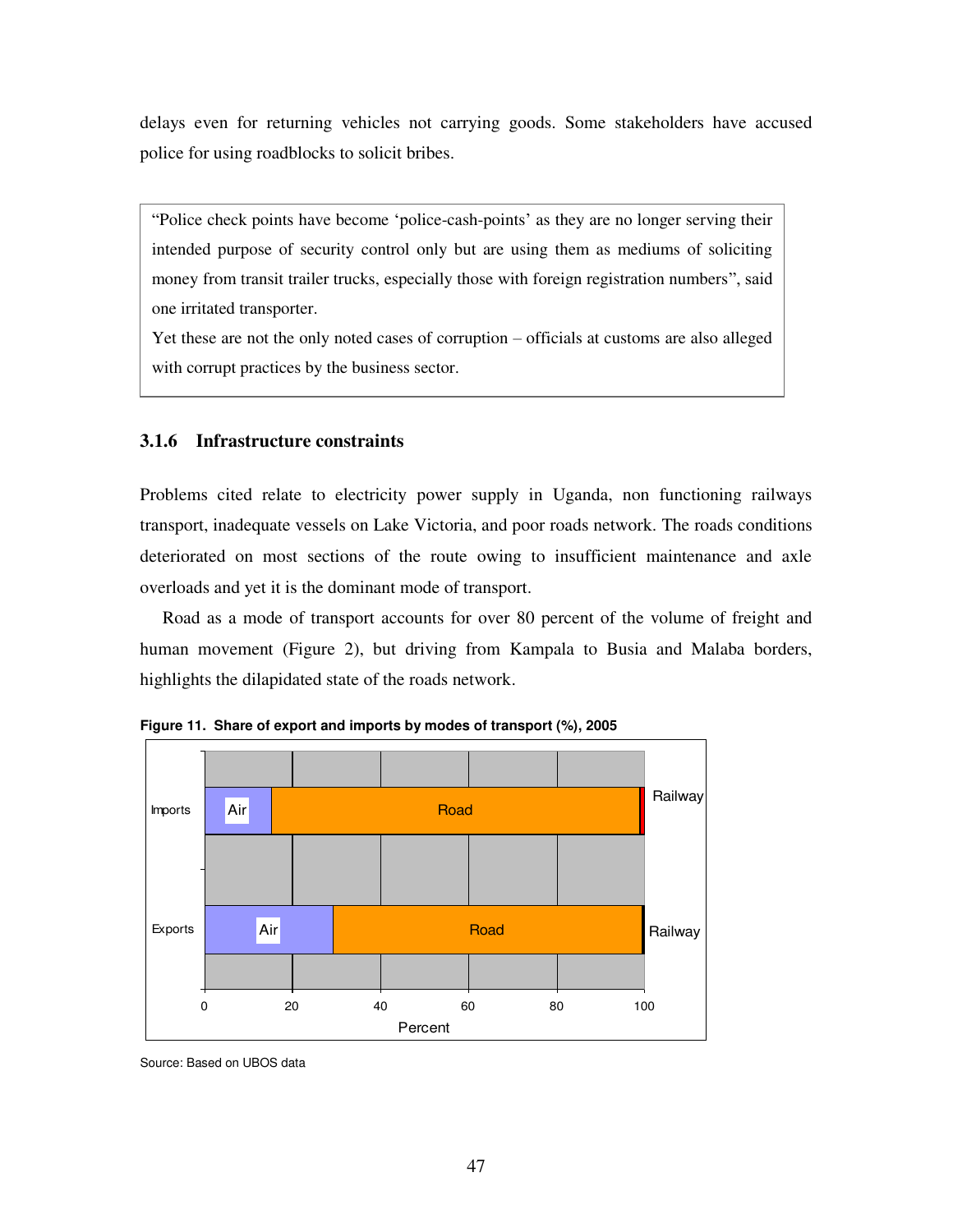delays even for returning vehicles not carrying goods. Some stakeholders have accused police for using roadblocks to solicit bribes.

> "Police check points have become 'police-cash-points' as they are no longer serving their intended purpose of security control only but are using them as mediums of soliciting money from transit trailer trucks, especially those with foreign registration numbers", said one irritated transporter.
>
> Yet these are not the only noted cases of corruption – officials at customs are also alleged with corrupt practices by the business sector.

### 3.1.6 Infrastructure constraints

Problems cited relate to electricity power supply in Uganda, non functioning railways transport, inadequate vessels on Lake Victoria, and poor roads network. The roads conditions deteriorated on most sections of the route owing to insufficient maintenance and axle overloads and yet it is the dominant mode of transport.

Road as a mode of transport accounts for over 80 percent of the volume of freight and human movement (Figure 2), but driving from Kampala to Busia and Malaba borders, highlights the dilapidated state of the roads network.

**Figure 11. Share of export and imports by modes of transport (%), 2005**

Source: Based on UBOS data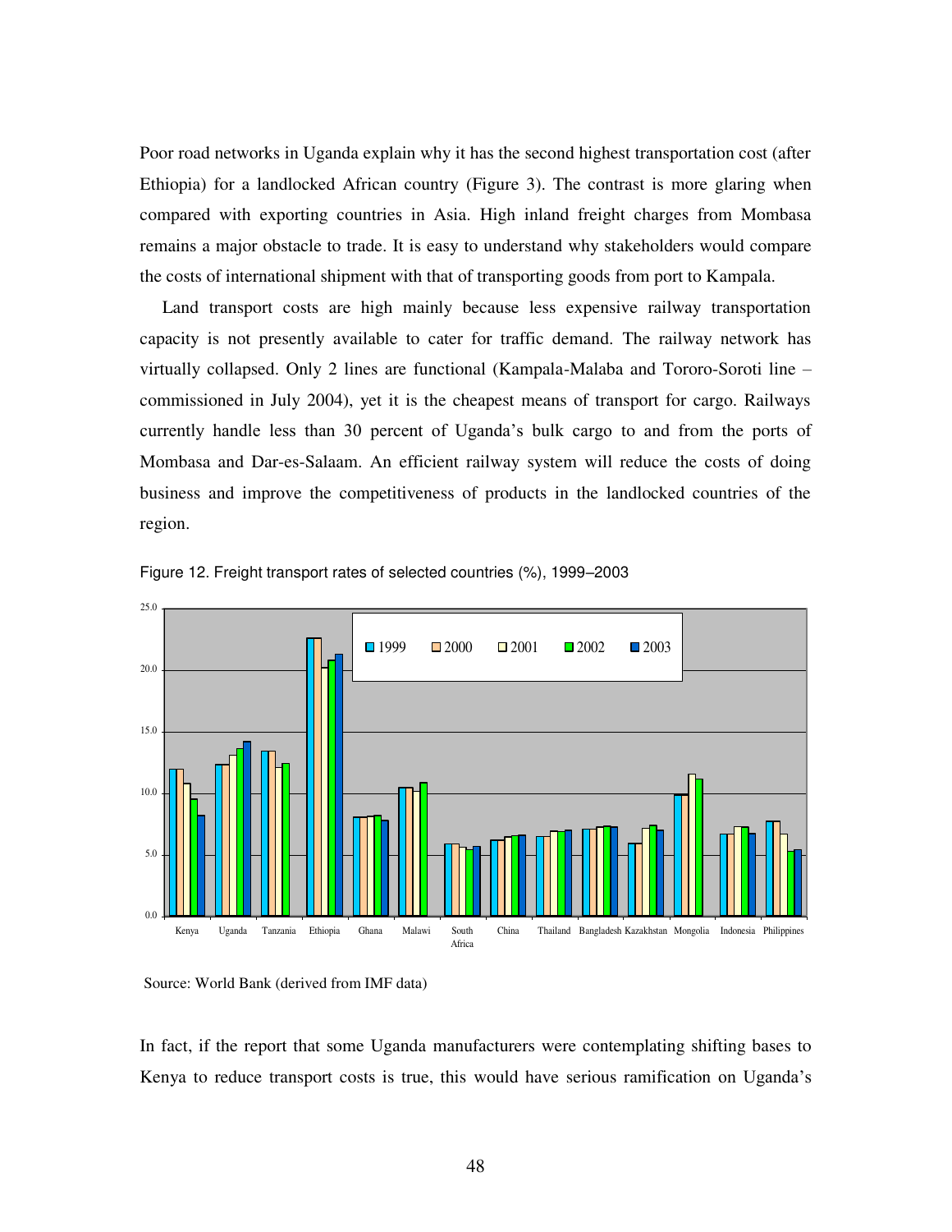Poor road networks in Uganda explain why it has the second highest transportation cost (after Ethiopia) for a landlocked African country (Figure 3). The contrast is more glaring when compared with exporting countries in Asia. High inland freight charges from Mombasa remains a major obstacle to trade. It is easy to understand why stakeholders would compare the costs of international shipment with that of transporting goods from port to Kampala.

Land transport costs are high mainly because less expensive railway transportation capacity is not presently available to cater for traffic demand. The railway network has virtually collapsed. Only 2 lines are functional (Kampala-Malaba and Tororo-Soroti line – commissioned in July 2004), yet it is the cheapest means of transport for cargo. Railways currently handle less than 30 percent of Uganda's bulk cargo to and from the ports of Mombasa and Dar-es-Salaam. An efficient railway system will reduce the costs of doing business and improve the competitiveness of products in the landlocked countries of the region.

Figure 12. Freight transport rates of selected countries (%), 1999–2003

Source: World Bank (derived from IMF data)

In fact, if the report that some Uganda manufacturers were contemplating shifting bases to Kenya to reduce transport costs is true, this would have serious ramification on Uganda's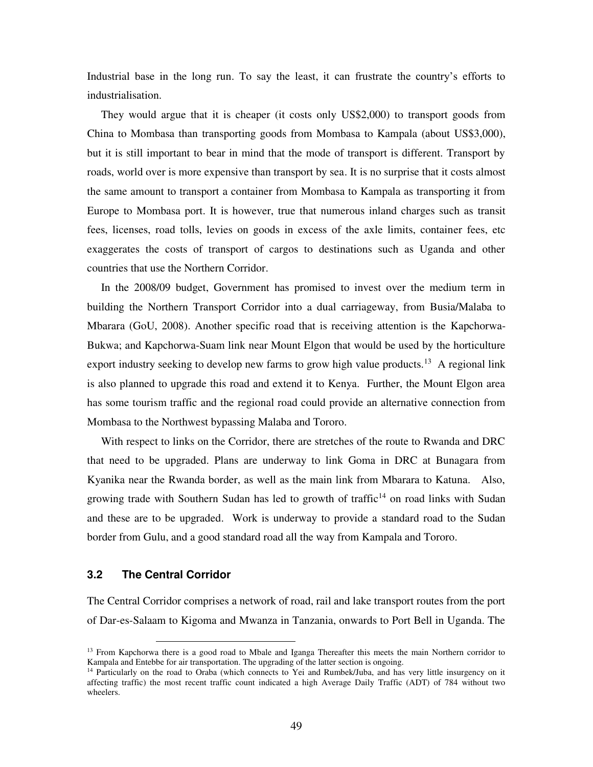Industrial base in the long run. To say the least, it can frustrate the country's efforts to industrialisation.

They would argue that it is cheaper (it costs only US$2,000) to transport goods from China to Mombasa than transporting goods from Mombasa to Kampala (about US$3,000), but it is still important to bear in mind that the mode of transport is different. Transport by roads, world over is more expensive than transport by sea. It is no surprise that it costs almost the same amount to transport a container from Mombasa to Kampala as transporting it from Europe to Mombasa port. It is however, true that numerous inland charges such as transit fees, licenses, road tolls, levies on goods in excess of the axle limits, container fees, etc exaggerates the costs of transport of cargos to destinations such as Uganda and other countries that use the Northern Corridor.

In the 2008/09 budget, Government has promised to invest over the medium term in building the Northern Transport Corridor into a dual carriageway, from Busia/Malaba to Mbarara (GoU, 2008). Another specific road that is receiving attention is the Kapchorwa-Bukwa; and Kapchorwa-Suam link near Mount Elgon that would be used by the horticulture export industry seeking to develop new farms to grow high value products.[13] A regional link is also planned to upgrade this road and extend it to Kenya. Further, the Mount Elgon area has some tourism traffic and the regional road could provide an alternative connection from Mombasa to the Northwest bypassing Malaba and Tororo.

With respect to links on the Corridor, there are stretches of the route to Rwanda and DRC that need to be upgraded. Plans are underway to link Goma in DRC at Bunagara from Kyanika near the Rwanda border, as well as the main link from Mbarara to Katuna. Also, growing trade with Southern Sudan has led to growth of traffic[14] on road links with Sudan and these are to be upgraded. Work is underway to provide a standard road to the Sudan border from Gulu, and a good standard road all the way from Kampala and Tororo.

### 3.2 The Central Corridor

The Central Corridor comprises a network of road, rail and lake transport routes from the port of Dar-es-Salaam to Kigoma and Mwanza in Tanzania, onwards to Port Bell in Uganda. The

---

[13] From Kapchorwa there is a good road to Mbale and Iganga Thereafter this meets the main Northern corridor to Kampala and Entebbe for air transportation. The upgrading of the latter section is ongoing.

[14] Particularly on the road to Oraba (which connects to Yei and Rumbek/Juba, and has very little insurgency on it affecting traffic) the most recent traffic count indicated a high Average Daily Traffic (ADT) of 784 without two wheelers.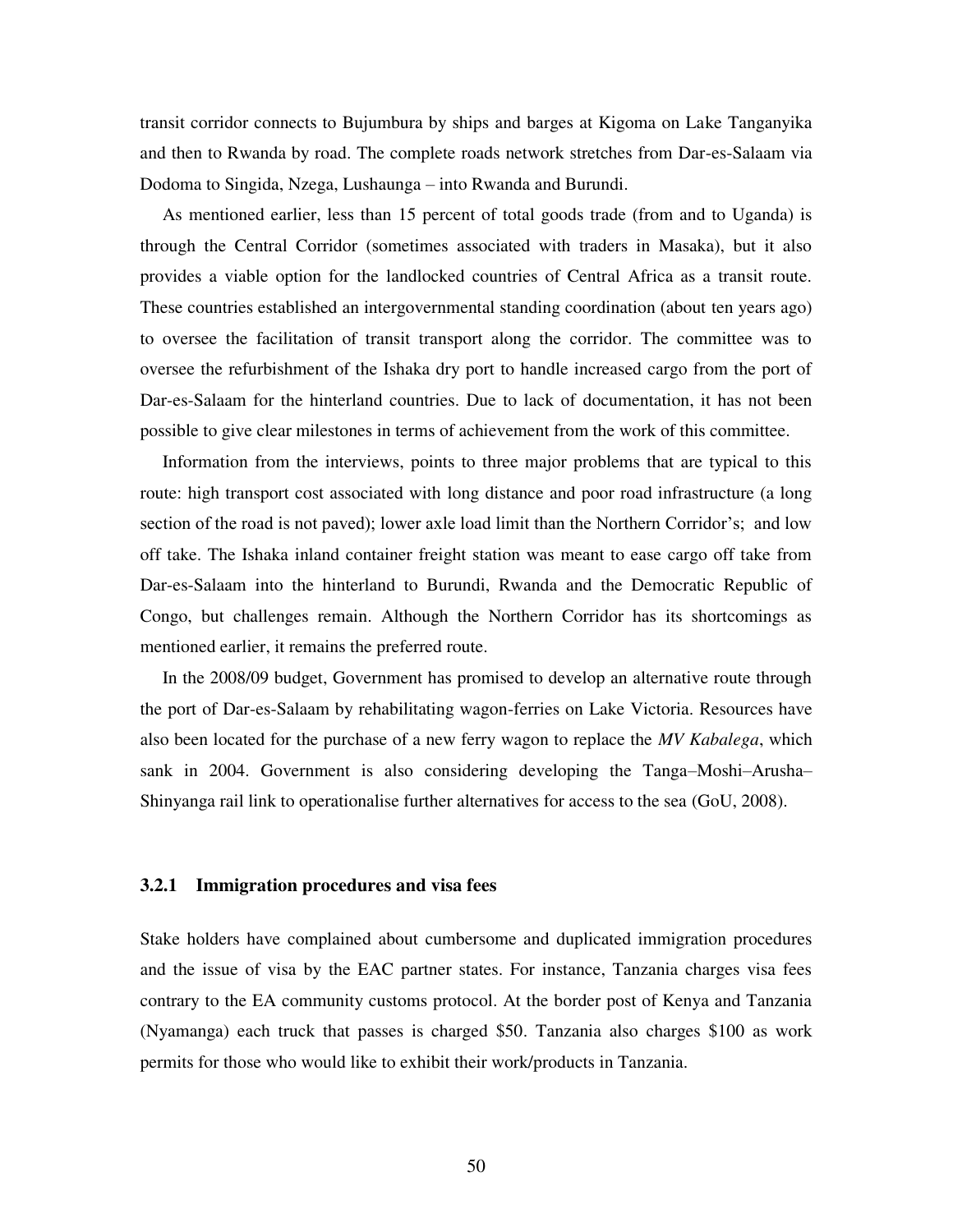transit corridor connects to Bujumbura by ships and barges at Kigoma on Lake Tanganyika and then to Rwanda by road. The complete roads network stretches from Dar-es-Salaam via Dodoma to Singida, Nzega, Lushaunga – into Rwanda and Burundi.

As mentioned earlier, less than 15 percent of total goods trade (from and to Uganda) is through the Central Corridor (sometimes associated with traders in Masaka), but it also provides a viable option for the landlocked countries of Central Africa as a transit route. These countries established an intergovernmental standing coordination (about ten years ago) to oversee the facilitation of transit transport along the corridor. The committee was to oversee the refurbishment of the Ishaka dry port to handle increased cargo from the port of Dar-es-Salaam for the hinterland countries. Due to lack of documentation, it has not been possible to give clear milestones in terms of achievement from the work of this committee.

Information from the interviews, points to three major problems that are typical to this route: high transport cost associated with long distance and poor road infrastructure (a long section of the road is not paved); lower axle load limit than the Northern Corridor's; and low off take. The Ishaka inland container freight station was meant to ease cargo off take from Dar-es-Salaam into the hinterland to Burundi, Rwanda and the Democratic Republic of Congo, but challenges remain. Although the Northern Corridor has its shortcomings as mentioned earlier, it remains the preferred route.

In the 2008/09 budget, Government has promised to develop an alternative route through the port of Dar-es-Salaam by rehabilitating wagon-ferries on Lake Victoria. Resources have also been located for the purchase of a new ferry wagon to replace the *MV Kabalega*, which sank in 2004. Government is also considering developing the Tanga–Moshi–Arusha–Shinyanga rail link to operationalise further alternatives for access to the sea (GoU, 2008).

### 3.2.1 Immigration procedures and visa fees

Stake holders have complained about cumbersome and duplicated immigration procedures and the issue of visa by the EAC partner states. For instance, Tanzania charges visa fees contrary to the EA community customs protocol. At the border post of Kenya and Tanzania (Nyamanga) each truck that passes is charged $50. Tanzania also charges $100 as work permits for those who would like to exhibit their work/products in Tanzania.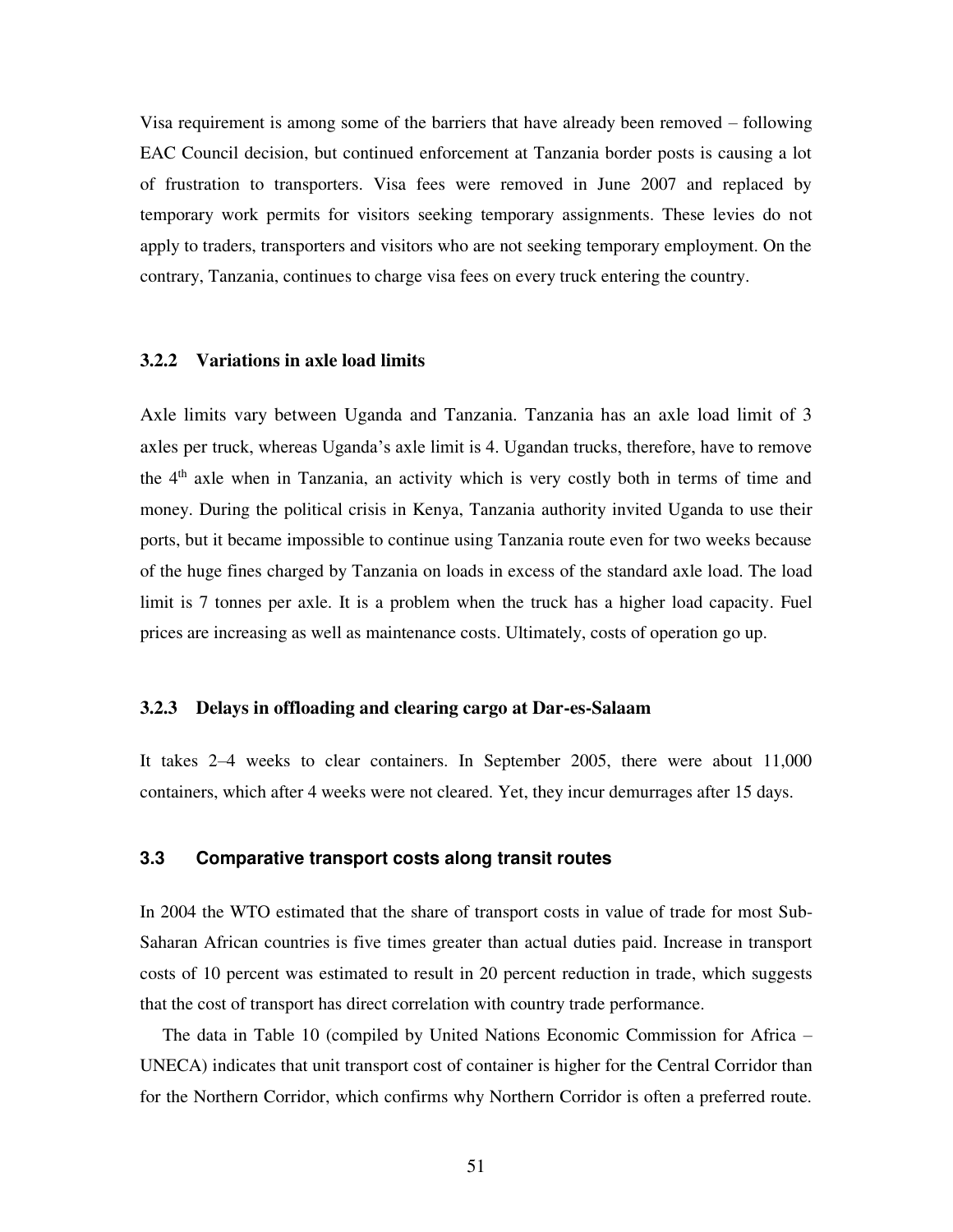Visa requirement is among some of the barriers that have already been removed – following EAC Council decision, but continued enforcement at Tanzania border posts is causing a lot of frustration to transporters. Visa fees were removed in June 2007 and replaced by temporary work permits for visitors seeking temporary assignments. These levies do not apply to traders, transporters and visitors who are not seeking temporary employment. On the contrary, Tanzania, continues to charge visa fees on every truck entering the country.

### 3.2.2 Variations in axle load limits

Axle limits vary between Uganda and Tanzania. Tanzania has an axle load limit of 3 axles per truck, whereas Uganda's axle limit is 4. Ugandan trucks, therefore, have to remove the 4th axle when in Tanzania, an activity which is very costly both in terms of time and money. During the political crisis in Kenya, Tanzania authority invited Uganda to use their ports, but it became impossible to continue using Tanzania route even for two weeks because of the huge fines charged by Tanzania on loads in excess of the standard axle load. The load limit is 7 tonnes per axle. It is a problem when the truck has a higher load capacity. Fuel prices are increasing as well as maintenance costs. Ultimately, costs of operation go up.

### 3.2.3 Delays in offloading and clearing cargo at Dar-es-Salaam

It takes 2–4 weeks to clear containers. In September 2005, there were about 11,000 containers, which after 4 weeks were not cleared. Yet, they incur demurrages after 15 days.

## 3.3 Comparative transport costs along transit routes

In 2004 the WTO estimated that the share of transport costs in value of trade for most Sub-Saharan African countries is five times greater than actual duties paid. Increase in transport costs of 10 percent was estimated to result in 20 percent reduction in trade, which suggests that the cost of transport has direct correlation with country trade performance.

The data in Table 10 (compiled by United Nations Economic Commission for Africa – UNECA) indicates that unit transport cost of container is higher for the Central Corridor than for the Northern Corridor, which confirms why Northern Corridor is often a preferred route.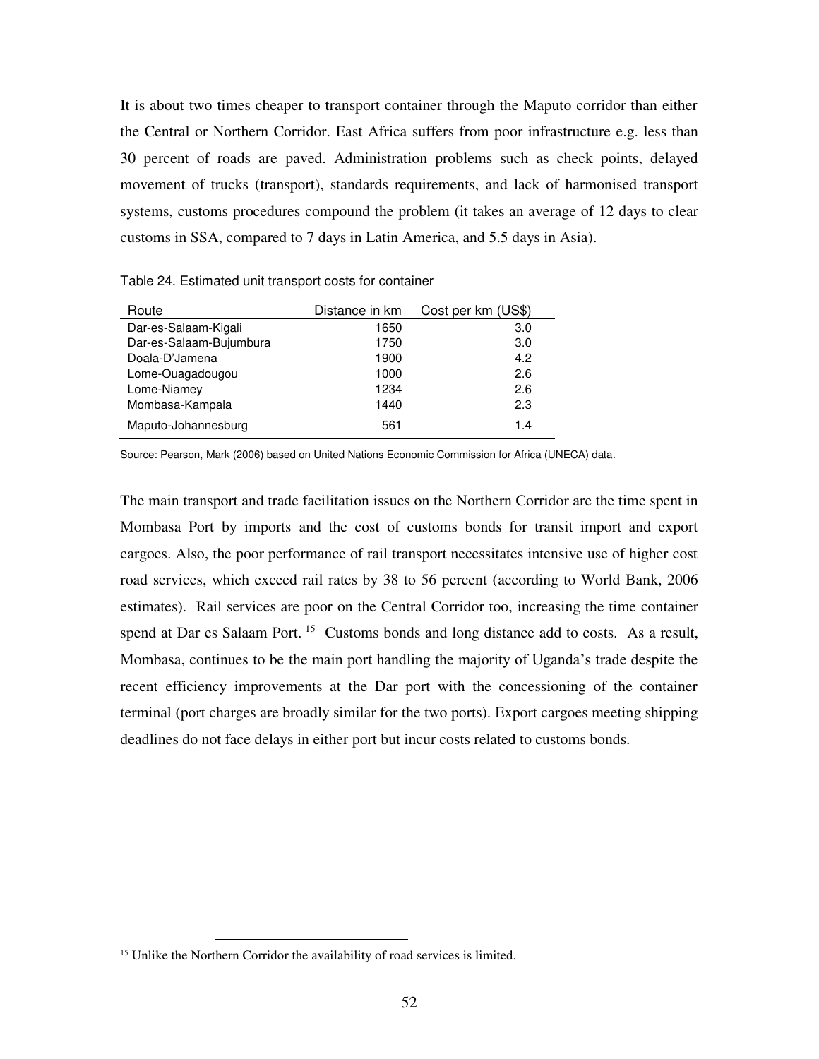It is about two times cheaper to transport container through the Maputo corridor than either the Central or Northern Corridor. East Africa suffers from poor infrastructure e.g. less than 30 percent of roads are paved. Administration problems such as check points, delayed movement of trucks (transport), standards requirements, and lack of harmonised transport systems, customs procedures compound the problem (it takes an average of 12 days to clear customs in SSA, compared to 7 days in Latin America, and 5.5 days in Asia).

Table 24. Estimated unit transport costs for container

| Route | Distance in km | Cost per km (US$) |
|---|---|---|
| Dar-es-Salaam-Kigali | 1650 | 3.0 |
| Dar-es-Salaam-Bujumbura | 1750 | 3.0 |
| Doala-D'Jamena | 1900 | 4.2 |
| Lome-Ouagadougou | 1000 | 2.6 |
| Lome-Niamey | 1234 | 2.6 |
| Mombasa-Kampala | 1440 | 2.3 |
| Maputo-Johannesburg | 561 | 1.4 |

Source: Pearson, Mark (2006) based on United Nations Economic Commission for Africa (UNECA) data.

The main transport and trade facilitation issues on the Northern Corridor are the time spent in Mombasa Port by imports and the cost of customs bonds for transit import and export cargoes. Also, the poor performance of rail transport necessitates intensive use of higher cost road services, which exceed rail rates by 38 to 56 percent (according to World Bank, 2006 estimates). Rail services are poor on the Central Corridor too, increasing the time container spend at Dar es Salaam Port. [15] Customs bonds and long distance add to costs. As a result, Mombasa, continues to be the main port handling the majority of Uganda's trade despite the recent efficiency improvements at the Dar port with the concessioning of the container terminal (port charges are broadly similar for the two ports). Export cargoes meeting shipping deadlines do not face delays in either port but incur costs related to customs bonds.

[15] Unlike the Northern Corridor the availability of road services is limited.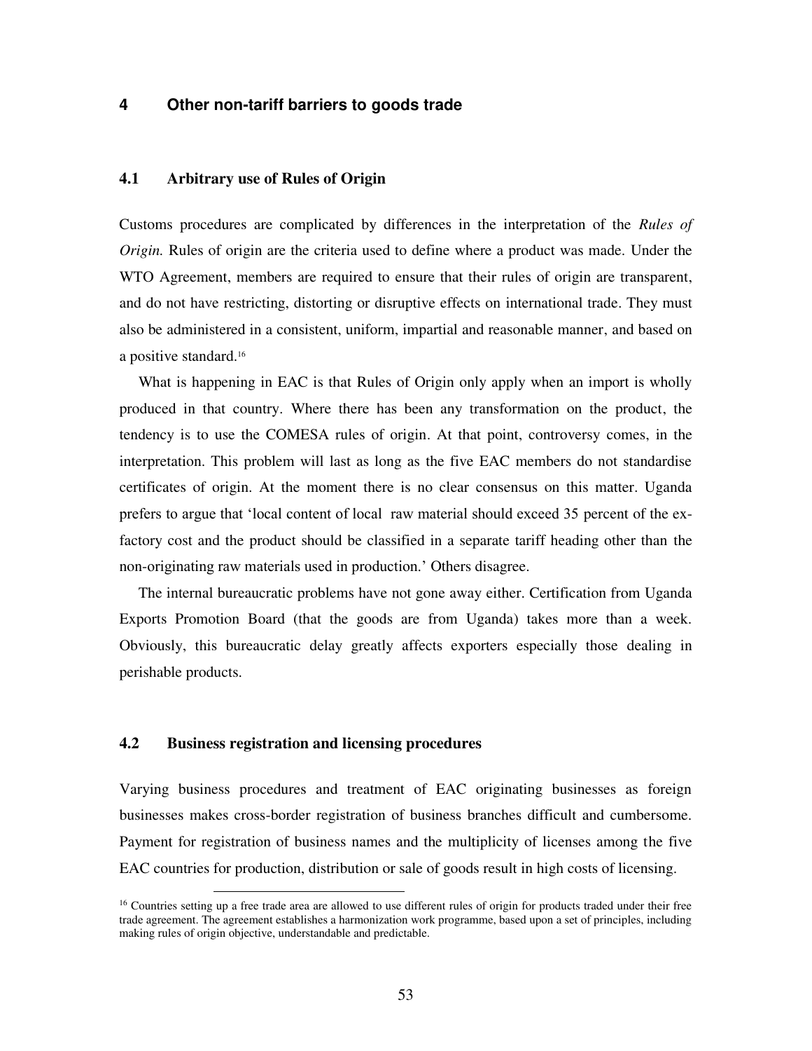## 4 Other non-tariff barriers to goods trade

### 4.1 Arbitrary use of Rules of Origin

Customs procedures are complicated by differences in the interpretation of the *Rules of Origin.* Rules of origin are the criteria used to define where a product was made. Under the WTO Agreement, members are required to ensure that their rules of origin are transparent, and do not have restricting, distorting or disruptive effects on international trade. They must also be administered in a consistent, uniform, impartial and reasonable manner, and based on a positive standard.[16]

What is happening in EAC is that Rules of Origin only apply when an import is wholly produced in that country. Where there has been any transformation on the product, the tendency is to use the COMESA rules of origin. At that point, controversy comes, in the interpretation. This problem will last as long as the five EAC members do not standardise certificates of origin. At the moment there is no clear consensus on this matter. Uganda prefers to argue that 'local content of local raw material should exceed 35 percent of the ex-factory cost and the product should be classified in a separate tariff heading other than the non-originating raw materials used in production.' Others disagree.

The internal bureaucratic problems have not gone away either. Certification from Uganda Exports Promotion Board (that the goods are from Uganda) takes more than a week. Obviously, this bureaucratic delay greatly affects exporters especially those dealing in perishable products.

### 4.2 Business registration and licensing procedures

Varying business procedures and treatment of EAC originating businesses as foreign businesses makes cross-border registration of business branches difficult and cumbersome. Payment for registration of business names and the multiplicity of licenses among the five EAC countries for production, distribution or sale of goods result in high costs of licensing.

[16] Countries setting up a free trade area are allowed to use different rules of origin for products traded under their free trade agreement. The agreement establishes a harmonization work programme, based upon a set of principles, including making rules of origin objective, understandable and predictable.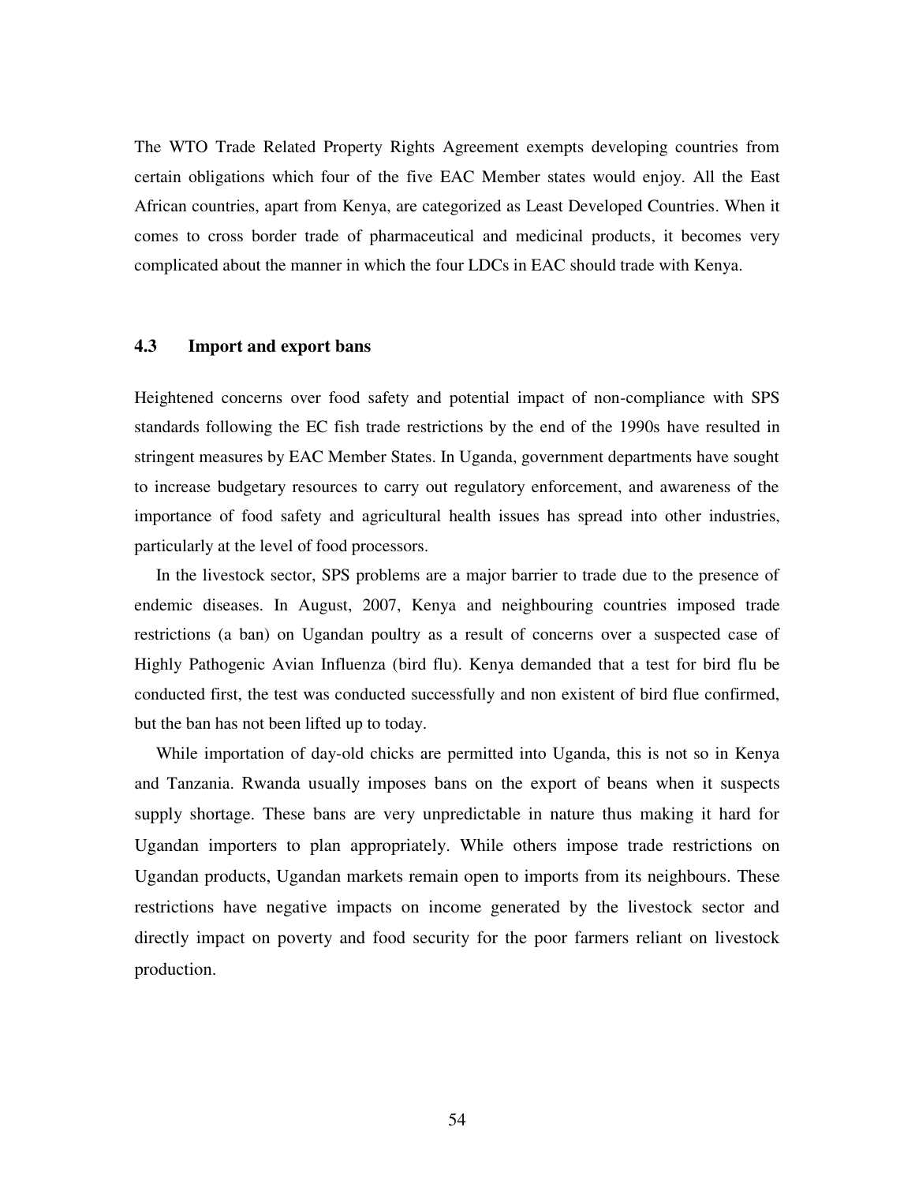The WTO Trade Related Property Rights Agreement exempts developing countries from certain obligations which four of the five EAC Member states would enjoy. All the East African countries, apart from Kenya, are categorized as Least Developed Countries. When it comes to cross border trade of pharmaceutical and medicinal products, it becomes very complicated about the manner in which the four LDCs in EAC should trade with Kenya.

### 4.3 Import and export bans

Heightened concerns over food safety and potential impact of non-compliance with SPS standards following the EC fish trade restrictions by the end of the 1990s have resulted in stringent measures by EAC Member States. In Uganda, government departments have sought to increase budgetary resources to carry out regulatory enforcement, and awareness of the importance of food safety and agricultural health issues has spread into other industries, particularly at the level of food processors.

In the livestock sector, SPS problems are a major barrier to trade due to the presence of endemic diseases. In August, 2007, Kenya and neighbouring countries imposed trade restrictions (a ban) on Ugandan poultry as a result of concerns over a suspected case of Highly Pathogenic Avian Influenza (bird flu). Kenya demanded that a test for bird flu be conducted first, the test was conducted successfully and non existent of bird flue confirmed, but the ban has not been lifted up to today.

While importation of day-old chicks are permitted into Uganda, this is not so in Kenya and Tanzania. Rwanda usually imposes bans on the export of beans when it suspects supply shortage. These bans are very unpredictable in nature thus making it hard for Ugandan importers to plan appropriately. While others impose trade restrictions on Ugandan products, Ugandan markets remain open to imports from its neighbours. These restrictions have negative impacts on income generated by the livestock sector and directly impact on poverty and food security for the poor farmers reliant on livestock production.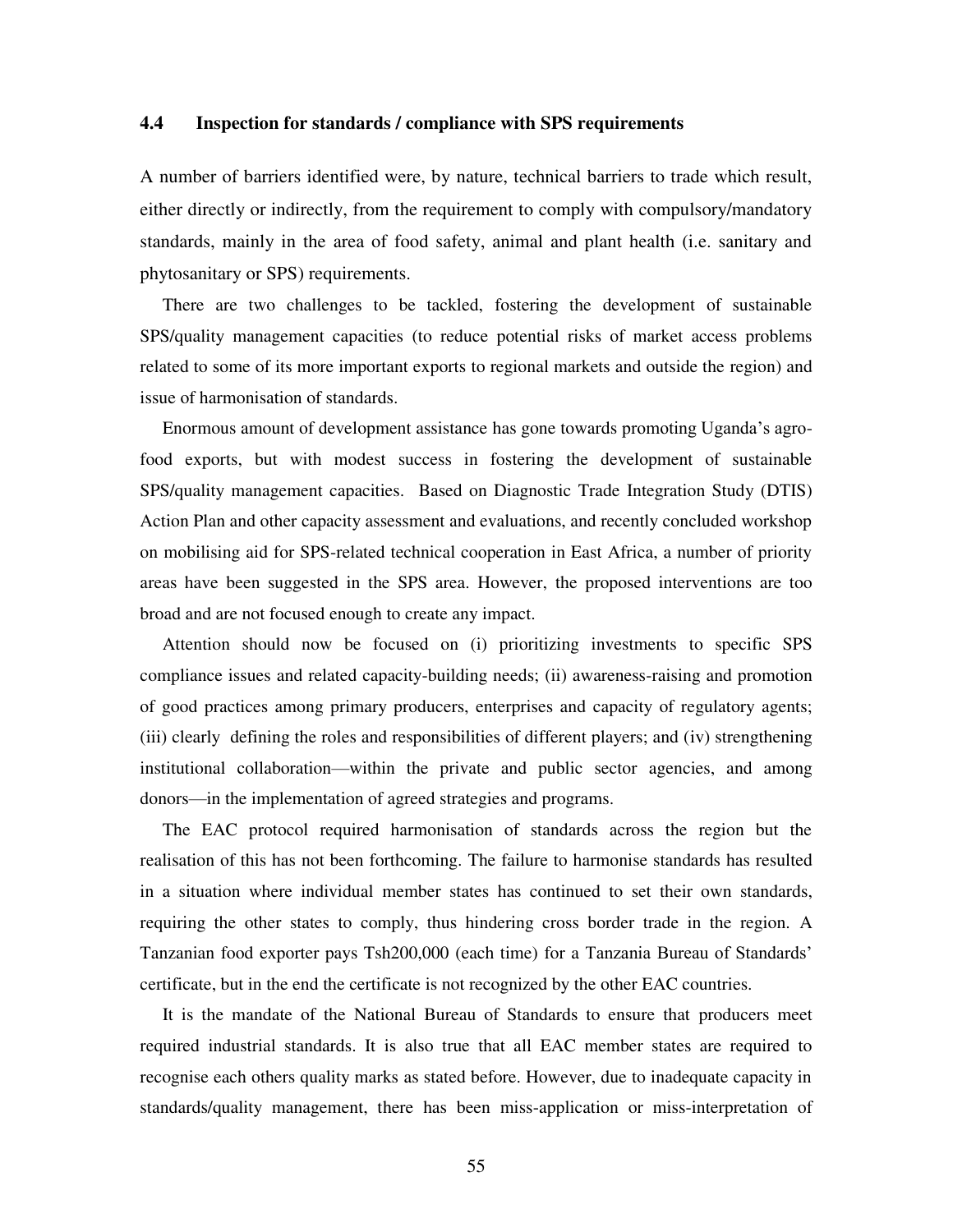### 4.4 Inspection for standards / compliance with SPS requirements

A number of barriers identified were, by nature, technical barriers to trade which result, either directly or indirectly, from the requirement to comply with compulsory/mandatory standards, mainly in the area of food safety, animal and plant health (i.e. sanitary and phytosanitary or SPS) requirements.

There are two challenges to be tackled, fostering the development of sustainable SPS/quality management capacities (to reduce potential risks of market access problems related to some of its more important exports to regional markets and outside the region) and issue of harmonisation of standards.

Enormous amount of development assistance has gone towards promoting Uganda's agro-food exports, but with modest success in fostering the development of sustainable SPS/quality management capacities. Based on Diagnostic Trade Integration Study (DTIS) Action Plan and other capacity assessment and evaluations, and recently concluded workshop on mobilising aid for SPS-related technical cooperation in East Africa, a number of priority areas have been suggested in the SPS area. However, the proposed interventions are too broad and are not focused enough to create any impact.

Attention should now be focused on (i) prioritizing investments to specific SPS compliance issues and related capacity-building needs; (ii) awareness-raising and promotion of good practices among primary producers, enterprises and capacity of regulatory agents; (iii) clearly defining the roles and responsibilities of different players; and (iv) strengthening institutional collaboration—within the private and public sector agencies, and among donors—in the implementation of agreed strategies and programs.

The EAC protocol required harmonisation of standards across the region but the realisation of this has not been forthcoming. The failure to harmonise standards has resulted in a situation where individual member states has continued to set their own standards, requiring the other states to comply, thus hindering cross border trade in the region. A Tanzanian food exporter pays Tsh200,000 (each time) for a Tanzania Bureau of Standards' certificate, but in the end the certificate is not recognized by the other EAC countries.

It is the mandate of the National Bureau of Standards to ensure that producers meet required industrial standards. It is also true that all EAC member states are required to recognise each others quality marks as stated before. However, due to inadequate capacity in standards/quality management, there has been miss-application or miss-interpretation of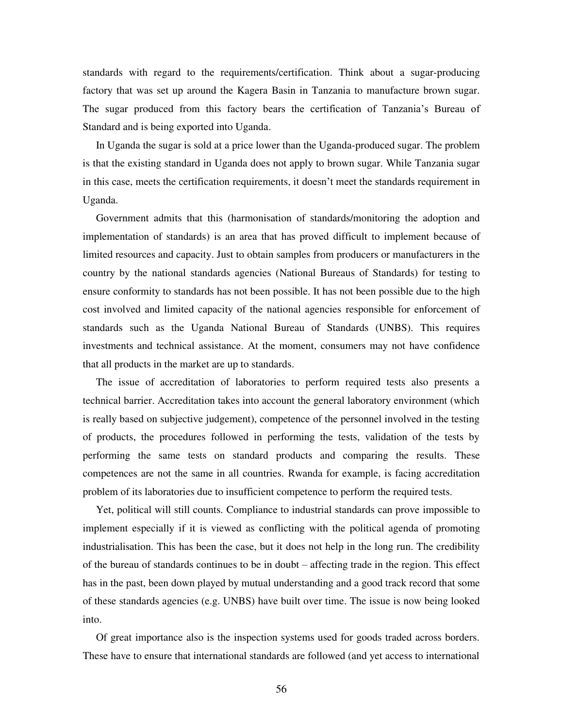standards with regard to the requirements/certification. Think about a sugar-producing factory that was set up around the Kagera Basin in Tanzania to manufacture brown sugar. The sugar produced from this factory bears the certification of Tanzania's Bureau of Standard and is being exported into Uganda.

In Uganda the sugar is sold at a price lower than the Uganda-produced sugar. The problem is that the existing standard in Uganda does not apply to brown sugar. While Tanzania sugar in this case, meets the certification requirements, it doesn't meet the standards requirement in Uganda.

Government admits that this (harmonisation of standards/monitoring the adoption and implementation of standards) is an area that has proved difficult to implement because of limited resources and capacity. Just to obtain samples from producers or manufacturers in the country by the national standards agencies (National Bureaus of Standards) for testing to ensure conformity to standards has not been possible. It has not been possible due to the high cost involved and limited capacity of the national agencies responsible for enforcement of standards such as the Uganda National Bureau of Standards (UNBS). This requires investments and technical assistance. At the moment, consumers may not have confidence that all products in the market are up to standards.

The issue of accreditation of laboratories to perform required tests also presents a technical barrier. Accreditation takes into account the general laboratory environment (which is really based on subjective judgement), competence of the personnel involved in the testing of products, the procedures followed in performing the tests, validation of the tests by performing the same tests on standard products and comparing the results. These competences are not the same in all countries. Rwanda for example, is facing accreditation problem of its laboratories due to insufficient competence to perform the required tests.

Yet, political will still counts. Compliance to industrial standards can prove impossible to implement especially if it is viewed as conflicting with the political agenda of promoting industrialisation. This has been the case, but it does not help in the long run. The credibility of the bureau of standards continues to be in doubt – affecting trade in the region. This effect has in the past, been down played by mutual understanding and a good track record that some of these standards agencies (e.g. UNBS) have built over time. The issue is now being looked into.

Of great importance also is the inspection systems used for goods traded across borders. These have to ensure that international standards are followed (and yet access to international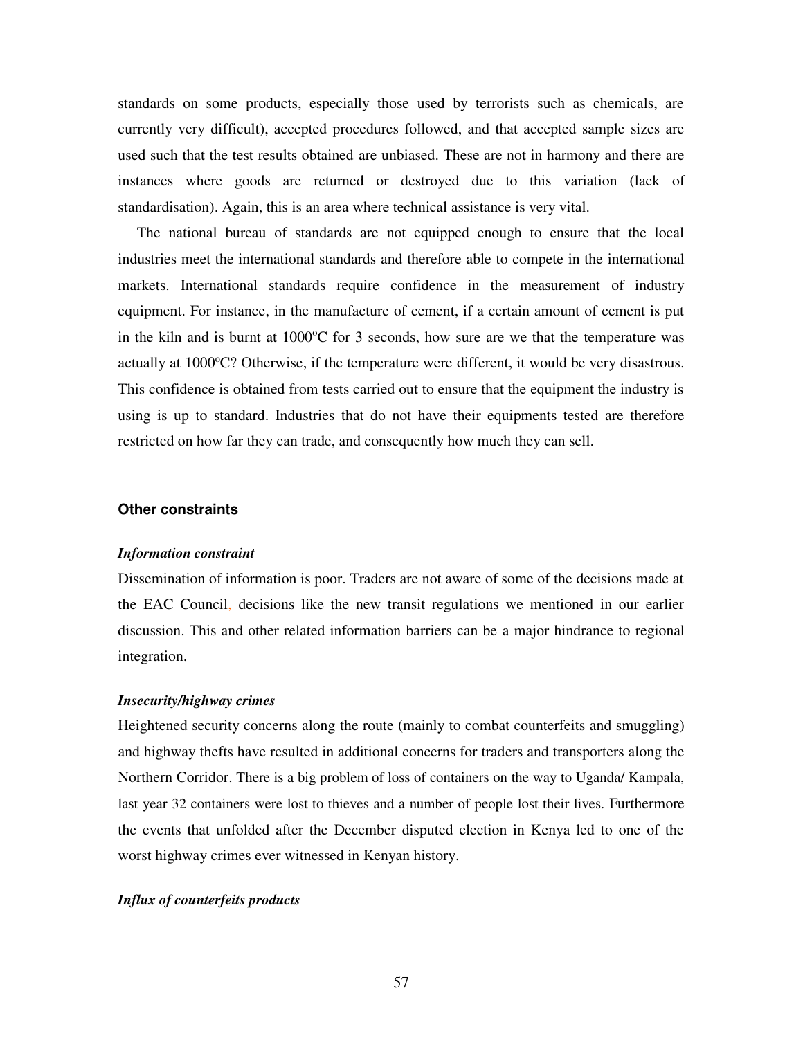standards on some products, especially those used by terrorists such as chemicals, are currently very difficult), accepted procedures followed, and that accepted sample sizes are used such that the test results obtained are unbiased. These are not in harmony and there are instances where goods are returned or destroyed due to this variation (lack of standardisation). Again, this is an area where technical assistance is very vital.

The national bureau of standards are not equipped enough to ensure that the local industries meet the international standards and therefore able to compete in the international markets. International standards require confidence in the measurement of industry equipment. For instance, in the manufacture of cement, if a certain amount of cement is put in the kiln and is burnt at 1000$^{o}$C for 3 seconds, how sure are we that the temperature was actually at 1000$^{o}$C? Otherwise, if the temperature were different, it would be very disastrous. This confidence is obtained from tests carried out to ensure that the equipment the industry is using is up to standard. Industries that do not have their equipments tested are therefore restricted on how far they can trade, and consequently how much they can sell.

### Other constraints

***Information constraint***

Dissemination of information is poor. Traders are not aware of some of the decisions made at the EAC Council, decisions like the new transit regulations we mentioned in our earlier discussion. This and other related information barriers can be a major hindrance to regional integration.

***Insecurity/highway crimes***

Heightened security concerns along the route (mainly to combat counterfeits and smuggling) and highway thefts have resulted in additional concerns for traders and transporters along the Northern Corridor. There is a big problem of loss of containers on the way to Uganda/ Kampala, last year 32 containers were lost to thieves and a number of people lost their lives. Furthermore the events that unfolded after the December disputed election in Kenya led to one of the worst highway crimes ever witnessed in Kenyan history.

***Influx of counterfeits products***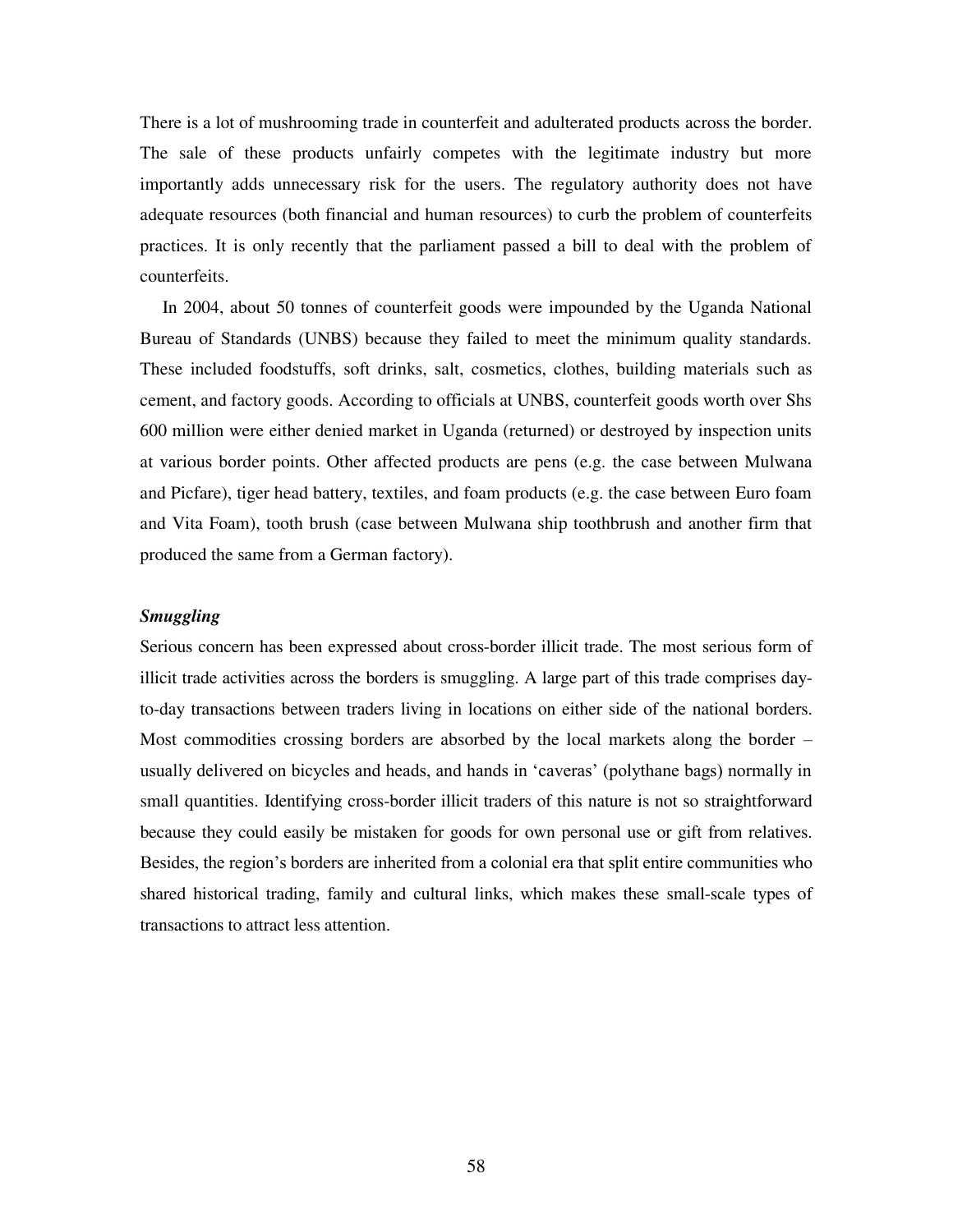There is a lot of mushrooming trade in counterfeit and adulterated products across the border. The sale of these products unfairly competes with the legitimate industry but more importantly adds unnecessary risk for the users. The regulatory authority does not have adequate resources (both financial and human resources) to curb the problem of counterfeits practices. It is only recently that the parliament passed a bill to deal with the problem of counterfeits.

In 2004, about 50 tonnes of counterfeit goods were impounded by the Uganda National Bureau of Standards (UNBS) because they failed to meet the minimum quality standards. These included foodstuffs, soft drinks, salt, cosmetics, clothes, building materials such as cement, and factory goods. According to officials at UNBS, counterfeit goods worth over Shs 600 million were either denied market in Uganda (returned) or destroyed by inspection units at various border points. Other affected products are pens (e.g. the case between Mulwana and Picfare), tiger head battery, textiles, and foam products (e.g. the case between Euro foam and Vita Foam), tooth brush (case between Mulwana ship toothbrush and another firm that produced the same from a German factory).

***Smuggling***

Serious concern has been expressed about cross-border illicit trade. The most serious form of illicit trade activities across the borders is smuggling. A large part of this trade comprises day-to-day transactions between traders living in locations on either side of the national borders. Most commodities crossing borders are absorbed by the local markets along the border – usually delivered on bicycles and heads, and hands in 'caveras' (polythane bags) normally in small quantities. Identifying cross-border illicit traders of this nature is not so straightforward because they could easily be mistaken for goods for own personal use or gift from relatives. Besides, the region's borders are inherited from a colonial era that split entire communities who shared historical trading, family and cultural links, which makes these small-scale types of transactions to attract less attention.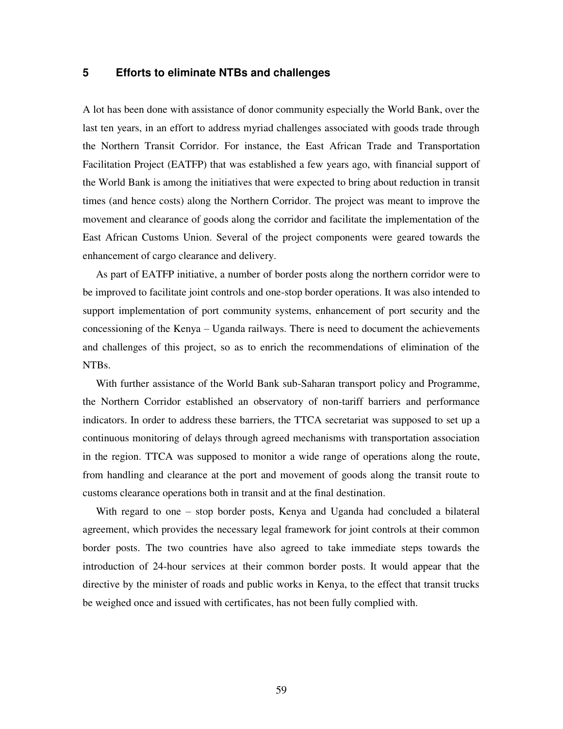## 5 Efforts to eliminate NTBs and challenges

A lot has been done with assistance of donor community especially the World Bank, over the last ten years, in an effort to address myriad challenges associated with goods trade through the Northern Transit Corridor. For instance, the East African Trade and Transportation Facilitation Project (EATFP) that was established a few years ago, with financial support of the World Bank is among the initiatives that were expected to bring about reduction in transit times (and hence costs) along the Northern Corridor. The project was meant to improve the movement and clearance of goods along the corridor and facilitate the implementation of the East African Customs Union. Several of the project components were geared towards the enhancement of cargo clearance and delivery.

As part of EATFP initiative, a number of border posts along the northern corridor were to be improved to facilitate joint controls and one-stop border operations. It was also intended to support implementation of port community systems, enhancement of port security and the concessioning of the Kenya – Uganda railways. There is need to document the achievements and challenges of this project, so as to enrich the recommendations of elimination of the NTBs.

With further assistance of the World Bank sub-Saharan transport policy and Programme, the Northern Corridor established an observatory of non-tariff barriers and performance indicators. In order to address these barriers, the TTCA secretariat was supposed to set up a continuous monitoring of delays through agreed mechanisms with transportation association in the region. TTCA was supposed to monitor a wide range of operations along the route, from handling and clearance at the port and movement of goods along the transit route to customs clearance operations both in transit and at the final destination.

With regard to one – stop border posts, Kenya and Uganda had concluded a bilateral agreement, which provides the necessary legal framework for joint controls at their common border posts. The two countries have also agreed to take immediate steps towards the introduction of 24-hour services at their common border posts. It would appear that the directive by the minister of roads and public works in Kenya, to the effect that transit trucks be weighed once and issued with certificates, has not been fully complied with.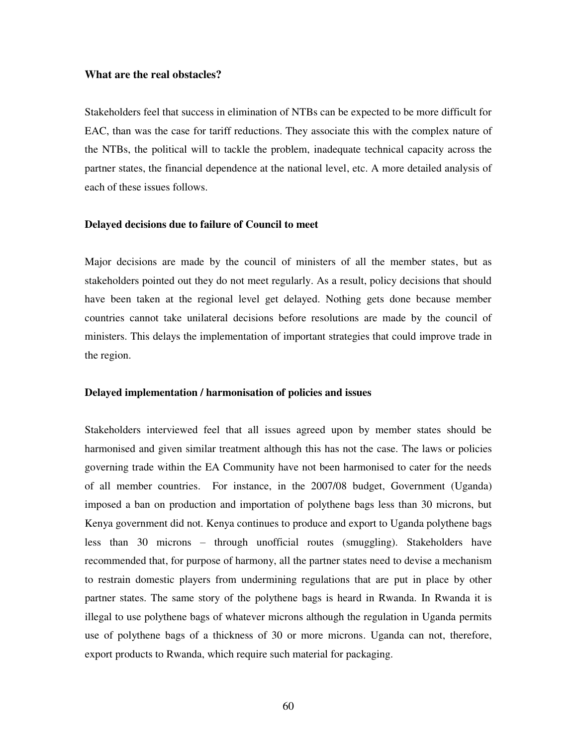**What are the real obstacles?**

Stakeholders feel that success in elimination of NTBs can be expected to be more difficult for EAC, than was the case for tariff reductions. They associate this with the complex nature of the NTBs, the political will to tackle the problem, inadequate technical capacity across the partner states, the financial dependence at the national level, etc. A more detailed analysis of each of these issues follows.

**Delayed decisions due to failure of Council to meet**

Major decisions are made by the council of ministers of all the member states, but as stakeholders pointed out they do not meet regularly. As a result, policy decisions that should have been taken at the regional level get delayed. Nothing gets done because member countries cannot take unilateral decisions before resolutions are made by the council of ministers. This delays the implementation of important strategies that could improve trade in the region.

**Delayed implementation / harmonisation of policies and issues**

Stakeholders interviewed feel that all issues agreed upon by member states should be harmonised and given similar treatment although this has not the case. The laws or policies governing trade within the EA Community have not been harmonised to cater for the needs of all member countries. For instance, in the 2007/08 budget, Government (Uganda) imposed a ban on production and importation of polythene bags less than 30 microns, but Kenya government did not. Kenya continues to produce and export to Uganda polythene bags less than 30 microns – through unofficial routes (smuggling). Stakeholders have recommended that, for purpose of harmony, all the partner states need to devise a mechanism to restrain domestic players from undermining regulations that are put in place by other partner states. The same story of the polythene bags is heard in Rwanda. In Rwanda it is illegal to use polythene bags of whatever microns although the regulation in Uganda permits use of polythene bags of a thickness of 30 or more microns. Uganda can not, therefore, export products to Rwanda, which require such material for packaging.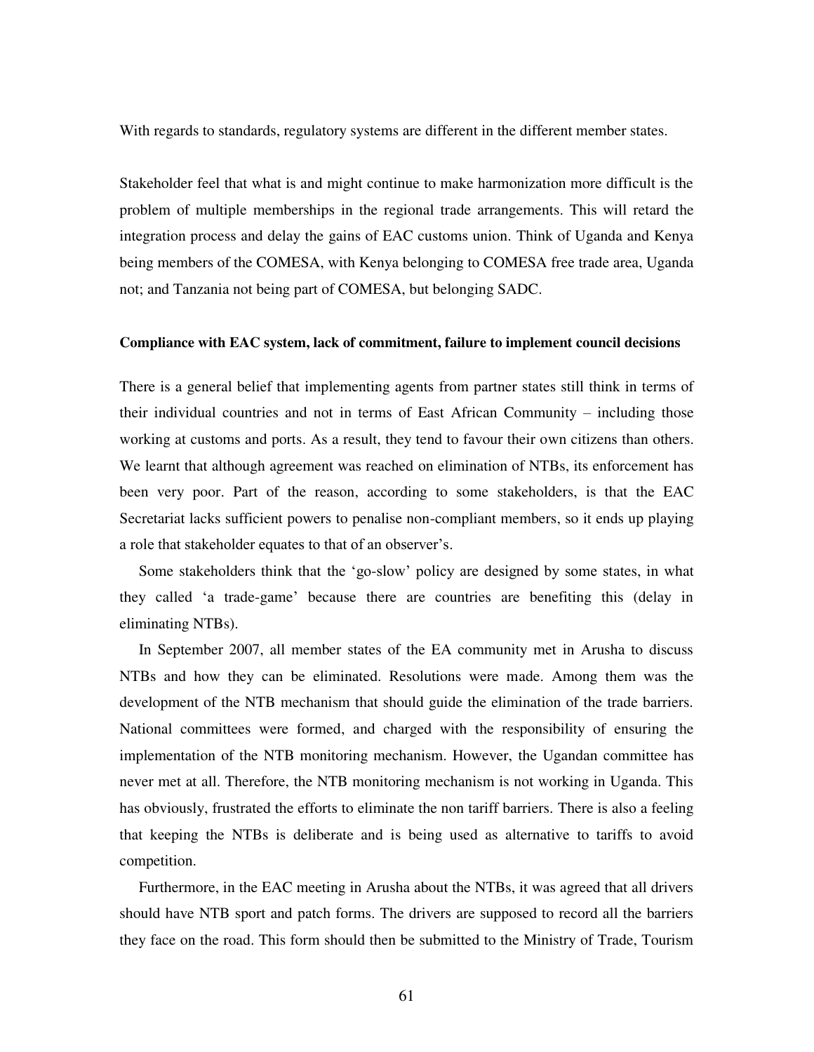With regards to standards, regulatory systems are different in the different member states.

Stakeholder feel that what is and might continue to make harmonization more difficult is the problem of multiple memberships in the regional trade arrangements. This will retard the integration process and delay the gains of EAC customs union. Think of Uganda and Kenya being members of the COMESA, with Kenya belonging to COMESA free trade area, Uganda not; and Tanzania not being part of COMESA, but belonging SADC.

**Compliance with EAC system, lack of commitment, failure to implement council decisions**

There is a general belief that implementing agents from partner states still think in terms of their individual countries and not in terms of East African Community – including those working at customs and ports. As a result, they tend to favour their own citizens than others. We learnt that although agreement was reached on elimination of NTBs, its enforcement has been very poor. Part of the reason, according to some stakeholders, is that the EAC Secretariat lacks sufficient powers to penalise non-compliant members, so it ends up playing a role that stakeholder equates to that of an observer's.

Some stakeholders think that the 'go-slow' policy are designed by some states, in what they called 'a trade-game' because there are countries are benefiting this (delay in eliminating NTBs).

In September 2007, all member states of the EA community met in Arusha to discuss NTBs and how they can be eliminated. Resolutions were made. Among them was the development of the NTB mechanism that should guide the elimination of the trade barriers. National committees were formed, and charged with the responsibility of ensuring the implementation of the NTB monitoring mechanism. However, the Ugandan committee has never met at all. Therefore, the NTB monitoring mechanism is not working in Uganda. This has obviously, frustrated the efforts to eliminate the non tariff barriers. There is also a feeling that keeping the NTBs is deliberate and is being used as alternative to tariffs to avoid competition.

Furthermore, in the EAC meeting in Arusha about the NTBs, it was agreed that all drivers should have NTB sport and patch forms. The drivers are supposed to record all the barriers they face on the road. This form should then be submitted to the Ministry of Trade, Tourism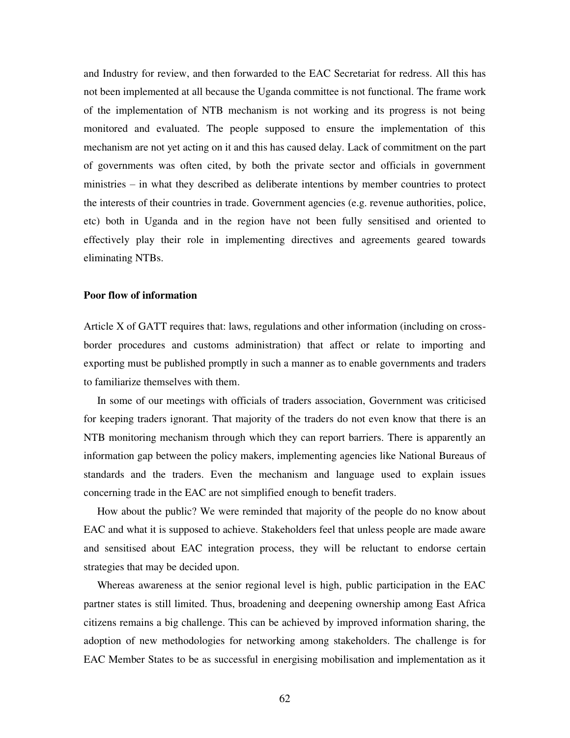and Industry for review, and then forwarded to the EAC Secretariat for redress. All this has not been implemented at all because the Uganda committee is not functional. The frame work of the implementation of NTB mechanism is not working and its progress is not being monitored and evaluated. The people supposed to ensure the implementation of this mechanism are not yet acting on it and this has caused delay. Lack of commitment on the part of governments was often cited, by both the private sector and officials in government ministries – in what they described as deliberate intentions by member countries to protect the interests of their countries in trade. Government agencies (e.g. revenue authorities, police, etc) both in Uganda and in the region have not been fully sensitised and oriented to effectively play their role in implementing directives and agreements geared towards eliminating NTBs.

**Poor flow of information**

Article X of GATT requires that: laws, regulations and other information (including on cross-border procedures and customs administration) that affect or relate to importing and exporting must be published promptly in such a manner as to enable governments and traders to familiarize themselves with them.

In some of our meetings with officials of traders association, Government was criticised for keeping traders ignorant. That majority of the traders do not even know that there is an NTB monitoring mechanism through which they can report barriers. There is apparently an information gap between the policy makers, implementing agencies like National Bureaus of standards and the traders. Even the mechanism and language used to explain issues concerning trade in the EAC are not simplified enough to benefit traders.

How about the public? We were reminded that majority of the people do no know about EAC and what it is supposed to achieve. Stakeholders feel that unless people are made aware and sensitised about EAC integration process, they will be reluctant to endorse certain strategies that may be decided upon.

Whereas awareness at the senior regional level is high, public participation in the EAC partner states is still limited. Thus, broadening and deepening ownership among East Africa citizens remains a big challenge. This can be achieved by improved information sharing, the adoption of new methodologies for networking among stakeholders. The challenge is for EAC Member States to be as successful in energising mobilisation and implementation as it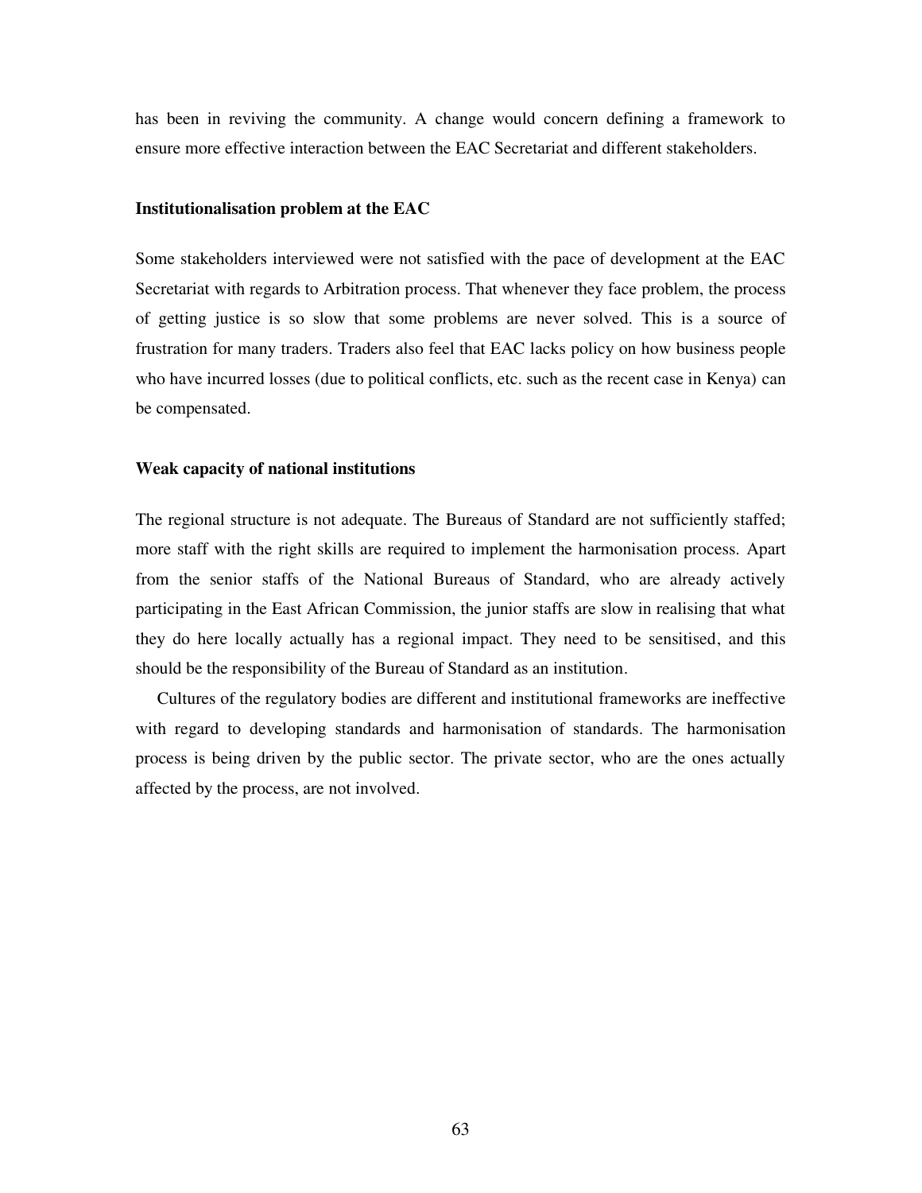has been in reviving the community. A change would concern defining a framework to ensure more effective interaction between the EAC Secretariat and different stakeholders.

**Institutionalisation problem at the EAC**

Some stakeholders interviewed were not satisfied with the pace of development at the EAC Secretariat with regards to Arbitration process. That whenever they face problem, the process of getting justice is so slow that some problems are never solved. This is a source of frustration for many traders. Traders also feel that EAC lacks policy on how business people who have incurred losses (due to political conflicts, etc. such as the recent case in Kenya) can be compensated.

**Weak capacity of national institutions**

The regional structure is not adequate. The Bureaus of Standard are not sufficiently staffed; more staff with the right skills are required to implement the harmonisation process. Apart from the senior staffs of the National Bureaus of Standard, who are already actively participating in the East African Commission, the junior staffs are slow in realising that what they do here locally actually has a regional impact. They need to be sensitised, and this should be the responsibility of the Bureau of Standard as an institution.

Cultures of the regulatory bodies are different and institutional frameworks are ineffective with regard to developing standards and harmonisation of standards. The harmonisation process is being driven by the public sector. The private sector, who are the ones actually affected by the process, are not involved.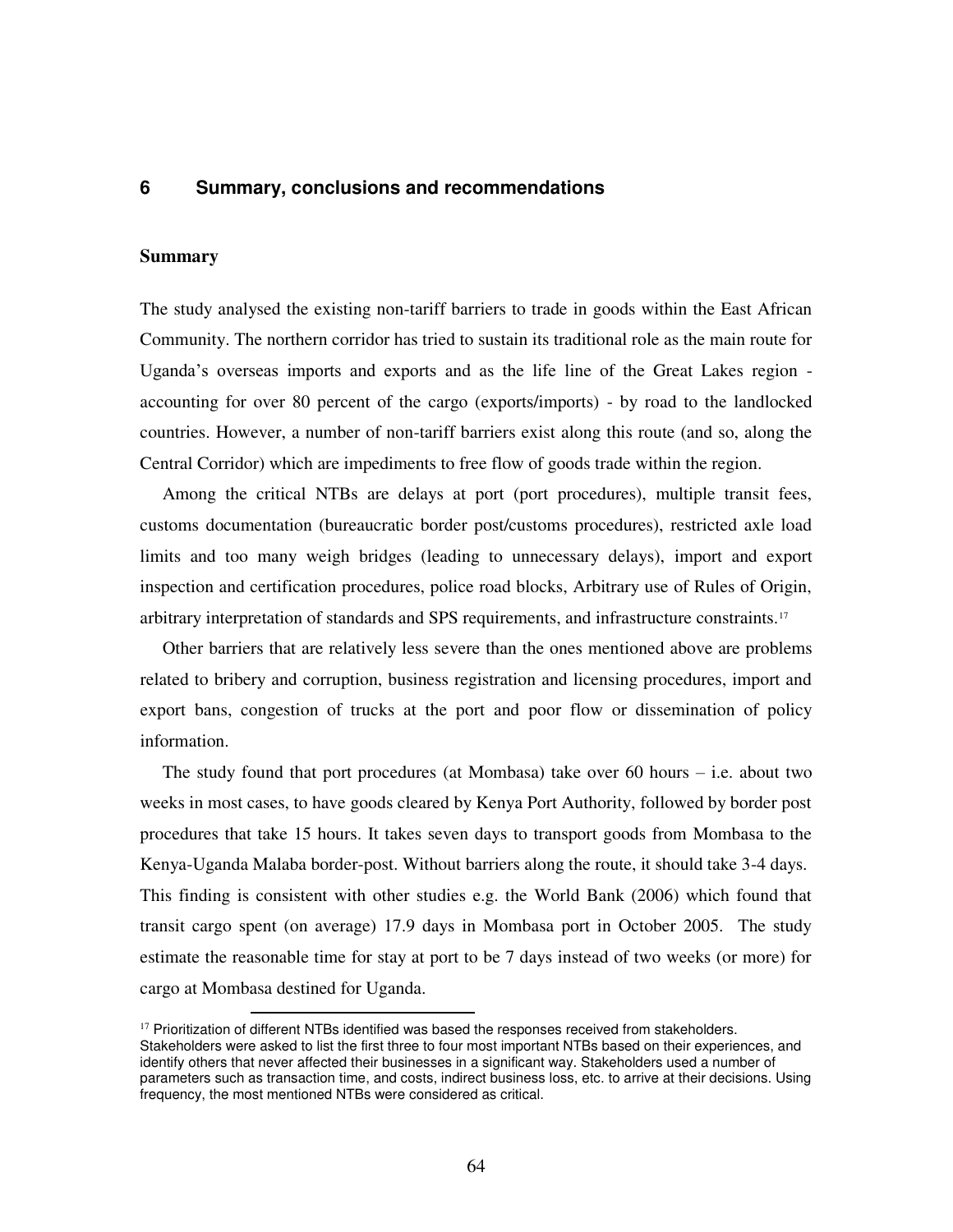## 6 Summary, conclusions and recommendations

### Summary

The study analysed the existing non-tariff barriers to trade in goods within the East African Community. The northern corridor has tried to sustain its traditional role as the main route for Uganda's overseas imports and exports and as the life line of the Great Lakes region - accounting for over 80 percent of the cargo (exports/imports) - by road to the landlocked countries. However, a number of non-tariff barriers exist along this route (and so, along the Central Corridor) which are impediments to free flow of goods trade within the region.

Among the critical NTBs are delays at port (port procedures), multiple transit fees, customs documentation (bureaucratic border post/customs procedures), restricted axle load limits and too many weigh bridges (leading to unnecessary delays), import and export inspection and certification procedures, police road blocks, Arbitrary use of Rules of Origin, arbitrary interpretation of standards and SPS requirements, and infrastructure constraints.[17]

Other barriers that are relatively less severe than the ones mentioned above are problems related to bribery and corruption, business registration and licensing procedures, import and export bans, congestion of trucks at the port and poor flow or dissemination of policy information.

The study found that port procedures (at Mombasa) take over 60 hours – i.e. about two weeks in most cases, to have goods cleared by Kenya Port Authority, followed by border post procedures that take 15 hours. It takes seven days to transport goods from Mombasa to the Kenya-Uganda Malaba border-post. Without barriers along the route, it should take 3-4 days. This finding is consistent with other studies e.g. the World Bank (2006) which found that transit cargo spent (on average) 17.9 days in Mombasa port in October 2005. The study estimate the reasonable time for stay at port to be 7 days instead of two weeks (or more) for cargo at Mombasa destined for Uganda.

---

[17] Prioritization of different NTBs identified was based the responses received from stakeholders. Stakeholders were asked to list the first three to four most important NTBs based on their experiences, and identify others that never affected their businesses in a significant way. Stakeholders used a number of parameters such as transaction time, and costs, indirect business loss, etc. to arrive at their decisions. Using frequency, the most mentioned NTBs were considered as critical.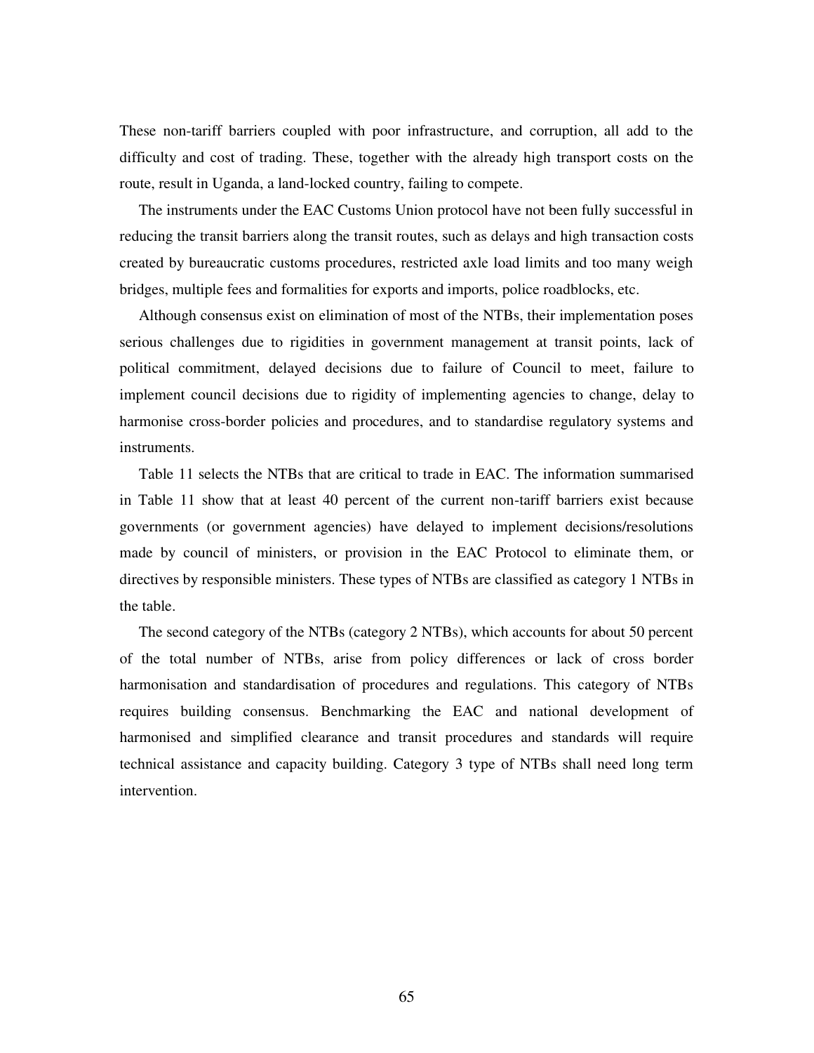These non-tariff barriers coupled with poor infrastructure, and corruption, all add to the difficulty and cost of trading. These, together with the already high transport costs on the route, result in Uganda, a land-locked country, failing to compete.

The instruments under the EAC Customs Union protocol have not been fully successful in reducing the transit barriers along the transit routes, such as delays and high transaction costs created by bureaucratic customs procedures, restricted axle load limits and too many weigh bridges, multiple fees and formalities for exports and imports, police roadblocks, etc.

Although consensus exist on elimination of most of the NTBs, their implementation poses serious challenges due to rigidities in government management at transit points, lack of political commitment, delayed decisions due to failure of Council to meet, failure to implement council decisions due to rigidity of implementing agencies to change, delay to harmonise cross-border policies and procedures, and to standardise regulatory systems and instruments.

Table 11 selects the NTBs that are critical to trade in EAC. The information summarised in Table 11 show that at least 40 percent of the current non-tariff barriers exist because governments (or government agencies) have delayed to implement decisions/resolutions made by council of ministers, or provision in the EAC Protocol to eliminate them, or directives by responsible ministers. These types of NTBs are classified as category 1 NTBs in the table.

The second category of the NTBs (category 2 NTBs), which accounts for about 50 percent of the total number of NTBs, arise from policy differences or lack of cross border harmonisation and standardisation of procedures and regulations. This category of NTBs requires building consensus. Benchmarking the EAC and national development of harmonised and simplified clearance and transit procedures and standards will require technical assistance and capacity building. Category 3 type of NTBs shall need long term intervention.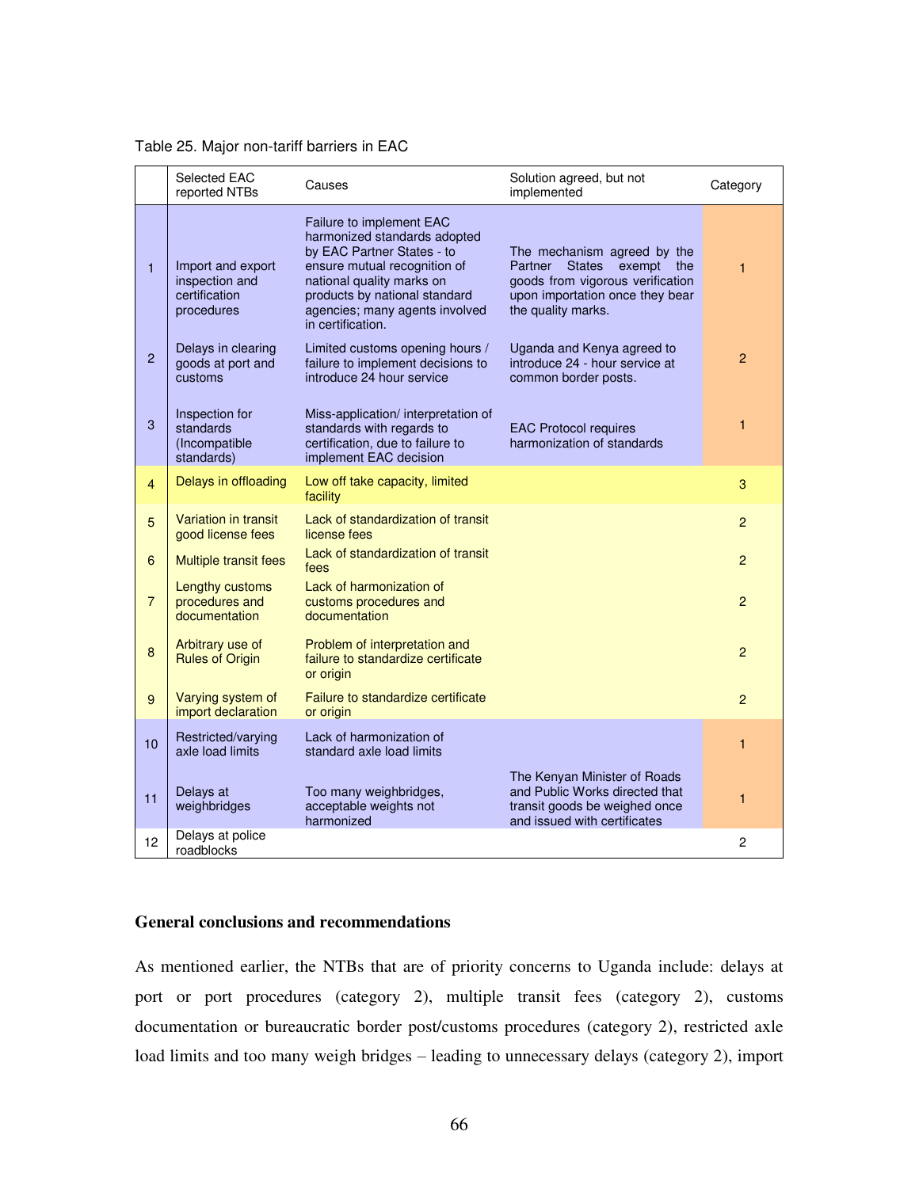Table 25. Major non-tariff barriers in EAC

| | Selected EAC reported NTBs | Causes | Solution agreed, but not implemented | Category |
|---|---|---|---|---|
| 1 | Import and export inspection and certification procedures | Failure to implement EAC harmonized standards adopted by EAC Partner States - to ensure mutual recognition of national quality marks on products by national standard agencies; many agents involved in certification. | The mechanism agreed by the Partner States exempt the goods from vigorous verification upon importation once they bear the quality marks. | 1 |
| 2 | Delays in clearing goods at port and customs | Limited customs opening hours / failure to implement decisions to introduce 24 hour service | Uganda and Kenya agreed to introduce 24 - hour service at common border posts. | 2 |
| 3 | Inspection for standards (Incompatible standards) | Miss-application/ interpretation of standards with regards to certification, due to failure to implement EAC decision | EAC Protocol requires harmonization of standards | 1 |
| 4 | Delays in offloading | Low off take capacity, limited facility | | 3 |
| 5 | Variation in transit good license fees | Lack of standardization of transit license fees | | 2 |
| 6 | Multiple transit fees | Lack of standardization of transit fees | | 2 |
| 7 | Lengthy customs procedures and documentation | Lack of harmonization of customs procedures and documentation | | 2 |
| 8 | Arbitrary use of Rules of Origin | Problem of interpretation and failure to standardize certificate or origin | | 2 |
| 9 | Varying system of import declaration | Failure to standardize certificate or origin | | 2 |
| 10 | Restricted/varying axle load limits | Lack of harmonization of standard axle load limits | | 1 |
| 11 | Delays at weighbridges | Too many weighbridges, acceptable weights not harmonized | The Kenyan Minister of Roads and Public Works directed that transit goods be weighed once and issued with certificates | 1 |
| 12 | Delays at police roadblocks | | | 2 |

### General conclusions and recommendations

As mentioned earlier, the NTBs that are of priority concerns to Uganda include: delays at port or port procedures (category 2), multiple transit fees (category 2), customs documentation or bureaucratic border post/customs procedures (category 2), restricted axle load limits and too many weigh bridges – leading to unnecessary delays (category 2), import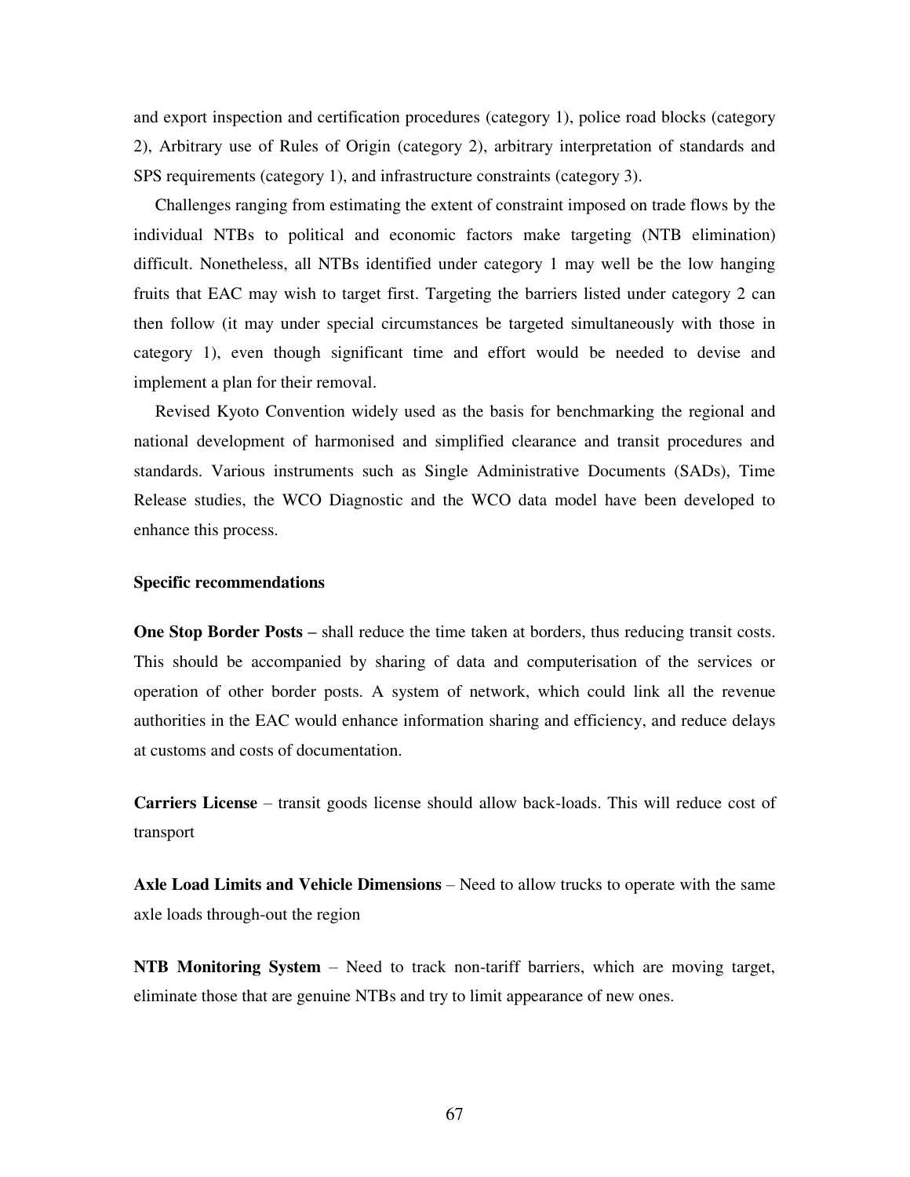and export inspection and certification procedures (category 1), police road blocks (category 2), Arbitrary use of Rules of Origin (category 2), arbitrary interpretation of standards and SPS requirements (category 1), and infrastructure constraints (category 3).

Challenges ranging from estimating the extent of constraint imposed on trade flows by the individual NTBs to political and economic factors make targeting (NTB elimination) difficult. Nonetheless, all NTBs identified under category 1 may well be the low hanging fruits that EAC may wish to target first. Targeting the barriers listed under category 2 can then follow (it may under special circumstances be targeted simultaneously with those in category 1), even though significant time and effort would be needed to devise and implement a plan for their removal.

Revised Kyoto Convention widely used as the basis for benchmarking the regional and national development of harmonised and simplified clearance and transit procedures and standards. Various instruments such as Single Administrative Documents (SADs), Time Release studies, the WCO Diagnostic and the WCO data model have been developed to enhance this process.

**Specific recommendations**

**One Stop Border Posts –** shall reduce the time taken at borders, thus reducing transit costs. This should be accompanied by sharing of data and computerisation of the services or operation of other border posts. A system of network, which could link all the revenue authorities in the EAC would enhance information sharing and efficiency, and reduce delays at customs and costs of documentation.

**Carriers License** – transit goods license should allow back-loads. This will reduce cost of transport

**Axle Load Limits and Vehicle Dimensions** – Need to allow trucks to operate with the same axle loads through-out the region

**NTB Monitoring System** – Need to track non-tariff barriers, which are moving target, eliminate those that are genuine NTBs and try to limit appearance of new ones.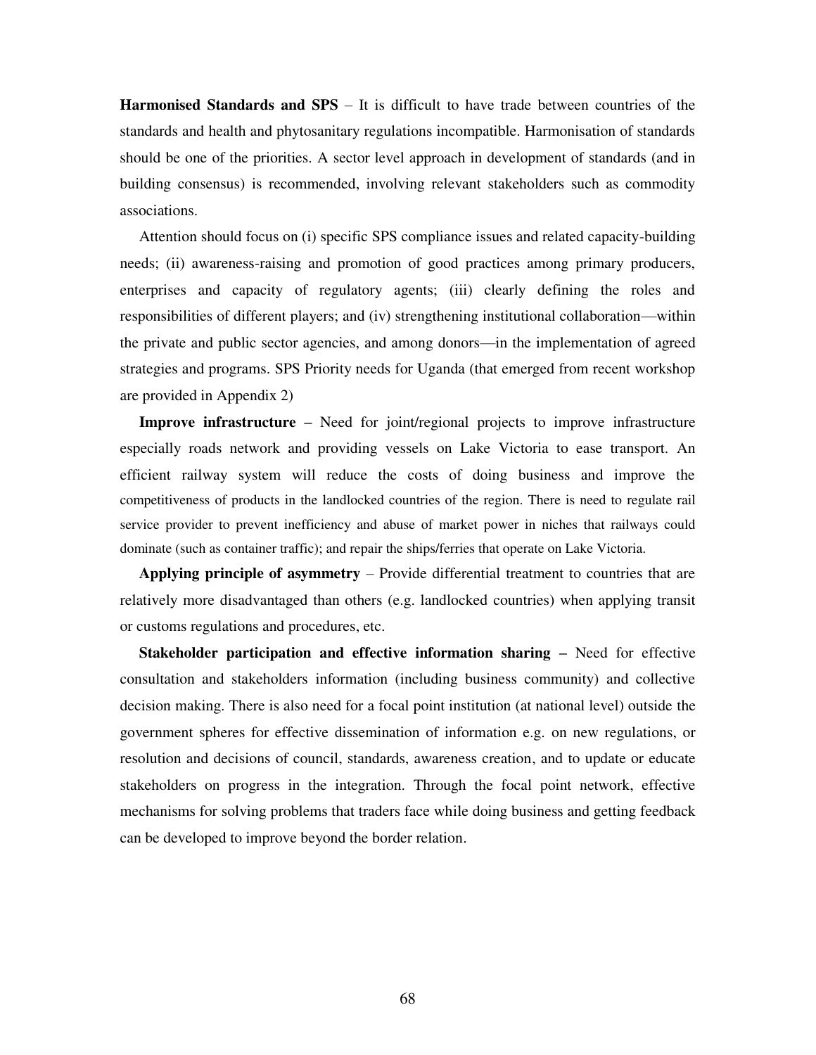**Harmonised Standards and SPS** – It is difficult to have trade between countries of the standards and health and phytosanitary regulations incompatible. Harmonisation of standards should be one of the priorities. A sector level approach in development of standards (and in building consensus) is recommended, involving relevant stakeholders such as commodity associations.

Attention should focus on (i) specific SPS compliance issues and related capacity-building needs; (ii) awareness-raising and promotion of good practices among primary producers, enterprises and capacity of regulatory agents; (iii) clearly defining the roles and responsibilities of different players; and (iv) strengthening institutional collaboration—within the private and public sector agencies, and among donors—in the implementation of agreed strategies and programs. SPS Priority needs for Uganda (that emerged from recent workshop are provided in Appendix 2)

**Improve infrastructure –** Need for joint/regional projects to improve infrastructure especially roads network and providing vessels on Lake Victoria to ease transport. An efficient railway system will reduce the costs of doing business and improve the competitiveness of products in the landlocked countries of the region. There is need to regulate rail service provider to prevent inefficiency and abuse of market power in niches that railways could dominate (such as container traffic); and repair the ships/ferries that operate on Lake Victoria.

**Applying principle of asymmetry** – Provide differential treatment to countries that are relatively more disadvantaged than others (e.g. landlocked countries) when applying transit or customs regulations and procedures, etc.

**Stakeholder participation and effective information sharing –** Need for effective consultation and stakeholders information (including business community) and collective decision making. There is also need for a focal point institution (at national level) outside the government spheres for effective dissemination of information e.g. on new regulations, or resolution and decisions of council, standards, awareness creation, and to update or educate stakeholders on progress in the integration. Through the focal point network, effective mechanisms for solving problems that traders face while doing business and getting feedback can be developed to improve beyond the border relation.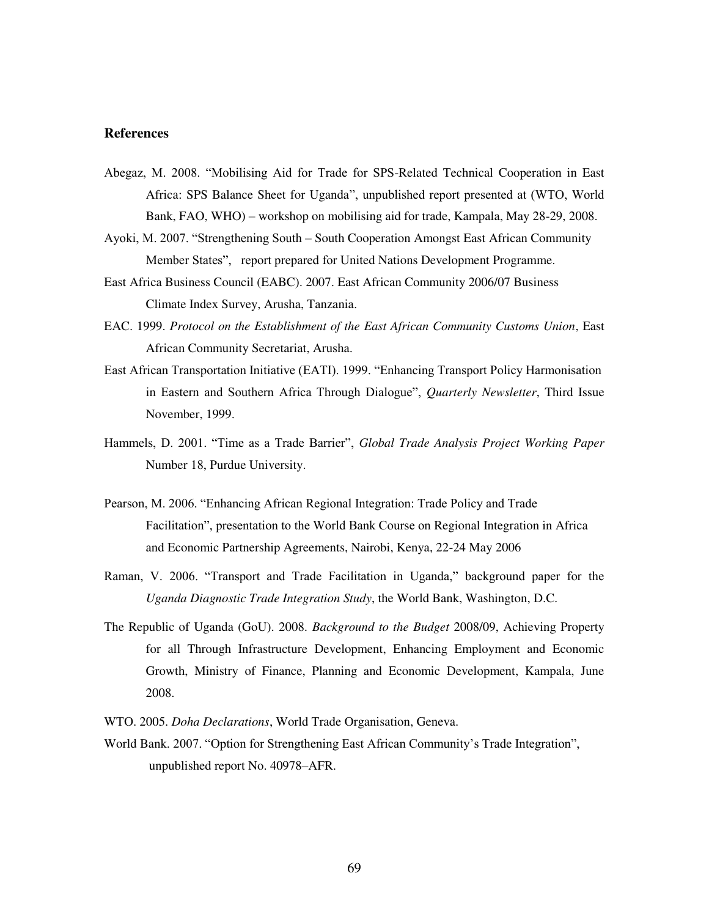## References

Abegaz, M. 2008. "Mobilising Aid for Trade for SPS-Related Technical Cooperation in East Africa: SPS Balance Sheet for Uganda", unpublished report presented at (WTO, World Bank, FAO, WHO) – workshop on mobilising aid for trade, Kampala, May 28-29, 2008.

Ayoki, M. 2007. "Strengthening South – South Cooperation Amongst East African Community Member States", report prepared for United Nations Development Programme.

East Africa Business Council (EABC). 2007. East African Community 2006/07 Business Climate Index Survey, Arusha, Tanzania.

EAC. 1999. *Protocol on the Establishment of the East African Community Customs Union*, East African Community Secretariat, Arusha.

East African Transportation Initiative (EATI). 1999. "Enhancing Transport Policy Harmonisation in Eastern and Southern Africa Through Dialogue", *Quarterly Newsletter*, Third Issue November, 1999.

Hammels, D. 2001. "Time as a Trade Barrier", *Global Trade Analysis Project Working Paper* Number 18, Purdue University.

Pearson, M. 2006. "Enhancing African Regional Integration: Trade Policy and Trade Facilitation", presentation to the World Bank Course on Regional Integration in Africa and Economic Partnership Agreements, Nairobi, Kenya, 22-24 May 2006

Raman, V. 2006. "Transport and Trade Facilitation in Uganda," background paper for the *Uganda Diagnostic Trade Integration Study*, the World Bank, Washington, D.C.

The Republic of Uganda (GoU). 2008. *Background to the Budget* 2008/09, Achieving Property for all Through Infrastructure Development, Enhancing Employment and Economic Growth, Ministry of Finance, Planning and Economic Development, Kampala, June 2008.

WTO. 2005. *Doha Declarations*, World Trade Organisation, Geneva.

World Bank. 2007. "Option for Strengthening East African Community's Trade Integration", unpublished report No. 40978–AFR.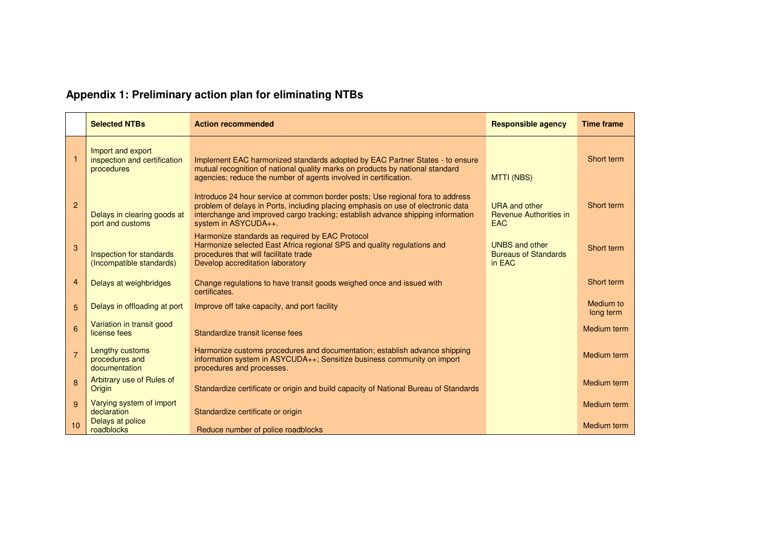## Appendix 1: Preliminary action plan for eliminating NTBs

| | Selected NTBs | Action recommended | Responsible agency | Time frame |
|---|---|---|---|---|
| 1 | Import and export inspection and certification procedures | Implement EAC harmonized standards adopted by EAC Partner States - to ensure mutual recognition of national quality marks on products by national standard agencies; reduce the number of agents involved in certification. | MTTI (NBS) | Short term |
| 2 | Delays in clearing goods at port and customs | Introduce 24 hour service at common border posts; Use regional fora to address problem of delays in Ports, including placing emphasis on use of electronic data interchange and improved cargo tracking; establish advance shipping information system in ASYCUDA++. | URA and other Revenue Authorities in EAC | Short term |
| 3 | Inspection for standards (Incompatible standards) | Harmonize standards as required by EAC Protocol<br>Harmonize selected East Africa regional SPS and quality regulations and procedures that will facilitate trade<br>Develop accreditation laboratory | UNBS and other Bureaus of Standards in EAC | Short term |
| 4 | Delays at weighbridges | Change regulations to have transit goods weighed once and issued with certificates. | | Short term |
| 5 | Delays in offloading at port | Improve off take capacity, and port facility | | Medium to long term |
| 6 | Variation in transit good license fees | Standardize transit license fees | | Medium term |
| 7 | Lengthy customs procedures and documentation | Harmonize customs procedures and documentation; establish advance shipping information system in ASYCUDA++; Sensitize business community on import procedures and processes. | | Medium term |
| 8 | Arbitrary use of Rules of Origin | Standardize certificate or origin and build capacity of National Bureau of Standards | | Medium term |
| 9 | Varying system of import declaration | Standardize certificate or origin | | Medium term |
| 10 | Delays at police roadblocks | Reduce number of police roadblocks | | Medium term |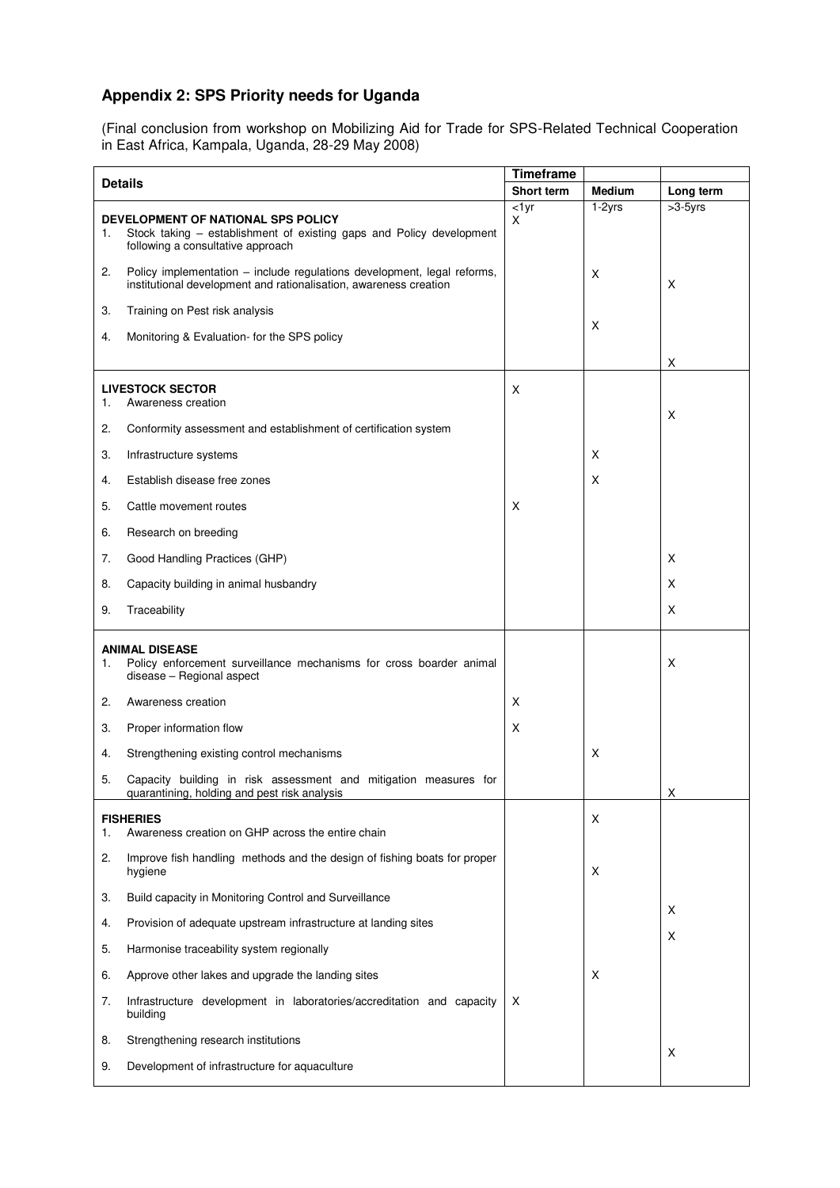## Appendix 2: SPS Priority needs for Uganda

(Final conclusion from workshop on Mobilizing Aid for Trade for SPS-Related Technical Cooperation in East Africa, Kampala, Uganda, 28-29 May 2008)

| Details | Timeframe | | |
|---|---|---|---|
| | Short term | Medium | Long term |
| | <1yr | 1-2yrs | >3-5yrs |
| **DEVELOPMENT OF NATIONAL SPS POLICY** | | | |
| 1. Stock taking – establishment of existing gaps and Policy development following a consultative approach | X | | |
| 2. Policy implementation – include regulations development, legal reforms, institutional development and rationalisation, awareness creation | | X | X |
| 3. Training on Pest risk analysis | | X | |
| 4. Monitoring & Evaluation- for the SPS policy | | | X |
| **LIVESTOCK SECTOR** | | | |
| 1. Awareness creation | X | | |
| 2. Conformity assessment and establishment of certification system | | | X |
| 3. Infrastructure systems | | X | |
| 4. Establish disease free zones | | X | |
| 5. Cattle movement routes | X | | |
| 6. Research on breeding | | | |
| 7. Good Handling Practices (GHP) | | | X |
| 8. Capacity building in animal husbandry | | | X |
| 9. Traceability | | | X |
| **ANIMAL DISEASE** | | | |
| 1. Policy enforcement surveillance mechanisms for cross boarder animal disease – Regional aspect | | | X |
| 2. Awareness creation | X | | |
| 3. Proper information flow | X | | |
| 4. Strengthening existing control mechanisms | | X | |
| 5. Capacity building in risk assessment and mitigation measures for quarantining, holding and pest risk analysis | | | X |
| **FISHERIES** | | | |
| 1. Awareness creation on GHP across the entire chain | | X | |
| 2. Improve fish handling methods and the design of fishing boats for proper hygiene | | X | |
| 3. Build capacity in Monitoring Control and Surveillance | | | X |
| 4. Provision of adequate upstream infrastructure at landing sites | | | X |
| 5. Harmonise traceability system regionally | | | |
| 6. Approve other lakes and upgrade the landing sites | | X | |
| 7. Infrastructure development in laboratories/accreditation and capacity building | X | | |
| 8. Strengthening research institutions | | | X |
| 9. Development of infrastructure for aquaculture | | | |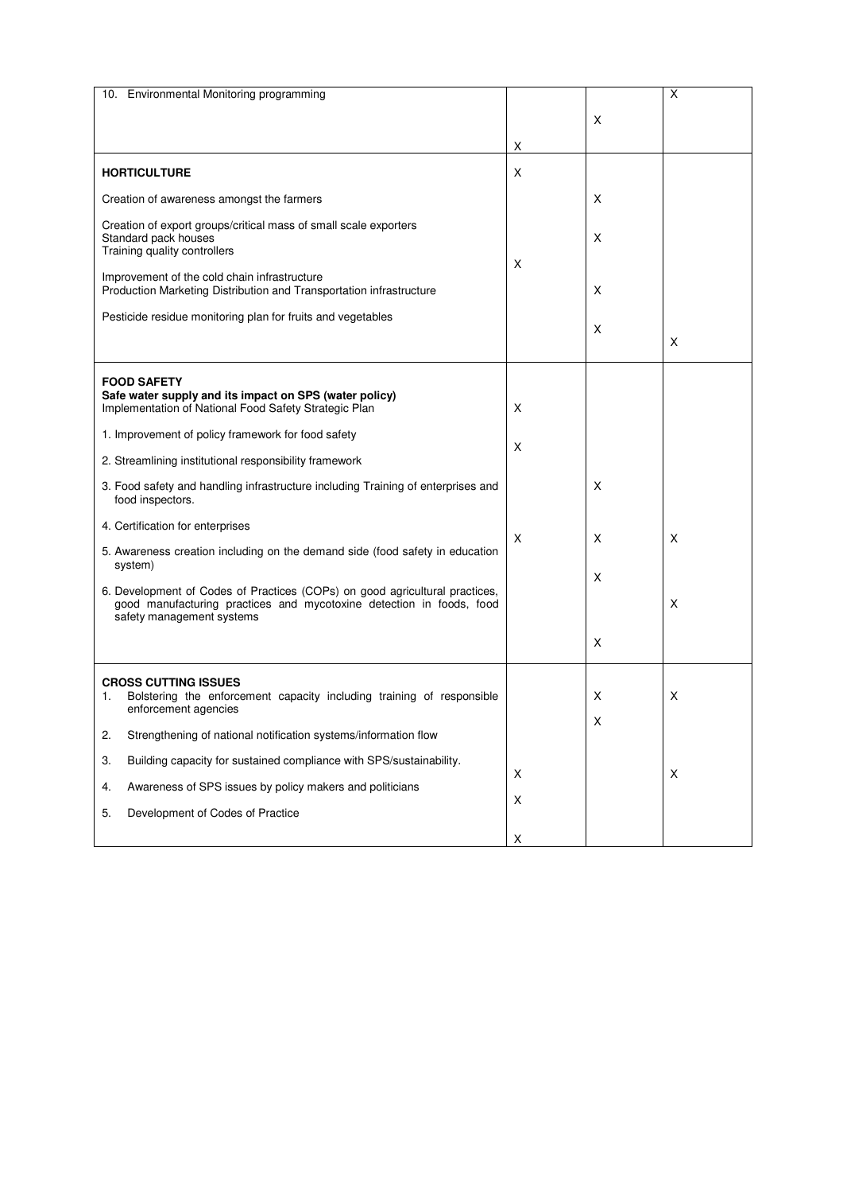| | | | |
|---|---|---|---|
| 10. Environmental Monitoring programming | X | X | X |
| **HORTICULTURE** | X | | |
| Creation of awareness amongst the farmers | | X | |
| Creation of export groups/critical mass of small scale exporters<br>Standard pack houses<br>Training quality controllers | X | X | |
| Improvement of the cold chain infrastructure<br>Production Marketing Distribution and Transportation infrastructure | | X | |
| Pesticide residue monitoring plan for fruits and vegetables | | X | X |
| **FOOD SAFETY**<br>**Safe water supply and its impact on SPS (water policy)**<br>Implementation of National Food Safety Strategic Plan | X | | |
| 1. Improvement of policy framework for food safety | X | | |
| 2. Streamlining institutional responsibility framework | | | |
| 3. Food safety and handling infrastructure including Training of enterprises and food inspectors. | | X | |
| 4. Certification for enterprises | X | X | X |
| 5. Awareness creation including on the demand side (food safety in education system) | | X | |
| 6. Development of Codes of Practices (COPs) on good agricultural practices, good manufacturing practices and mycotoxine detection in foods, food safety management systems | | X | X |
| **CROSS CUTTING ISSUES**<br>1. Bolstering the enforcement capacity including training of responsible enforcement agencies | | X | X |
| 2. Strengthening of national notification systems/information flow | | X | |
| 3. Building capacity for sustained compliance with SPS/sustainability. | X | | X |
| 4. Awareness of SPS issues by policy makers and politicians | X | | |
| 5. Development of Codes of Practice | X | | |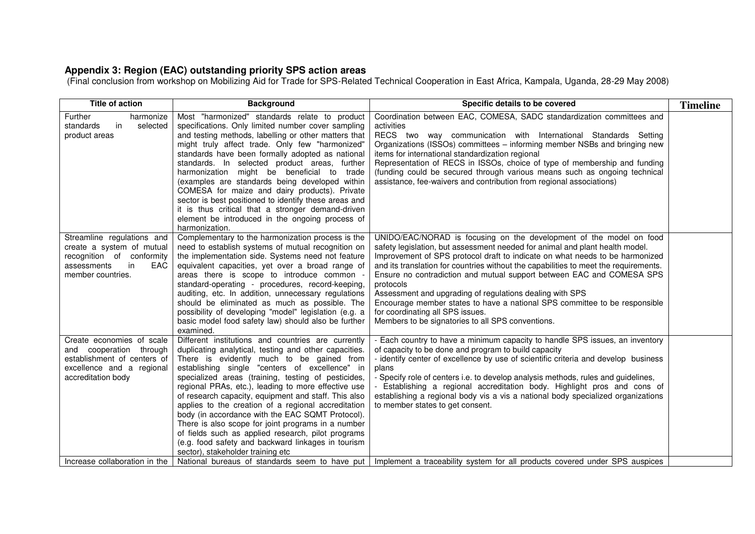**Appendix 3: Region (EAC) outstanding priority SPS action areas**
(Final conclusion from workshop on Mobilizing Aid for Trade for SPS-Related Technical Cooperation in East Africa, Kampala, Uganda, 28-29 May 2008)

| Title of action | Background | Specific details to be covered | Timeline |
|---|---|---|---|
| Further harmonize standards in selected product areas | Most "harmonized" standards relate to product specifications. Only limited number cover sampling and testing methods, labelling or other matters that might truly affect trade. Only few "harmonized" standards have been formally adopted as national standards. In selected product areas, further harmonization might be beneficial to trade (examples are standards being developed within COMESA for maize and dairy products). Private sector is best positioned to identify these areas and it is thus critical that a stronger demand-driven element be introduced in the ongoing process of harmonization. | Coordination between EAC, COMESA, SADC standardization committees and activities<br>RECS two way communication with International Standards Setting Organizations (ISSOs) committees – informing member NSBs and bringing new items for international standardization regional<br>Representation of RECS in ISSOs, choice of type of membership and funding (funding could be secured through various means such as ongoing technical assistance, fee-waivers and contribution from regional associations) | |
| Streamline regulations and create a system of mutual recognition of conformity assessments in EAC member countries. | Complementary to the harmonization process is the need to establish systems of mutual recognition on the implementation side. Systems need not feature equivalent capacities, yet over a broad range of areas there is scope to introduce common - standard-operating - procedures, record-keeping, auditing, etc. In addition, unnecessary regulations should be eliminated as much as possible. The possibility of developing "model" legislation (e.g. a basic model food safety law) should also be further examined. | UNIDO/EAC/NORAD is focusing on the development of the model on food safety legislation, but assessment needed for animal and plant health model.<br>Improvement of SPS protocol draft to indicate on what needs to be harmonized and its translation for countries without the capabilities to meet the requirements.<br>Ensure no contradiction and mutual support between EAC and COMESA SPS protocols<br>Assessment and upgrading of regulations dealing with SPS<br>Encourage member states to have a national SPS committee to be responsible for coordinating all SPS issues.<br>Members to be signatories to all SPS conventions. | |
| Create economies of scale and cooperation through establishment of centers of excellence and a regional accreditation body | Different institutions and countries are currently duplicating analytical, testing and other capacities. There is evidently much to be gained from establishing single "centers of excellence" in specialized areas (training, testing of pesticides, regional PRAs, etc.), leading to more effective use of research capacity, equipment and staff. This also applies to the creation of a regional accreditation body (in accordance with the EAC SQMT Protocol). There is also scope for joint programs in a number of fields such as applied research, pilot programs (e.g. food safety and backward linkages in tourism sector), stakeholder training etc | - Each country to have a minimum capacity to handle SPS issues, an inventory of capacity to be done and program to build capacity<br>- identify center of excellence by use of scientific criteria and develop business plans<br>- Specify role of centers i.e. to develop analysis methods, rules and guidelines,<br>- Establishing a regional accreditation body. Highlight pros and cons of establishing a regional body vis a vis a national body specialized organizations to member states to get consent. | |
| Increase collaboration in the | National bureaus of standards seem to have put | Implement a traceability system for all products covered under SPS auspices | |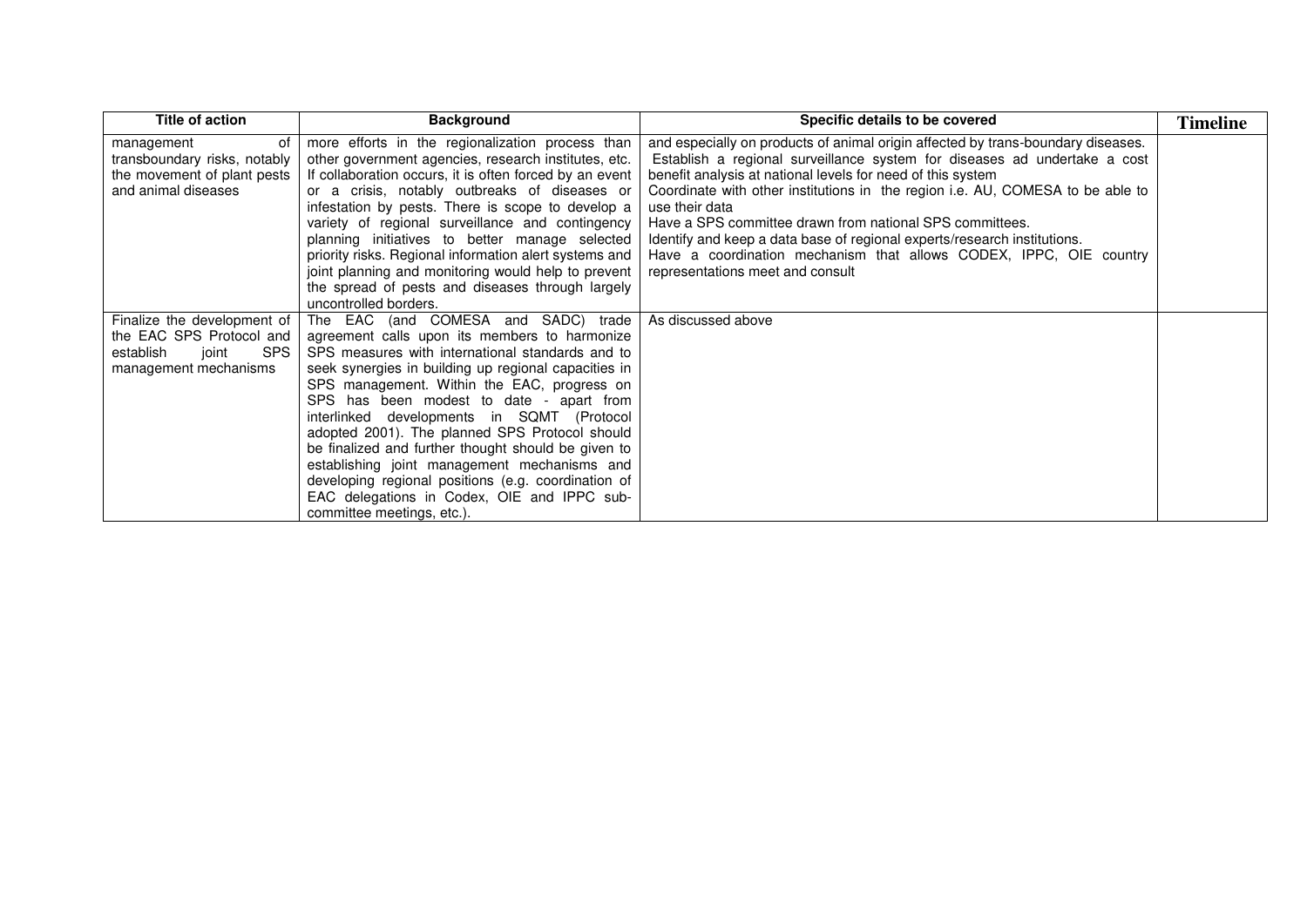| Title of action | Background | Specific details to be covered | Timeline |
|---|---|---|---|
| management of transboundary risks, notably the movement of plant pests and animal diseases | more efforts in the regionalization process than other government agencies, research institutes, etc. If collaboration occurs, it is often forced by an event or a crisis, notably outbreaks of diseases or infestation by pests. There is scope to develop a variety of regional surveillance and contingency planning initiatives to better manage selected priority risks. Regional information alert systems and joint planning and monitoring would help to prevent the spread of pests and diseases through largely uncontrolled borders. | and especially on products of animal origin affected by trans-boundary diseases. Establish a regional surveillance system for diseases ad undertake a cost benefit analysis at national levels for need of this system Coordinate with other institutions in the region i.e. AU, COMESA to be able to use their data Have a SPS committee drawn from national SPS committees. Identify and keep a data base of regional experts/research institutions. Have a coordination mechanism that allows CODEX, IPPC, OIE country representations meet and consult | |
| Finalize the development of the EAC SPS Protocol and establish joint SPS management mechanisms | The EAC (and COMESA and SADC) trade agreement calls upon its members to harmonize SPS measures with international standards and to seek synergies in building up regional capacities in SPS management. Within the EAC, progress on SPS has been modest to date - apart from interlinked developments in SQMT (Protocol adopted 2001). The planned SPS Protocol should be finalized and further thought should be given to establishing joint management mechanisms and developing regional positions (e.g. coordination of EAC delegations in Codex, OIE and IPPC sub-committee meetings, etc.). | As discussed above | |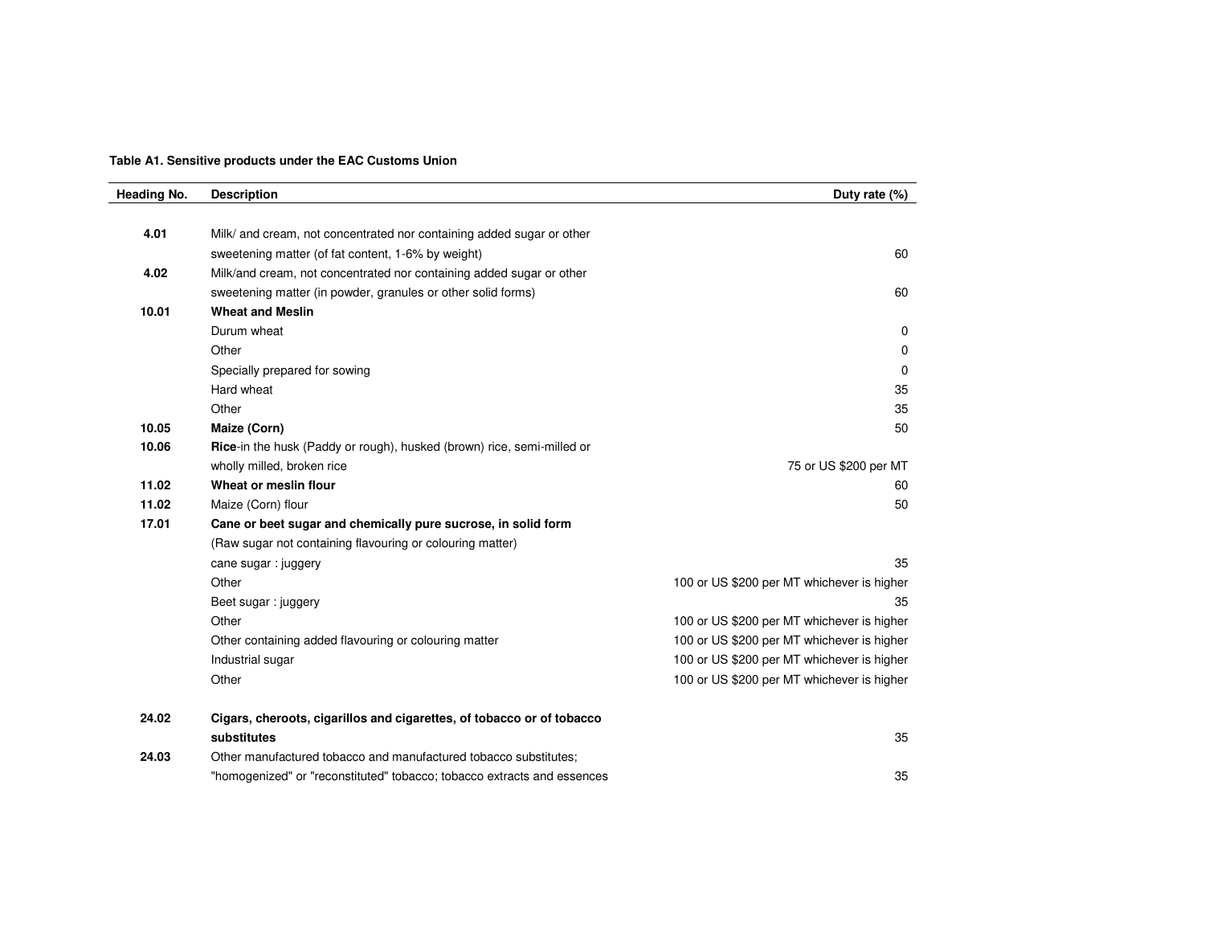**Table A1. Sensitive products under the EAC Customs Union**

| Heading No. | Description | Duty rate (%) |
|---|---|---|
| 4.01 | Milk/ and cream, not concentrated nor containing added sugar or other sweetening matter (of fat content, 1-6% by weight) | 60 |
| 4.02 | Milk/and cream, not concentrated nor containing added sugar or other sweetening matter (in powder, granules or other solid forms) | 60 |
| 10.01 | **Wheat and Meslin** | |
| | Durum wheat | 0 |
| | Other | 0 |
| | Specially prepared for sowing | 0 |
| | Hard wheat | 35 |
| | Other | 35 |
| 10.05 | **Maize (Corn)** | 50 |
| 10.06 | **Rice**-in the husk (Paddy or rough), husked (brown) rice, semi-milled or wholly milled, broken rice | 75 or US $200 per MT |
| 11.02 | **Wheat or meslin flour** | 60 |
| 11.02 | Maize (Corn) flour | 50 |
| 17.01 | **Cane or beet sugar and chemically pure sucrose, in solid form** | |
| | (Raw sugar not containing flavouring or colouring matter) | |
| | cane sugar : juggery | 35 |
| | Other | 100 or US $200 per MT whichever is higher |
| | Beet sugar : juggery | 35 |
| | Other | 100 or US $200 per MT whichever is higher |
| | Other containing added flavouring or colouring matter | 100 or US $200 per MT whichever is higher |
| | Industrial sugar | 100 or US $200 per MT whichever is higher |
| | Other | 100 or US $200 per MT whichever is higher |
| 24.02 | **Cigars, cheroots, cigarillos and cigarettes, of tobacco or of tobacco substitutes** | 35 |
| 24.03 | Other manufactured tobacco and manufactured tobacco substitutes; "homogenized" or "reconstituted" tobacco; tobacco extracts and essences | 35 |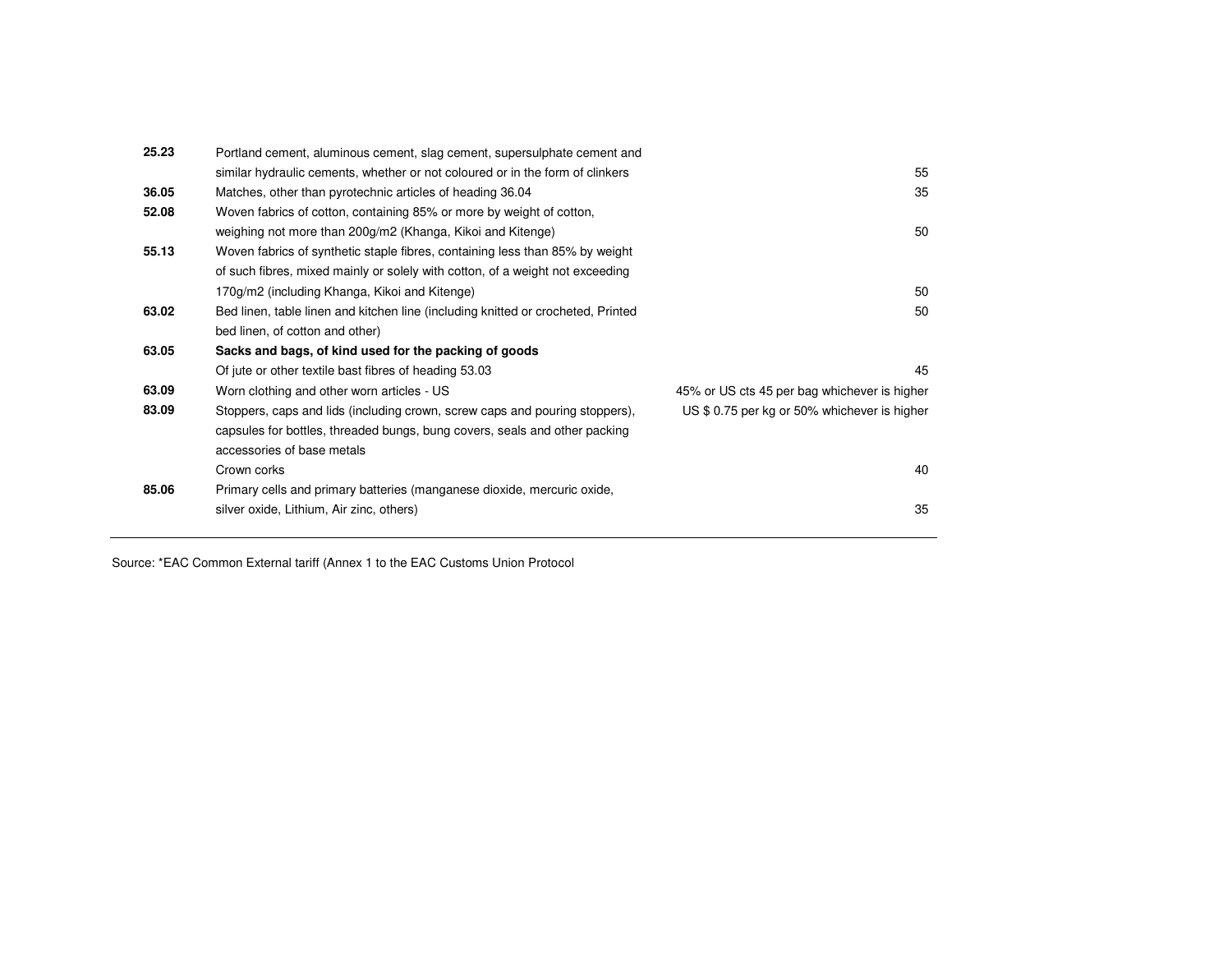| | | |
|---|---|---|
| **25.23** | Portland cement, aluminous cement, slag cement, supersulphate cement and similar hydraulic cements, whether or not coloured or in the form of clinkers | 55 |
| **36.05** | Matches, other than pyrotechnic articles of heading 36.04 | 35 |
| **52.08** | Woven fabrics of cotton, containing 85% or more by weight of cotton, weighing not more than 200g/m2 (Khanga, Kikoi and Kitenge) | 50 |
| **55.13** | Woven fabrics of synthetic staple fibres, containing less than 85% by weight of such fibres, mixed mainly or solely with cotton, of a weight not exceeding 170g/m2 (including Khanga, Kikoi and Kitenge) | 50 |
| **63.02** | Bed linen, table linen and kitchen line (including knitted or crocheted, Printed bed linen, of cotton and other) | 50 |
| **63.05** | **Sacks and bags, of kind used for the packing of goods** | |
| | Of jute or other textile bast fibres of heading 53.03 | 45 |
| **63.09** | Worn clothing and other worn articles - US | 45% or US cts 45 per bag whichever is higher |
| **83.09** | Stoppers, caps and lids (including crown, screw caps and pouring stoppers), capsules for bottles, threaded bungs, bung covers, seals and other packing accessories of base metals | US $ 0.75 per kg or 50% whichever is higher |
| | Crown corks | 40 |
| **85.06** | Primary cells and primary batteries (manganese dioxide, mercuric oxide, silver oxide, Lithium, Air zinc, others) | 35 |

Source: *EAC Common External tariff (Annex 1 to the EAC Customs Union Protocol